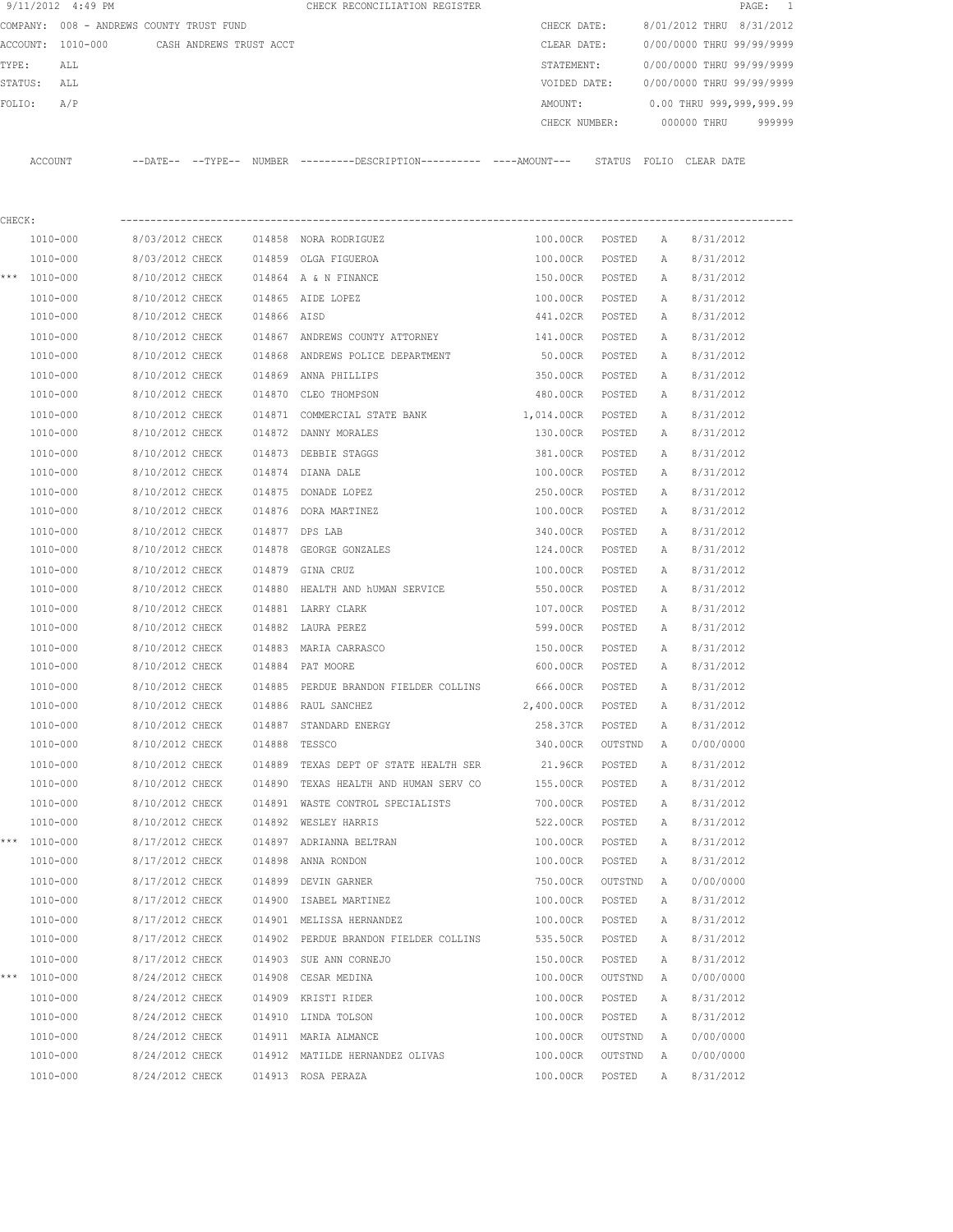9/11/2012 4:49 PM CHECK RECONCILIATION REGISTER

COMPANY: 008 - ANDREWS COUNTY TRUST FUND
ACCOUNT: 1010-000 CASH ANDREWS TRUST ACCT
TYPE: ALL
STATUS: ALL
FOLIO: A/P

CHECK DATE: 8/01/2012 THRU 8/31/2012
CLEAR DATE: 0/00/0000 THRU 99/99/9999
STATEMENT: 0/00/0000 THRU 99/99/9999
VOIDED DATE: 0/00/0000 THRU 99/99/9999
AMOUNT: 0.00 THRU 999,999,999.99
CHECK NUMBER: 000000 THRU 999999

CHECK:

| | ACCOUNT | --DATE-- | --TYPE-- | NUMBER | ---------DESCRIPTION---------- | ----AMOUNT--- | STATUS | FOLIO | CLEAR DATE |
|---|---|---|---|---|---|---|---|---|---|
| | 1010-000 | 8/03/2012 | CHECK | 014858 | NORA RODRIGUEZ | 100.00CR | POSTED | A | 8/31/2012 |
| | 1010-000 | 8/03/2012 | CHECK | 014859 | OLGA FIGUEROA | 100.00CR | POSTED | A | 8/31/2012 |
| *** | 1010-000 | 8/10/2012 | CHECK | 014864 | A & N FINANCE | 150.00CR | POSTED | A | 8/31/2012 |
| | 1010-000 | 8/10/2012 | CHECK | 014865 | AIDE LOPEZ | 100.00CR | POSTED | A | 8/31/2012 |
| | 1010-000 | 8/10/2012 | CHECK | 014866 | AISD | 441.02CR | POSTED | A | 8/31/2012 |
| | 1010-000 | 8/10/2012 | CHECK | 014867 | ANDREWS COUNTY ATTORNEY | 141.00CR | POSTED | A | 8/31/2012 |
| | 1010-000 | 8/10/2012 | CHECK | 014868 | ANDREWS POLICE DEPARTMENT | 50.00CR | POSTED | A | 8/31/2012 |
| | 1010-000 | 8/10/2012 | CHECK | 014869 | ANNA PHILLIPS | 350.00CR | POSTED | A | 8/31/2012 |
| | 1010-000 | 8/10/2012 | CHECK | 014870 | CLEO THOMPSON | 480.00CR | POSTED | A | 8/31/2012 |
| | 1010-000 | 8/10/2012 | CHECK | 014871 | COMMERCIAL STATE BANK | 1,014.00CR | POSTED | A | 8/31/2012 |
| | 1010-000 | 8/10/2012 | CHECK | 014872 | DANNY MORALES | 130.00CR | POSTED | A | 8/31/2012 |
| | 1010-000 | 8/10/2012 | CHECK | 014873 | DEBBIE STAGGS | 381.00CR | POSTED | A | 8/31/2012 |
| | 1010-000 | 8/10/2012 | CHECK | 014874 | DIANA DALE | 100.00CR | POSTED | A | 8/31/2012 |
| | 1010-000 | 8/10/2012 | CHECK | 014875 | DONADE LOPEZ | 250.00CR | POSTED | A | 8/31/2012 |
| | 1010-000 | 8/10/2012 | CHECK | 014876 | DORA MARTINEZ | 100.00CR | POSTED | A | 8/31/2012 |
| | 1010-000 | 8/10/2012 | CHECK | 014877 | DPS LAB | 340.00CR | POSTED | A | 8/31/2012 |
| | 1010-000 | 8/10/2012 | CHECK | 014878 | GEORGE GONZALES | 124.00CR | POSTED | A | 8/31/2012 |
| | 1010-000 | 8/10/2012 | CHECK | 014879 | GINA CRUZ | 100.00CR | POSTED | A | 8/31/2012 |
| | 1010-000 | 8/10/2012 | CHECK | 014880 | HEALTH AND hUMAN SERVICE | 550.00CR | POSTED | A | 8/31/2012 |
| | 1010-000 | 8/10/2012 | CHECK | 014881 | LARRY CLARK | 107.00CR | POSTED | A | 8/31/2012 |
| | 1010-000 | 8/10/2012 | CHECK | 014882 | LAURA PEREZ | 599.00CR | POSTED | A | 8/31/2012 |
| | 1010-000 | 8/10/2012 | CHECK | 014883 | MARIA CARRASCO | 150.00CR | POSTED | A | 8/31/2012 |
| | 1010-000 | 8/10/2012 | CHECK | 014884 | PAT MOORE | 600.00CR | POSTED | A | 8/31/2012 |
| | 1010-000 | 8/10/2012 | CHECK | 014885 | PERDUE BRANDON FIELDER COLLINS | 666.00CR | POSTED | A | 8/31/2012 |
| | 1010-000 | 8/10/2012 | CHECK | 014886 | RAUL SANCHEZ | 2,400.00CR | POSTED | A | 8/31/2012 |
| | 1010-000 | 8/10/2012 | CHECK | 014887 | STANDARD ENERGY | 258.37CR | POSTED | A | 8/31/2012 |
| | 1010-000 | 8/10/2012 | CHECK | 014888 | TESSCO | 340.00CR | OUTSTND | A | 0/00/0000 |
| | 1010-000 | 8/10/2012 | CHECK | 014889 | TEXAS DEPT OF STATE HEALTH SER | 21.96CR | POSTED | A | 8/31/2012 |
| | 1010-000 | 8/10/2012 | CHECK | 014890 | TEXAS HEALTH AND HUMAN SERV CO | 155.00CR | POSTED | A | 8/31/2012 |
| | 1010-000 | 8/10/2012 | CHECK | 014891 | WASTE CONTROL SPECIALISTS | 700.00CR | POSTED | A | 8/31/2012 |
| | 1010-000 | 8/10/2012 | CHECK | 014892 | WESLEY HARRIS | 522.00CR | POSTED | A | 8/31/2012 |
| *** | 1010-000 | 8/17/2012 | CHECK | 014897 | ADRIANNA BELTRAN | 100.00CR | POSTED | A | 8/31/2012 |
| | 1010-000 | 8/17/2012 | CHECK | 014898 | ANNA RONDON | 100.00CR | POSTED | A | 8/31/2012 |
| | 1010-000 | 8/17/2012 | CHECK | 014899 | DEVIN GARNER | 750.00CR | OUTSTND | A | 0/00/0000 |
| | 1010-000 | 8/17/2012 | CHECK | 014900 | ISABEL MARTINEZ | 100.00CR | POSTED | A | 8/31/2012 |
| | 1010-000 | 8/17/2012 | CHECK | 014901 | MELISSA HERNANDEZ | 100.00CR | POSTED | A | 8/31/2012 |
| | 1010-000 | 8/17/2012 | CHECK | 014902 | PERDUE BRANDON FIELDER COLLINS | 535.50CR | POSTED | A | 8/31/2012 |
| | 1010-000 | 8/17/2012 | CHECK | 014903 | SUE ANN CORNEJO | 150.00CR | POSTED | A | 8/31/2012 |
| *** | 1010-000 | 8/24/2012 | CHECK | 014908 | CESAR MEDINA | 100.00CR | OUTSTND | A | 0/00/0000 |
| | 1010-000 | 8/24/2012 | CHECK | 014909 | KRISTI RIDER | 100.00CR | POSTED | A | 8/31/2012 |
| | 1010-000 | 8/24/2012 | CHECK | 014910 | LINDA TOLSON | 100.00CR | POSTED | A | 8/31/2012 |
| | 1010-000 | 8/24/2012 | CHECK | 014911 | MARIA ALMANCE | 100.00CR | OUTSTND | A | 0/00/0000 |
| | 1010-000 | 8/24/2012 | CHECK | 014912 | MATILDE HERNANDEZ OLIVAS | 100.00CR | OUTSTND | A | 0/00/0000 |
| | 1010-000 | 8/24/2012 | CHECK | 014913 | ROSA PERAZA | 100.00CR | POSTED | A | 8/31/2012 |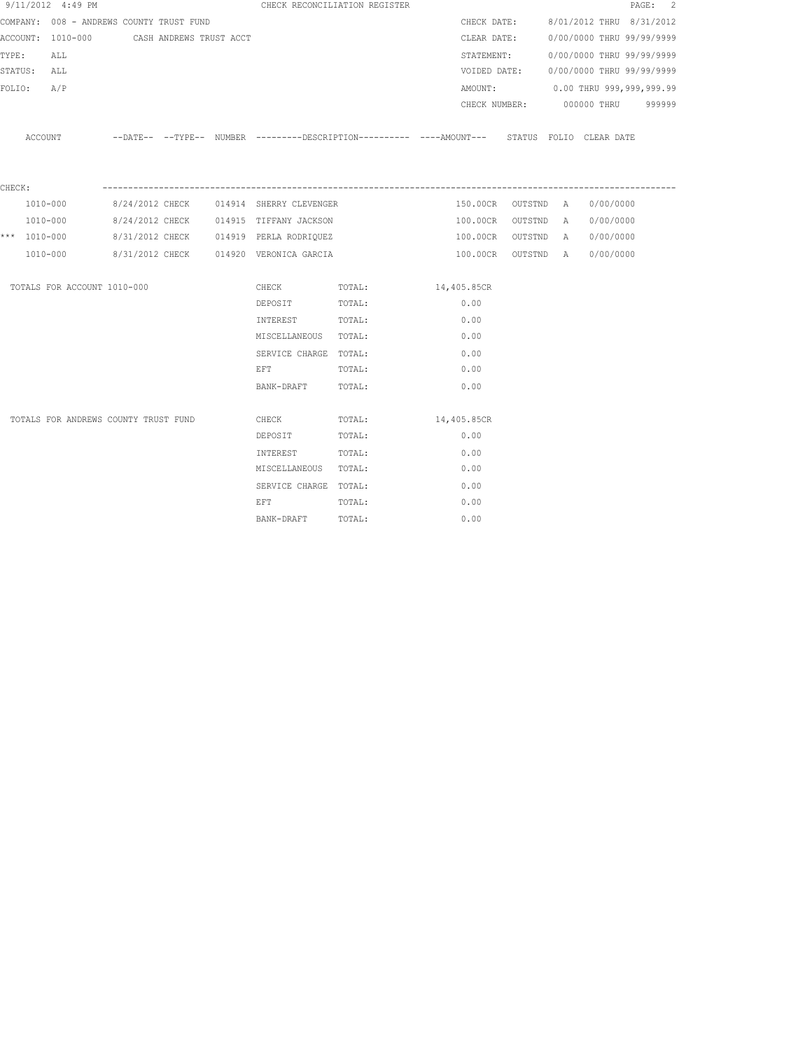9/11/2012 4:49 PM — CHECK RECONCILIATION REGISTER

COMPANY: 008 - ANDREWS COUNTY TRUST FUND
ACCOUNT: 1010-000 CASH ANDREWS TRUST ACCT
TYPE: ALL
STATUS: ALL
FOLIO: A/P

CHECK DATE: 8/01/2012 THRU 8/31/2012
CLEAR DATE: 0/00/0000 THRU 99/99/9999
STATEMENT: 0/00/0000 THRU 99/99/9999
VOIDED DATE: 0/00/0000 THRU 99/99/9999
AMOUNT: 0.00 THRU 999,999,999.99
CHECK NUMBER: 000000 THRU 999999

CHECK:

| | ACCOUNT | DATE | TYPE | NUMBER | DESCRIPTION | AMOUNT | STATUS | FOLIO | CLEAR DATE |
|---|---|---|---|---|---|---|---|---|---|
| | 1010-000 | 8/24/2012 | CHECK | 014914 | SHERRY CLEVENGER | 150.00CR | OUTSTND | A | 0/00/0000 |
| | 1010-000 | 8/24/2012 | CHECK | 014915 | TIFFANY JACKSON | 100.00CR | OUTSTND | A | 0/00/0000 |
| *** | 1010-000 | 8/31/2012 | CHECK | 014919 | PERLA RODRIQUEZ | 100.00CR | OUTSTND | A | 0/00/0000 |
| | 1010-000 | 8/31/2012 | CHECK | 014920 | VERONICA GARCIA | 100.00CR | OUTSTND | A | 0/00/0000 |

TOTALS FOR ACCOUNT 1010-000

| Type | | Total |
|---|---|---|
| CHECK | TOTAL: | 14,405.85CR |
| DEPOSIT | TOTAL: | 0.00 |
| INTEREST | TOTAL: | 0.00 |
| MISCELLANEOUS | TOTAL: | 0.00 |
| SERVICE CHARGE | TOTAL: | 0.00 |
| EFT | TOTAL: | 0.00 |
| BANK-DRAFT | TOTAL: | 0.00 |

TOTALS FOR ANDREWS COUNTY TRUST FUND

| Type | | Total |
|---|---|---|
| CHECK | TOTAL: | 14,405.85CR |
| DEPOSIT | TOTAL: | 0.00 |
| INTEREST | TOTAL: | 0.00 |
| MISCELLANEOUS | TOTAL: | 0.00 |
| SERVICE CHARGE | TOTAL: | 0.00 |
| EFT | TOTAL: | 0.00 |
| BANK-DRAFT | TOTAL: | 0.00 |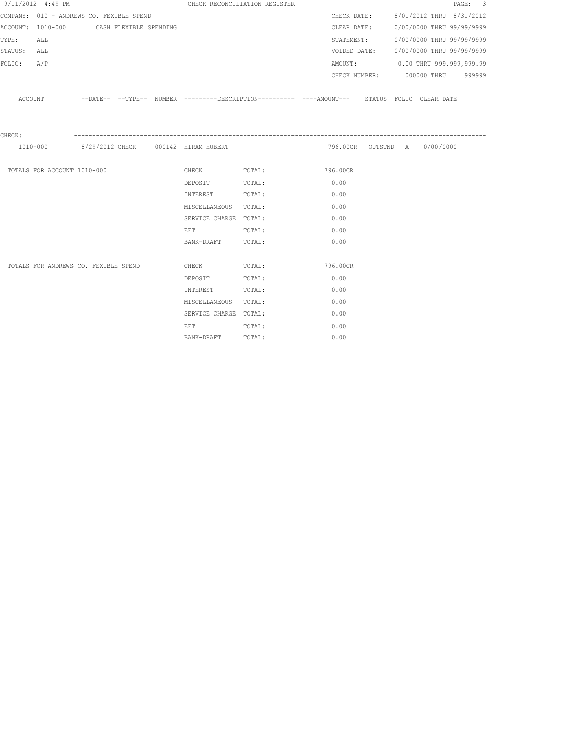9/11/2012 4:49 PM CHECK RECONCILIATION REGISTER

COMPANY: 010 - ANDREWS CO. FEXIBLE SPEND

ACCOUNT: 1010-000 CASH FLEXIBLE SPENDING

TYPE: ALL

STATUS: ALL

FOLIO: A/P

CHECK DATE: 8/01/2012 THRU 8/31/2012

CLEAR DATE: 0/00/0000 THRU 99/99/9999

STATEMENT: 0/00/0000 THRU 99/99/9999

VOIDED DATE: 0/00/0000 THRU 99/99/9999

AMOUNT: 0.00 THRU 999,999,999.99

CHECK NUMBER: 000000 THRU 999999

| ACCOUNT | --DATE-- | --TYPE-- | NUMBER | ---------DESCRIPTION---------- | ----AMOUNT--- | STATUS | FOLIO | CLEAR DATE |
|---|---|---|---|---|---|---|---|---|
| CHECK: | | | | | | | | |
| 1010-000 | 8/29/2012 | CHECK | 000142 | HIRAM HUBERT | 796.00CR | OUTSTND | A | 0/00/0000 |

| | | | |
|---|---|---|---|
| TOTALS FOR ACCOUNT 1010-000 | CHECK | TOTAL: | 796.00CR |
| | DEPOSIT | TOTAL: | 0.00 |
| | INTEREST | TOTAL: | 0.00 |
| | MISCELLANEOUS | TOTAL: | 0.00 |
| | SERVICE CHARGE | TOTAL: | 0.00 |
| | EFT | TOTAL: | 0.00 |
| | BANK-DRAFT | TOTAL: | 0.00 |
| TOTALS FOR ANDREWS CO. FEXIBLE SPEND | CHECK | TOTAL: | 796.00CR |
| | DEPOSIT | TOTAL: | 0.00 |
| | INTEREST | TOTAL: | 0.00 |
| | MISCELLANEOUS | TOTAL: | 0.00 |
| | SERVICE CHARGE | TOTAL: | 0.00 |
| | EFT | TOTAL: | 0.00 |
| | BANK-DRAFT | TOTAL: | 0.00 |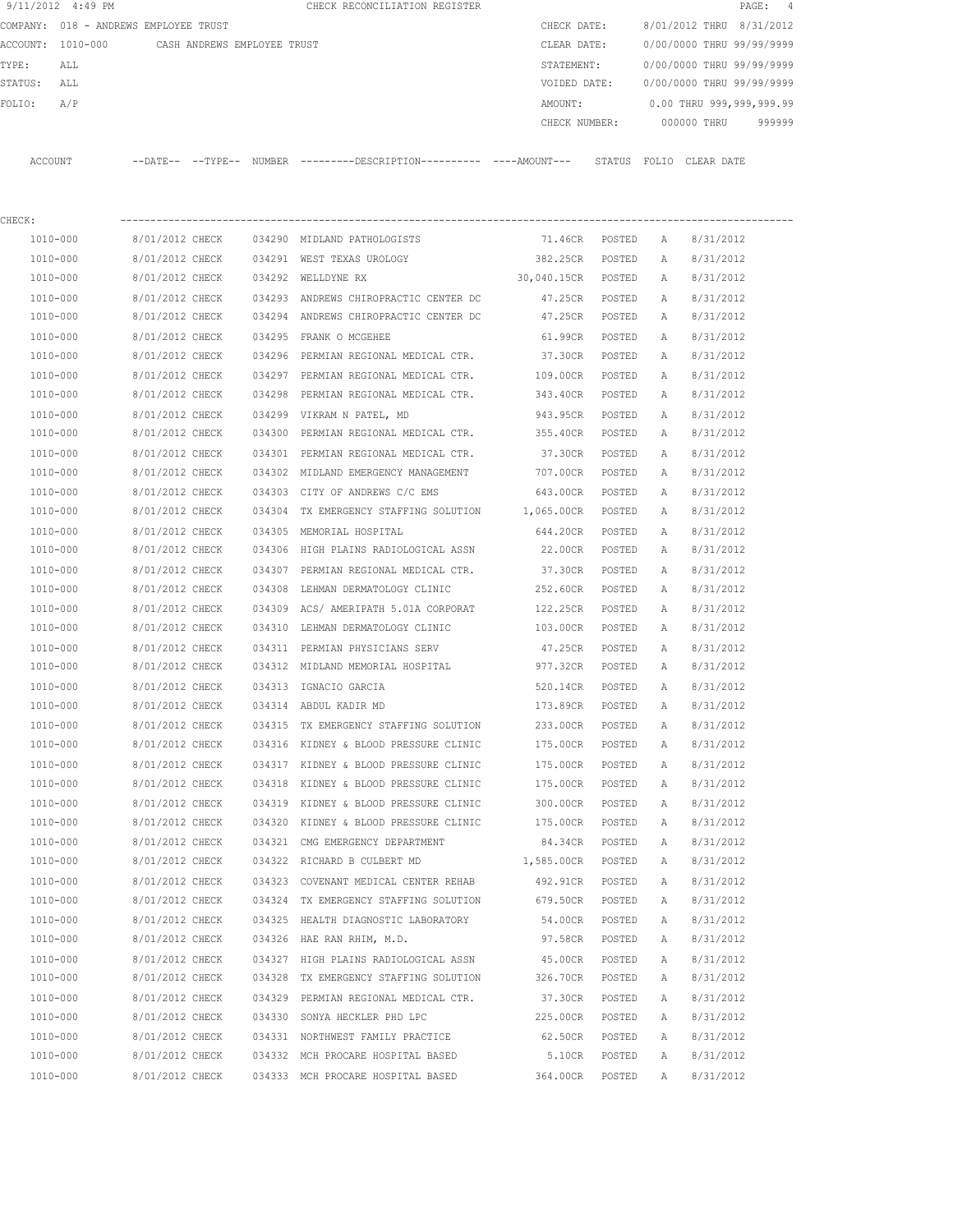9/11/2012 4:49 PM CHECK RECONCILIATION REGISTER

COMPANY: 018 - ANDREWS EMPLOYEE TRUST  CHECK DATE: 8/01/2012 THRU 8/31/2012
ACCOUNT: 1010-000 CASH ANDREWS EMPLOYEE TRUST  CLEAR DATE: 0/00/0000 THRU 99/99/9999
TYPE: ALL  STATEMENT: 0/00/0000 THRU 99/99/9999
STATUS: ALL  VOIDED DATE: 0/00/0000 THRU 99/99/9999
FOLIO: A/P  AMOUNT: 0.00 THRU 999,999,999.99
CHECK NUMBER: 000000 THRU 999999

CHECK:

| ACCOUNT | DATE | TYPE | NUMBER | DESCRIPTION | AMOUNT | STATUS | FOLIO | CLEAR DATE |
|---|---|---|---|---|---|---|---|---|
| 1010-000 | 8/01/2012 | CHECK | 034290 | MIDLAND PATHOLOGISTS | 71.46CR | POSTED | A | 8/31/2012 |
| 1010-000 | 8/01/2012 | CHECK | 034291 | WEST TEXAS UROLOGY | 382.25CR | POSTED | A | 8/31/2012 |
| 1010-000 | 8/01/2012 | CHECK | 034292 | WELLDYNE RX | 30,040.15CR | POSTED | A | 8/31/2012 |
| 1010-000 | 8/01/2012 | CHECK | 034293 | ANDREWS CHIROPRACTIC CENTER DC | 47.25CR | POSTED | A | 8/31/2012 |
| 1010-000 | 8/01/2012 | CHECK | 034294 | ANDREWS CHIROPRACTIC CENTER DC | 47.25CR | POSTED | A | 8/31/2012 |
| 1010-000 | 8/01/2012 | CHECK | 034295 | FRANK O MCGEHEE | 61.99CR | POSTED | A | 8/31/2012 |
| 1010-000 | 8/01/2012 | CHECK | 034296 | PERMIAN REGIONAL MEDICAL CTR. | 37.30CR | POSTED | A | 8/31/2012 |
| 1010-000 | 8/01/2012 | CHECK | 034297 | PERMIAN REGIONAL MEDICAL CTR. | 109.00CR | POSTED | A | 8/31/2012 |
| 1010-000 | 8/01/2012 | CHECK | 034298 | PERMIAN REGIONAL MEDICAL CTR. | 343.40CR | POSTED | A | 8/31/2012 |
| 1010-000 | 8/01/2012 | CHECK | 034299 | VIKRAM N PATEL, MD | 943.95CR | POSTED | A | 8/31/2012 |
| 1010-000 | 8/01/2012 | CHECK | 034300 | PERMIAN REGIONAL MEDICAL CTR. | 355.40CR | POSTED | A | 8/31/2012 |
| 1010-000 | 8/01/2012 | CHECK | 034301 | PERMIAN REGIONAL MEDICAL CTR. | 37.30CR | POSTED | A | 8/31/2012 |
| 1010-000 | 8/01/2012 | CHECK | 034302 | MIDLAND EMERGENCY MANAGEMENT | 707.00CR | POSTED | A | 8/31/2012 |
| 1010-000 | 8/01/2012 | CHECK | 034303 | CITY OF ANDREWS C/C EMS | 643.00CR | POSTED | A | 8/31/2012 |
| 1010-000 | 8/01/2012 | CHECK | 034304 | TX EMERGENCY STAFFING SOLUTION | 1,065.00CR | POSTED | A | 8/31/2012 |
| 1010-000 | 8/01/2012 | CHECK | 034305 | MEMORIAL HOSPITAL | 644.20CR | POSTED | A | 8/31/2012 |
| 1010-000 | 8/01/2012 | CHECK | 034306 | HIGH PLAINS RADIOLOGICAL ASSN | 22.00CR | POSTED | A | 8/31/2012 |
| 1010-000 | 8/01/2012 | CHECK | 034307 | PERMIAN REGIONAL MEDICAL CTR. | 37.30CR | POSTED | A | 8/31/2012 |
| 1010-000 | 8/01/2012 | CHECK | 034308 | LEHMAN DERMATOLOGY CLINIC | 252.60CR | POSTED | A | 8/31/2012 |
| 1010-000 | 8/01/2012 | CHECK | 034309 | ACS/ AMERIPATH 5.01A CORPORAT | 122.25CR | POSTED | A | 8/31/2012 |
| 1010-000 | 8/01/2012 | CHECK | 034310 | LEHMAN DERMATOLOGY CLINIC | 103.00CR | POSTED | A | 8/31/2012 |
| 1010-000 | 8/01/2012 | CHECK | 034311 | PERMIAN PHYSICIANS SERV | 47.25CR | POSTED | A | 8/31/2012 |
| 1010-000 | 8/01/2012 | CHECK | 034312 | MIDLAND MEMORIAL HOSPITAL | 977.32CR | POSTED | A | 8/31/2012 |
| 1010-000 | 8/01/2012 | CHECK | 034313 | IGNACIO GARCIA | 520.14CR | POSTED | A | 8/31/2012 |
| 1010-000 | 8/01/2012 | CHECK | 034314 | ABDUL KADIR MD | 173.89CR | POSTED | A | 8/31/2012 |
| 1010-000 | 8/01/2012 | CHECK | 034315 | TX EMERGENCY STAFFING SOLUTION | 233.00CR | POSTED | A | 8/31/2012 |
| 1010-000 | 8/01/2012 | CHECK | 034316 | KIDNEY & BLOOD PRESSURE CLINIC | 175.00CR | POSTED | A | 8/31/2012 |
| 1010-000 | 8/01/2012 | CHECK | 034317 | KIDNEY & BLOOD PRESSURE CLINIC | 175.00CR | POSTED | A | 8/31/2012 |
| 1010-000 | 8/01/2012 | CHECK | 034318 | KIDNEY & BLOOD PRESSURE CLINIC | 175.00CR | POSTED | A | 8/31/2012 |
| 1010-000 | 8/01/2012 | CHECK | 034319 | KIDNEY & BLOOD PRESSURE CLINIC | 300.00CR | POSTED | A | 8/31/2012 |
| 1010-000 | 8/01/2012 | CHECK | 034320 | KIDNEY & BLOOD PRESSURE CLINIC | 175.00CR | POSTED | A | 8/31/2012 |
| 1010-000 | 8/01/2012 | CHECK | 034321 | CMG EMERGENCY DEPARTMENT | 84.34CR | POSTED | A | 8/31/2012 |
| 1010-000 | 8/01/2012 | CHECK | 034322 | RICHARD B CULBERT MD | 1,585.00CR | POSTED | A | 8/31/2012 |
| 1010-000 | 8/01/2012 | CHECK | 034323 | COVENANT MEDICAL CENTER REHAB | 492.91CR | POSTED | A | 8/31/2012 |
| 1010-000 | 8/01/2012 | CHECK | 034324 | TX EMERGENCY STAFFING SOLUTION | 679.50CR | POSTED | A | 8/31/2012 |
| 1010-000 | 8/01/2012 | CHECK | 034325 | HEALTH DIAGNOSTIC LABORATORY | 54.00CR | POSTED | A | 8/31/2012 |
| 1010-000 | 8/01/2012 | CHECK | 034326 | HAE RAN RHIM, M.D. | 97.58CR | POSTED | A | 8/31/2012 |
| 1010-000 | 8/01/2012 | CHECK | 034327 | HIGH PLAINS RADIOLOGICAL ASSN | 45.00CR | POSTED | A | 8/31/2012 |
| 1010-000 | 8/01/2012 | CHECK | 034328 | TX EMERGENCY STAFFING SOLUTION | 326.70CR | POSTED | A | 8/31/2012 |
| 1010-000 | 8/01/2012 | CHECK | 034329 | PERMIAN REGIONAL MEDICAL CTR. | 37.30CR | POSTED | A | 8/31/2012 |
| 1010-000 | 8/01/2012 | CHECK | 034330 | SONYA HECKLER PHD LPC | 225.00CR | POSTED | A | 8/31/2012 |
| 1010-000 | 8/01/2012 | CHECK | 034331 | NORTHWEST FAMILY PRACTICE | 62.50CR | POSTED | A | 8/31/2012 |
| 1010-000 | 8/01/2012 | CHECK | 034332 | MCH PROCARE HOSPITAL BASED | 5.10CR | POSTED | A | 8/31/2012 |
| 1010-000 | 8/01/2012 | CHECK | 034333 | MCH PROCARE HOSPITAL BASED | 364.00CR | POSTED | A | 8/31/2012 |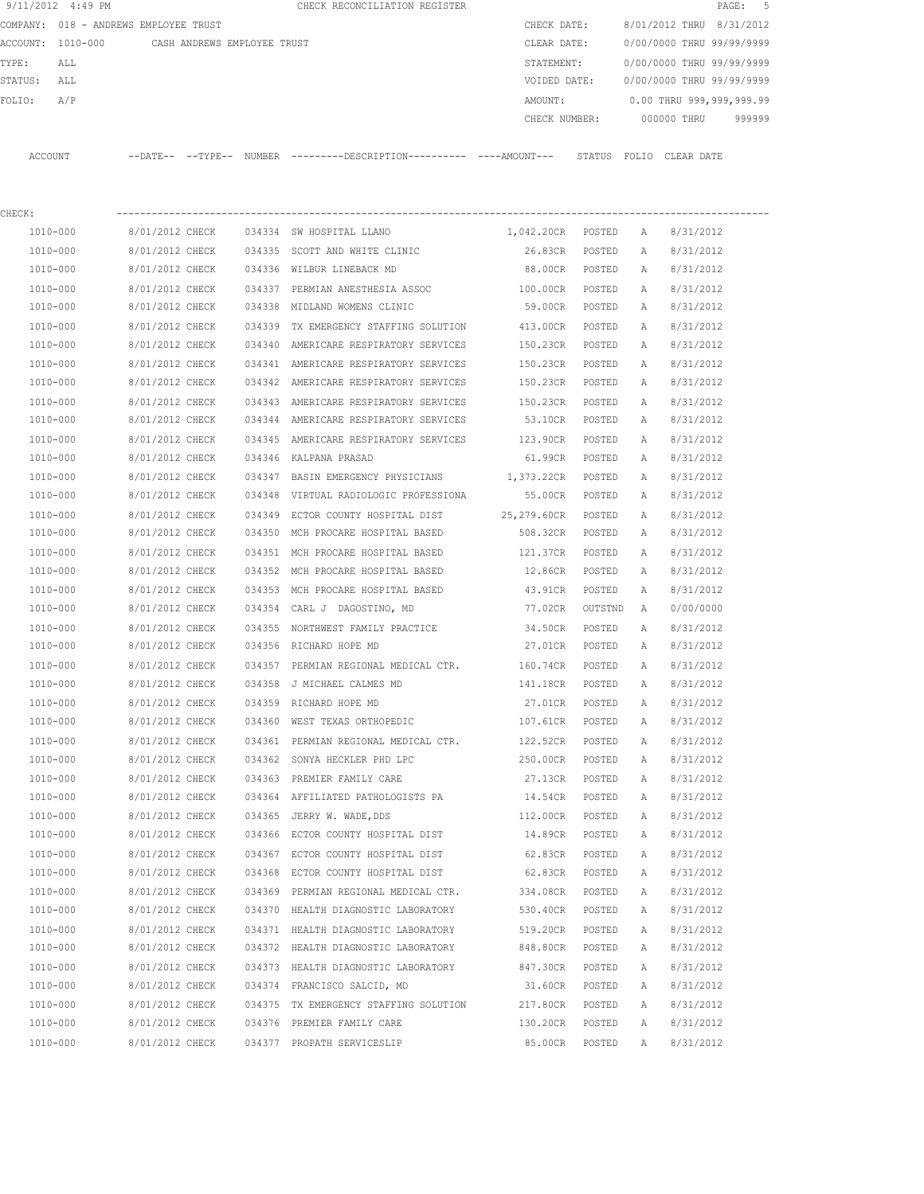9/11/2012 4:49 PM CHECK RECONCILIATION REGISTER

COMPANY: 018 - ANDREWS EMPLOYEE TRUST

ACCOUNT: 1010-000 CASH ANDREWS EMPLOYEE TRUST

TYPE: ALL

STATUS: ALL

FOLIO: A/P

CHECK DATE: 8/01/2012 THRU 8/31/2012

CLEAR DATE: 0/00/0000 THRU 99/99/9999

STATEMENT: 0/00/0000 THRU 99/99/9999

VOIDED DATE: 0/00/0000 THRU 99/99/9999

AMOUNT: 0.00 THRU 999,999,999.99

CHECK NUMBER: 000000 THRU 999999

CHECK:

| ACCOUNT | --DATE-- | --TYPE-- | NUMBER | ---------DESCRIPTION---------- | ----AMOUNT--- | STATUS | FOLIO | CLEAR DATE |
|---|---|---|---|---|---|---|---|---|
| 1010-000 | 8/01/2012 | CHECK | 034334 | SW HOSPITAL LLANO | 1,042.20CR | POSTED | A | 8/31/2012 |
| 1010-000 | 8/01/2012 | CHECK | 034335 | SCOTT AND WHITE CLINIC | 26.83CR | POSTED | A | 8/31/2012 |
| 1010-000 | 8/01/2012 | CHECK | 034336 | WILBUR LINEBACK MD | 88.00CR | POSTED | A | 8/31/2012 |
| 1010-000 | 8/01/2012 | CHECK | 034337 | PERMIAN ANESTHESIA ASSOC | 100.00CR | POSTED | A | 8/31/2012 |
| 1010-000 | 8/01/2012 | CHECK | 034338 | MIDLAND WOMENS CLINIC | 59.00CR | POSTED | A | 8/31/2012 |
| 1010-000 | 8/01/2012 | CHECK | 034339 | TX EMERGENCY STAFFING SOLUTION | 413.00CR | POSTED | A | 8/31/2012 |
| 1010-000 | 8/01/2012 | CHECK | 034340 | AMERICARE RESPIRATORY SERVICES | 150.23CR | POSTED | A | 8/31/2012 |
| 1010-000 | 8/01/2012 | CHECK | 034341 | AMERICARE RESPIRATORY SERVICES | 150.23CR | POSTED | A | 8/31/2012 |
| 1010-000 | 8/01/2012 | CHECK | 034342 | AMERICARE RESPIRATORY SERVICES | 150.23CR | POSTED | A | 8/31/2012 |
| 1010-000 | 8/01/2012 | CHECK | 034343 | AMERICARE RESPIRATORY SERVICES | 150.23CR | POSTED | A | 8/31/2012 |
| 1010-000 | 8/01/2012 | CHECK | 034344 | AMERICARE RESPIRATORY SERVICES | 53.10CR | POSTED | A | 8/31/2012 |
| 1010-000 | 8/01/2012 | CHECK | 034345 | AMERICARE RESPIRATORY SERVICES | 123.90CR | POSTED | A | 8/31/2012 |
| 1010-000 | 8/01/2012 | CHECK | 034346 | KALPANA PRASAD | 61.99CR | POSTED | A | 8/31/2012 |
| 1010-000 | 8/01/2012 | CHECK | 034347 | BASIN EMERGENCY PHYSICIANS | 1,373.22CR | POSTED | A | 8/31/2012 |
| 1010-000 | 8/01/2012 | CHECK | 034348 | VIRTUAL RADIOLOGIC PROFESSIONA | 55.00CR | POSTED | A | 8/31/2012 |
| 1010-000 | 8/01/2012 | CHECK | 034349 | ECTOR COUNTY HOSPITAL DIST | 25,279.60CR | POSTED | A | 8/31/2012 |
| 1010-000 | 8/01/2012 | CHECK | 034350 | MCH PROCARE HOSPITAL BASED | 508.32CR | POSTED | A | 8/31/2012 |
| 1010-000 | 8/01/2012 | CHECK | 034351 | MCH PROCARE HOSPITAL BASED | 121.37CR | POSTED | A | 8/31/2012 |
| 1010-000 | 8/01/2012 | CHECK | 034352 | MCH PROCARE HOSPITAL BASED | 12.86CR | POSTED | A | 8/31/2012 |
| 1010-000 | 8/01/2012 | CHECK | 034353 | MCH PROCARE HOSPITAL BASED | 43.91CR | POSTED | A | 8/31/2012 |
| 1010-000 | 8/01/2012 | CHECK | 034354 | CARL J DAGOSTINO, MD | 77.02CR | OUTSTND | A | 0/00/0000 |
| 1010-000 | 8/01/2012 | CHECK | 034355 | NORTHWEST FAMILY PRACTICE | 34.50CR | POSTED | A | 8/31/2012 |
| 1010-000 | 8/01/2012 | CHECK | 034356 | RICHARD HOPE MD | 27.01CR | POSTED | A | 8/31/2012 |
| 1010-000 | 8/01/2012 | CHECK | 034357 | PERMIAN REGIONAL MEDICAL CTR. | 160.74CR | POSTED | A | 8/31/2012 |
| 1010-000 | 8/01/2012 | CHECK | 034358 | J MICHAEL CALMES MD | 141.18CR | POSTED | A | 8/31/2012 |
| 1010-000 | 8/01/2012 | CHECK | 034359 | RICHARD HOPE MD | 27.01CR | POSTED | A | 8/31/2012 |
| 1010-000 | 8/01/2012 | CHECK | 034360 | WEST TEXAS ORTHOPEDIC | 107.61CR | POSTED | A | 8/31/2012 |
| 1010-000 | 8/01/2012 | CHECK | 034361 | PERMIAN REGIONAL MEDICAL CTR. | 122.52CR | POSTED | A | 8/31/2012 |
| 1010-000 | 8/01/2012 | CHECK | 034362 | SONYA HECKLER PHD LPC | 250.00CR | POSTED | A | 8/31/2012 |
| 1010-000 | 8/01/2012 | CHECK | 034363 | PREMIER FAMILY CARE | 27.13CR | POSTED | A | 8/31/2012 |
| 1010-000 | 8/01/2012 | CHECK | 034364 | AFFILIATED PATHOLOGISTS PA | 14.54CR | POSTED | A | 8/31/2012 |
| 1010-000 | 8/01/2012 | CHECK | 034365 | JERRY W. WADE,DDS | 112.00CR | POSTED | A | 8/31/2012 |
| 1010-000 | 8/01/2012 | CHECK | 034366 | ECTOR COUNTY HOSPITAL DIST | 14.89CR | POSTED | A | 8/31/2012 |
| 1010-000 | 8/01/2012 | CHECK | 034367 | ECTOR COUNTY HOSPITAL DIST | 62.83CR | POSTED | A | 8/31/2012 |
| 1010-000 | 8/01/2012 | CHECK | 034368 | ECTOR COUNTY HOSPITAL DIST | 62.83CR | POSTED | A | 8/31/2012 |
| 1010-000 | 8/01/2012 | CHECK | 034369 | PERMIAN REGIONAL MEDICAL CTR. | 334.08CR | POSTED | A | 8/31/2012 |
| 1010-000 | 8/01/2012 | CHECK | 034370 | HEALTH DIAGNOSTIC LABORATORY | 530.40CR | POSTED | A | 8/31/2012 |
| 1010-000 | 8/01/2012 | CHECK | 034371 | HEALTH DIAGNOSTIC LABORATORY | 519.20CR | POSTED | A | 8/31/2012 |
| 1010-000 | 8/01/2012 | CHECK | 034372 | HEALTH DIAGNOSTIC LABORATORY | 848.80CR | POSTED | A | 8/31/2012 |
| 1010-000 | 8/01/2012 | CHECK | 034373 | HEALTH DIAGNOSTIC LABORATORY | 847.30CR | POSTED | A | 8/31/2012 |
| 1010-000 | 8/01/2012 | CHECK | 034374 | FRANCISCO SALCID, MD | 31.60CR | POSTED | A | 8/31/2012 |
| 1010-000 | 8/01/2012 | CHECK | 034375 | TX EMERGENCY STAFFING SOLUTION | 217.80CR | POSTED | A | 8/31/2012 |
| 1010-000 | 8/01/2012 | CHECK | 034376 | PREMIER FAMILY CARE | 130.20CR | POSTED | A | 8/31/2012 |
| 1010-000 | 8/01/2012 | CHECK | 034377 | PROPATH SERVICESLIP | 85.00CR | POSTED | A | 8/31/2012 |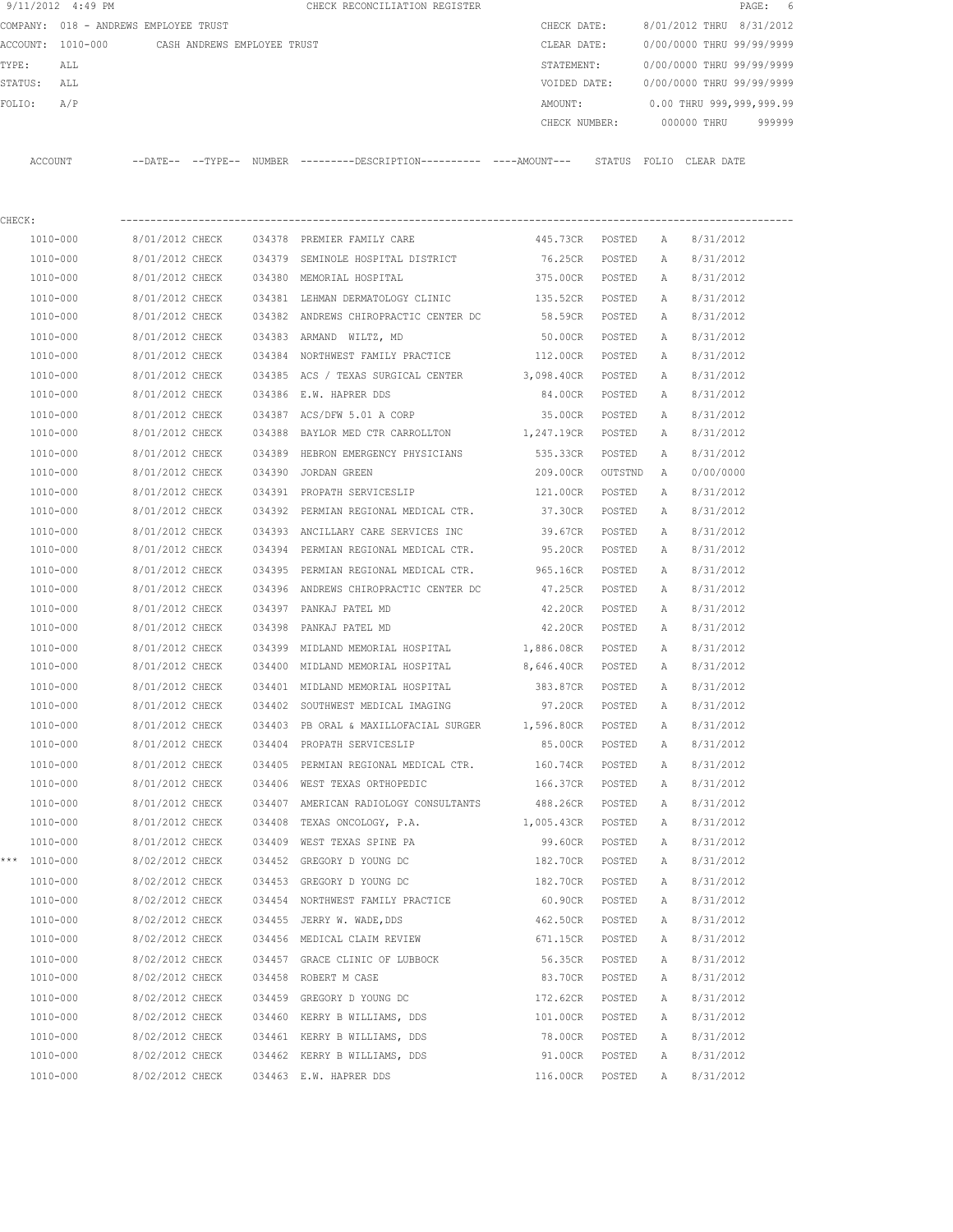9/11/2012 4:49 PM CHECK RECONCILIATION REGISTER

COMPANY: 018 - ANDREWS EMPLOYEE TRUST
ACCOUNT: 1010-000 CASH ANDREWS EMPLOYEE TRUST
TYPE: ALL
STATUS: ALL
FOLIO: A/P

CHECK DATE: 8/01/2012 THRU 8/31/2012
CLEAR DATE: 0/00/0000 THRU 99/99/9999
STATEMENT: 0/00/0000 THRU 99/99/9999
VOIDED DATE: 0/00/0000 THRU 99/99/9999
AMOUNT: 0.00 THRU 999,999,999.99
CHECK NUMBER: 000000 THRU 999999

CHECK:

| ACCOUNT | --DATE-- | --TYPE-- | NUMBER | ---------DESCRIPTION---------- | ----AMOUNT--- | STATUS | FOLIO | CLEAR DATE |
|---|---|---|---|---|---|---|---|---|
| 1010-000 | 8/01/2012 | CHECK | 034378 | PREMIER FAMILY CARE | 445.73CR | POSTED | A | 8/31/2012 |
| 1010-000 | 8/01/2012 | CHECK | 034379 | SEMINOLE HOSPITAL DISTRICT | 76.25CR | POSTED | A | 8/31/2012 |
| 1010-000 | 8/01/2012 | CHECK | 034380 | MEMORIAL HOSPITAL | 375.00CR | POSTED | A | 8/31/2012 |
| 1010-000 | 8/01/2012 | CHECK | 034381 | LEHMAN DERMATOLOGY CLINIC | 135.52CR | POSTED | A | 8/31/2012 |
| 1010-000 | 8/01/2012 | CHECK | 034382 | ANDREWS CHIROPRACTIC CENTER DC | 58.59CR | POSTED | A | 8/31/2012 |
| 1010-000 | 8/01/2012 | CHECK | 034383 | ARMAND WILTZ, MD | 50.00CR | POSTED | A | 8/31/2012 |
| 1010-000 | 8/01/2012 | CHECK | 034384 | NORTHWEST FAMILY PRACTICE | 112.00CR | POSTED | A | 8/31/2012 |
| 1010-000 | 8/01/2012 | CHECK | 034385 | ACS / TEXAS SURGICAL CENTER | 3,098.40CR | POSTED | A | 8/31/2012 |
| 1010-000 | 8/01/2012 | CHECK | 034386 | E.W. HAPRER DDS | 84.00CR | POSTED | A | 8/31/2012 |
| 1010-000 | 8/01/2012 | CHECK | 034387 | ACS/DFW 5.01 A CORP | 35.00CR | POSTED | A | 8/31/2012 |
| 1010-000 | 8/01/2012 | CHECK | 034388 | BAYLOR MED CTR CARROLLTON | 1,247.19CR | POSTED | A | 8/31/2012 |
| 1010-000 | 8/01/2012 | CHECK | 034389 | HEBRON EMERGENCY PHYSICIANS | 535.33CR | POSTED | A | 8/31/2012 |
| 1010-000 | 8/01/2012 | CHECK | 034390 | JORDAN GREEN | 209.00CR | OUTSTND | A | 0/00/0000 |
| 1010-000 | 8/01/2012 | CHECK | 034391 | PROPATH SERVICESLIP | 121.00CR | POSTED | A | 8/31/2012 |
| 1010-000 | 8/01/2012 | CHECK | 034392 | PERMIAN REGIONAL MEDICAL CTR. | 37.30CR | POSTED | A | 8/31/2012 |
| 1010-000 | 8/01/2012 | CHECK | 034393 | ANCILLARY CARE SERVICES INC | 39.67CR | POSTED | A | 8/31/2012 |
| 1010-000 | 8/01/2012 | CHECK | 034394 | PERMIAN REGIONAL MEDICAL CTR. | 95.20CR | POSTED | A | 8/31/2012 |
| 1010-000 | 8/01/2012 | CHECK | 034395 | PERMIAN REGIONAL MEDICAL CTR. | 965.16CR | POSTED | A | 8/31/2012 |
| 1010-000 | 8/01/2012 | CHECK | 034396 | ANDREWS CHIROPRACTIC CENTER DC | 47.25CR | POSTED | A | 8/31/2012 |
| 1010-000 | 8/01/2012 | CHECK | 034397 | PANKAJ PATEL MD | 42.20CR | POSTED | A | 8/31/2012 |
| 1010-000 | 8/01/2012 | CHECK | 034398 | PANKAJ PATEL MD | 42.20CR | POSTED | A | 8/31/2012 |
| 1010-000 | 8/01/2012 | CHECK | 034399 | MIDLAND MEMORIAL HOSPITAL | 1,886.08CR | POSTED | A | 8/31/2012 |
| 1010-000 | 8/01/2012 | CHECK | 034400 | MIDLAND MEMORIAL HOSPITAL | 8,646.40CR | POSTED | A | 8/31/2012 |
| 1010-000 | 8/01/2012 | CHECK | 034401 | MIDLAND MEMORIAL HOSPITAL | 383.87CR | POSTED | A | 8/31/2012 |
| 1010-000 | 8/01/2012 | CHECK | 034402 | SOUTHWEST MEDICAL IMAGING | 97.20CR | POSTED | A | 8/31/2012 |
| 1010-000 | 8/01/2012 | CHECK | 034403 | PB ORAL & MAXILLOFACIAL SURGER | 1,596.80CR | POSTED | A | 8/31/2012 |
| 1010-000 | 8/01/2012 | CHECK | 034404 | PROPATH SERVICESLIP | 85.00CR | POSTED | A | 8/31/2012 |
| 1010-000 | 8/01/2012 | CHECK | 034405 | PERMIAN REGIONAL MEDICAL CTR. | 160.74CR | POSTED | A | 8/31/2012 |
| 1010-000 | 8/01/2012 | CHECK | 034406 | WEST TEXAS ORTHOPEDIC | 166.37CR | POSTED | A | 8/31/2012 |
| 1010-000 | 8/01/2012 | CHECK | 034407 | AMERICAN RADIOLOGY CONSULTANTS | 488.26CR | POSTED | A | 8/31/2012 |
| 1010-000 | 8/01/2012 | CHECK | 034408 | TEXAS ONCOLOGY, P.A. | 1,005.43CR | POSTED | A | 8/31/2012 |
| 1010-000 | 8/01/2012 | CHECK | 034409 | WEST TEXAS SPINE PA | 99.60CR | POSTED | A | 8/31/2012 |
| *** 1010-000 | 8/02/2012 | CHECK | 034452 | GREGORY D YOUNG DC | 182.70CR | POSTED | A | 8/31/2012 |
| 1010-000 | 8/02/2012 | CHECK | 034453 | GREGORY D YOUNG DC | 182.70CR | POSTED | A | 8/31/2012 |
| 1010-000 | 8/02/2012 | CHECK | 034454 | NORTHWEST FAMILY PRACTICE | 60.90CR | POSTED | A | 8/31/2012 |
| 1010-000 | 8/02/2012 | CHECK | 034455 | JERRY W. WADE,DDS | 462.50CR | POSTED | A | 8/31/2012 |
| 1010-000 | 8/02/2012 | CHECK | 034456 | MEDICAL CLAIM REVIEW | 671.15CR | POSTED | A | 8/31/2012 |
| 1010-000 | 8/02/2012 | CHECK | 034457 | GRACE CLINIC OF LUBBOCK | 56.35CR | POSTED | A | 8/31/2012 |
| 1010-000 | 8/02/2012 | CHECK | 034458 | ROBERT M CASE | 83.70CR | POSTED | A | 8/31/2012 |
| 1010-000 | 8/02/2012 | CHECK | 034459 | GREGORY D YOUNG DC | 172.62CR | POSTED | A | 8/31/2012 |
| 1010-000 | 8/02/2012 | CHECK | 034460 | KERRY B WILLIAMS, DDS | 101.00CR | POSTED | A | 8/31/2012 |
| 1010-000 | 8/02/2012 | CHECK | 034461 | KERRY B WILLIAMS, DDS | 78.00CR | POSTED | A | 8/31/2012 |
| 1010-000 | 8/02/2012 | CHECK | 034462 | KERRY B WILLIAMS, DDS | 91.00CR | POSTED | A | 8/31/2012 |
| 1010-000 | 8/02/2012 | CHECK | 034463 | E.W. HAPRER DDS | 116.00CR | POSTED | A | 8/31/2012 |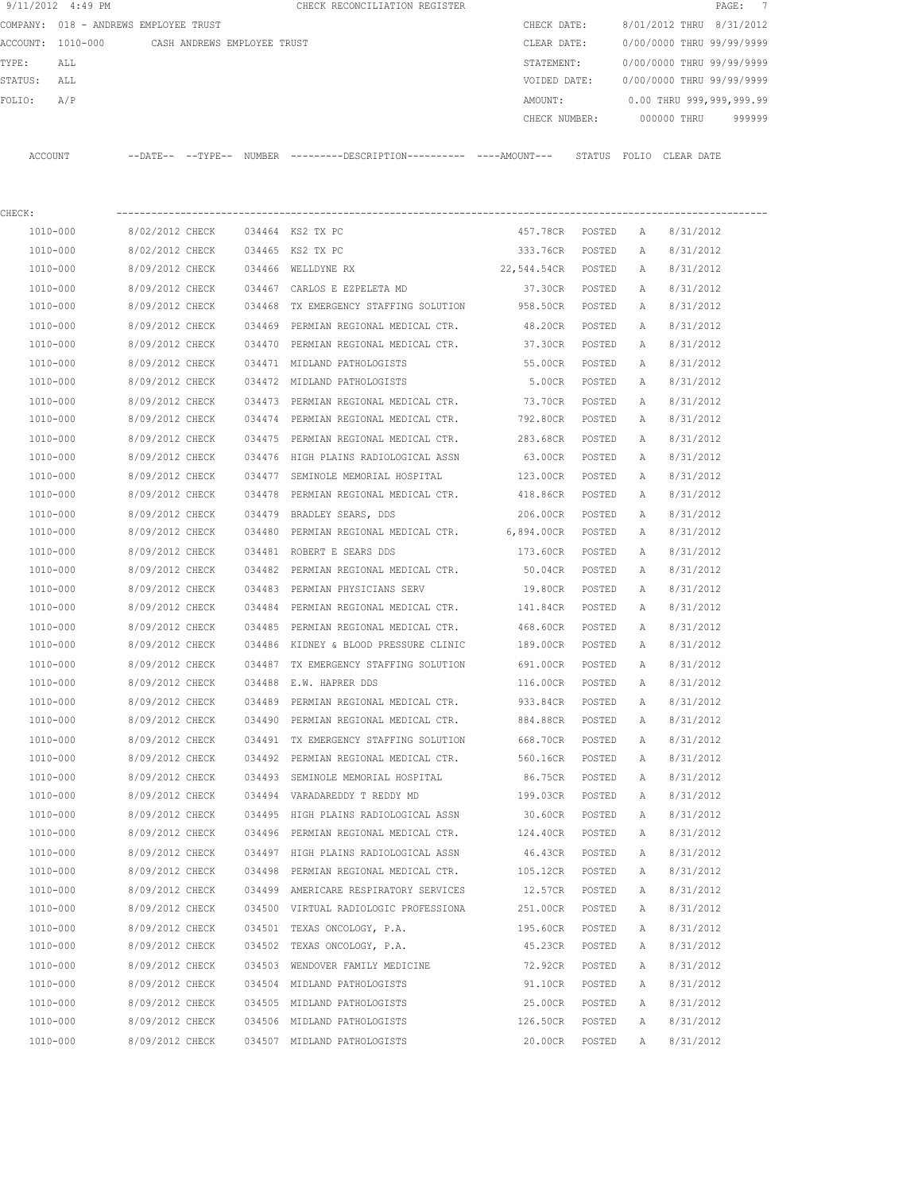9/11/2012 4:49 PM CHECK RECONCILIATION REGISTER

COMPANY: 018 - ANDREWS EMPLOYEE TRUST | CHECK DATE: 8/01/2012 THRU 8/31/2012
ACCOUNT: 1010-000 CASH ANDREWS EMPLOYEE TRUST | CLEAR DATE: 0/00/0000 THRU 99/99/9999
TYPE: ALL | STATEMENT: 0/00/0000 THRU 99/99/9999
STATUS: ALL | VOIDED DATE: 0/00/0000 THRU 99/99/9999
FOLIO: A/P | AMOUNT: 0.00 THRU 999,999,999.99
CHECK NUMBER: 000000 THRU 999999

CHECK:

| ACCOUNT | DATE | TYPE | NUMBER | DESCRIPTION | AMOUNT | STATUS | FOLIO | CLEAR DATE |
|---|---|---|---|---|---|---|---|---|
| 1010-000 | 8/02/2012 | CHECK | 034464 | KS2 TX PC | 457.78CR | POSTED | A | 8/31/2012 |
| 1010-000 | 8/02/2012 | CHECK | 034465 | KS2 TX PC | 333.76CR | POSTED | A | 8/31/2012 |
| 1010-000 | 8/09/2012 | CHECK | 034466 | WELLDYNE RX | 22,544.54CR | POSTED | A | 8/31/2012 |
| 1010-000 | 8/09/2012 | CHECK | 034467 | CARLOS E EZPELETA MD | 37.30CR | POSTED | A | 8/31/2012 |
| 1010-000 | 8/09/2012 | CHECK | 034468 | TX EMERGENCY STAFFING SOLUTION | 958.50CR | POSTED | A | 8/31/2012 |
| 1010-000 | 8/09/2012 | CHECK | 034469 | PERMIAN REGIONAL MEDICAL CTR. | 48.20CR | POSTED | A | 8/31/2012 |
| 1010-000 | 8/09/2012 | CHECK | 034470 | PERMIAN REGIONAL MEDICAL CTR. | 37.30CR | POSTED | A | 8/31/2012 |
| 1010-000 | 8/09/2012 | CHECK | 034471 | MIDLAND PATHOLOGISTS | 55.00CR | POSTED | A | 8/31/2012 |
| 1010-000 | 8/09/2012 | CHECK | 034472 | MIDLAND PATHOLOGISTS | 5.00CR | POSTED | A | 8/31/2012 |
| 1010-000 | 8/09/2012 | CHECK | 034473 | PERMIAN REGIONAL MEDICAL CTR. | 73.70CR | POSTED | A | 8/31/2012 |
| 1010-000 | 8/09/2012 | CHECK | 034474 | PERMIAN REGIONAL MEDICAL CTR. | 792.80CR | POSTED | A | 8/31/2012 |
| 1010-000 | 8/09/2012 | CHECK | 034475 | PERMIAN REGIONAL MEDICAL CTR. | 283.68CR | POSTED | A | 8/31/2012 |
| 1010-000 | 8/09/2012 | CHECK | 034476 | HIGH PLAINS RADIOLOGICAL ASSN | 63.00CR | POSTED | A | 8/31/2012 |
| 1010-000 | 8/09/2012 | CHECK | 034477 | SEMINOLE MEMORIAL HOSPITAL | 123.00CR | POSTED | A | 8/31/2012 |
| 1010-000 | 8/09/2012 | CHECK | 034478 | PERMIAN REGIONAL MEDICAL CTR. | 418.86CR | POSTED | A | 8/31/2012 |
| 1010-000 | 8/09/2012 | CHECK | 034479 | BRADLEY SEARS, DDS | 206.00CR | POSTED | A | 8/31/2012 |
| 1010-000 | 8/09/2012 | CHECK | 034480 | PERMIAN REGIONAL MEDICAL CTR. | 6,894.00CR | POSTED | A | 8/31/2012 |
| 1010-000 | 8/09/2012 | CHECK | 034481 | ROBERT E SEARS DDS | 173.60CR | POSTED | A | 8/31/2012 |
| 1010-000 | 8/09/2012 | CHECK | 034482 | PERMIAN REGIONAL MEDICAL CTR. | 50.04CR | POSTED | A | 8/31/2012 |
| 1010-000 | 8/09/2012 | CHECK | 034483 | PERMIAN PHYSICIANS SERV | 19.80CR | POSTED | A | 8/31/2012 |
| 1010-000 | 8/09/2012 | CHECK | 034484 | PERMIAN REGIONAL MEDICAL CTR. | 141.84CR | POSTED | A | 8/31/2012 |
| 1010-000 | 8/09/2012 | CHECK | 034485 | PERMIAN REGIONAL MEDICAL CTR. | 468.60CR | POSTED | A | 8/31/2012 |
| 1010-000 | 8/09/2012 | CHECK | 034486 | KIDNEY & BLOOD PRESSURE CLINIC | 189.00CR | POSTED | A | 8/31/2012 |
| 1010-000 | 8/09/2012 | CHECK | 034487 | TX EMERGENCY STAFFING SOLUTION | 691.00CR | POSTED | A | 8/31/2012 |
| 1010-000 | 8/09/2012 | CHECK | 034488 | E.W. HAPRER DDS | 116.00CR | POSTED | A | 8/31/2012 |
| 1010-000 | 8/09/2012 | CHECK | 034489 | PERMIAN REGIONAL MEDICAL CTR. | 933.84CR | POSTED | A | 8/31/2012 |
| 1010-000 | 8/09/2012 | CHECK | 034490 | PERMIAN REGIONAL MEDICAL CTR. | 884.88CR | POSTED | A | 8/31/2012 |
| 1010-000 | 8/09/2012 | CHECK | 034491 | TX EMERGENCY STAFFING SOLUTION | 668.70CR | POSTED | A | 8/31/2012 |
| 1010-000 | 8/09/2012 | CHECK | 034492 | PERMIAN REGIONAL MEDICAL CTR. | 560.16CR | POSTED | A | 8/31/2012 |
| 1010-000 | 8/09/2012 | CHECK | 034493 | SEMINOLE MEMORIAL HOSPITAL | 86.75CR | POSTED | A | 8/31/2012 |
| 1010-000 | 8/09/2012 | CHECK | 034494 | VARADAREDDY T REDDY MD | 199.03CR | POSTED | A | 8/31/2012 |
| 1010-000 | 8/09/2012 | CHECK | 034495 | HIGH PLAINS RADIOLOGICAL ASSN | 30.60CR | POSTED | A | 8/31/2012 |
| 1010-000 | 8/09/2012 | CHECK | 034496 | PERMIAN REGIONAL MEDICAL CTR. | 124.40CR | POSTED | A | 8/31/2012 |
| 1010-000 | 8/09/2012 | CHECK | 034497 | HIGH PLAINS RADIOLOGICAL ASSN | 46.43CR | POSTED | A | 8/31/2012 |
| 1010-000 | 8/09/2012 | CHECK | 034498 | PERMIAN REGIONAL MEDICAL CTR. | 105.12CR | POSTED | A | 8/31/2012 |
| 1010-000 | 8/09/2012 | CHECK | 034499 | AMERICARE RESPIRATORY SERVICES | 12.57CR | POSTED | A | 8/31/2012 |
| 1010-000 | 8/09/2012 | CHECK | 034500 | VIRTUAL RADIOLOGIC PROFESSIONA | 251.00CR | POSTED | A | 8/31/2012 |
| 1010-000 | 8/09/2012 | CHECK | 034501 | TEXAS ONCOLOGY, P.A. | 195.60CR | POSTED | A | 8/31/2012 |
| 1010-000 | 8/09/2012 | CHECK | 034502 | TEXAS ONCOLOGY, P.A. | 45.23CR | POSTED | A | 8/31/2012 |
| 1010-000 | 8/09/2012 | CHECK | 034503 | WENDOVER FAMILY MEDICINE | 72.92CR | POSTED | A | 8/31/2012 |
| 1010-000 | 8/09/2012 | CHECK | 034504 | MIDLAND PATHOLOGISTS | 91.10CR | POSTED | A | 8/31/2012 |
| 1010-000 | 8/09/2012 | CHECK | 034505 | MIDLAND PATHOLOGISTS | 25.00CR | POSTED | A | 8/31/2012 |
| 1010-000 | 8/09/2012 | CHECK | 034506 | MIDLAND PATHOLOGISTS | 126.50CR | POSTED | A | 8/31/2012 |
| 1010-000 | 8/09/2012 | CHECK | 034507 | MIDLAND PATHOLOGISTS | 20.00CR | POSTED | A | 8/31/2012 |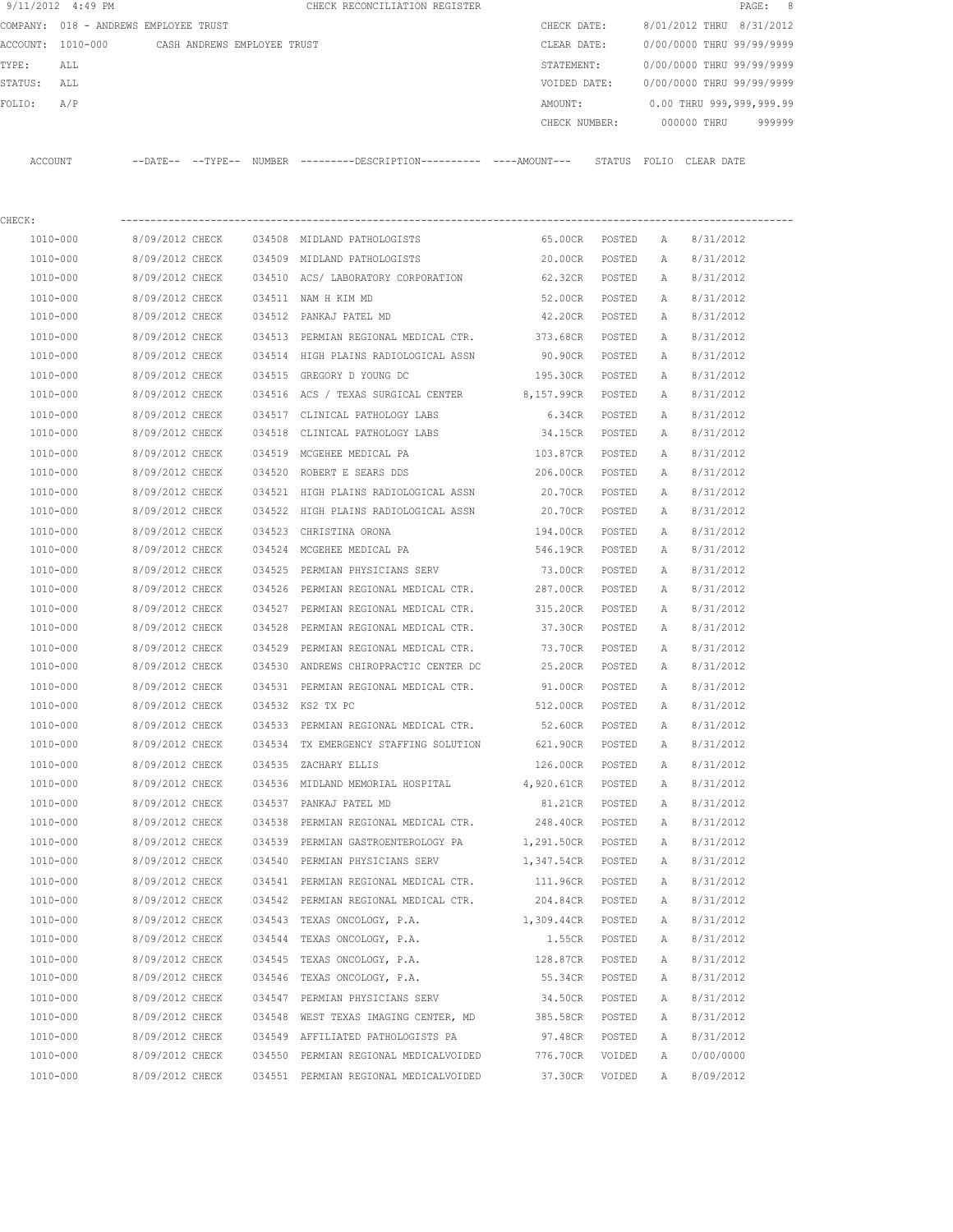9/11/2012 4:49 PM CHECK RECONCILIATION REGISTER

COMPANY: 018 - ANDREWS EMPLOYEE TRUST

ACCOUNT: 1010-000 CASH ANDREWS EMPLOYEE TRUST

TYPE: ALL

STATUS: ALL

FOLIO: A/P

CHECK DATE: 8/01/2012 THRU 8/31/2012

CLEAR DATE: 0/00/0000 THRU 99/99/9999

STATEMENT: 0/00/0000 THRU 99/99/9999

VOIDED DATE: 0/00/0000 THRU 99/99/9999

AMOUNT: 0.00 THRU 999,999,999.99

CHECK NUMBER: 000000 THRU 999999

CHECK:

| ACCOUNT | --DATE-- | --TYPE-- | NUMBER | ---------DESCRIPTION---------- | ----AMOUNT--- | STATUS | FOLIO | CLEAR DATE |
|---|---|---|---|---|---|---|---|---|
| 1010-000 | 8/09/2012 | CHECK | 034508 | MIDLAND PATHOLOGISTS | 65.00CR | POSTED | A | 8/31/2012 |
| 1010-000 | 8/09/2012 | CHECK | 034509 | MIDLAND PATHOLOGISTS | 20.00CR | POSTED | A | 8/31/2012 |
| 1010-000 | 8/09/2012 | CHECK | 034510 | ACS/ LABORATORY CORPORATION | 62.32CR | POSTED | A | 8/31/2012 |
| 1010-000 | 8/09/2012 | CHECK | 034511 | NAM H KIM MD | 52.00CR | POSTED | A | 8/31/2012 |
| 1010-000 | 8/09/2012 | CHECK | 034512 | PANKAJ PATEL MD | 42.20CR | POSTED | A | 8/31/2012 |
| 1010-000 | 8/09/2012 | CHECK | 034513 | PERMIAN REGIONAL MEDICAL CTR. | 373.68CR | POSTED | A | 8/31/2012 |
| 1010-000 | 8/09/2012 | CHECK | 034514 | HIGH PLAINS RADIOLOGICAL ASSN | 90.90CR | POSTED | A | 8/31/2012 |
| 1010-000 | 8/09/2012 | CHECK | 034515 | GREGORY D YOUNG DC | 195.30CR | POSTED | A | 8/31/2012 |
| 1010-000 | 8/09/2012 | CHECK | 034516 | ACS / TEXAS SURGICAL CENTER | 8,157.99CR | POSTED | A | 8/31/2012 |
| 1010-000 | 8/09/2012 | CHECK | 034517 | CLINICAL PATHOLOGY LABS | 6.34CR | POSTED | A | 8/31/2012 |
| 1010-000 | 8/09/2012 | CHECK | 034518 | CLINICAL PATHOLOGY LABS | 34.15CR | POSTED | A | 8/31/2012 |
| 1010-000 | 8/09/2012 | CHECK | 034519 | MCGEHEE MEDICAL PA | 103.87CR | POSTED | A | 8/31/2012 |
| 1010-000 | 8/09/2012 | CHECK | 034520 | ROBERT E SEARS DDS | 206.00CR | POSTED | A | 8/31/2012 |
| 1010-000 | 8/09/2012 | CHECK | 034521 | HIGH PLAINS RADIOLOGICAL ASSN | 20.70CR | POSTED | A | 8/31/2012 |
| 1010-000 | 8/09/2012 | CHECK | 034522 | HIGH PLAINS RADIOLOGICAL ASSN | 20.70CR | POSTED | A | 8/31/2012 |
| 1010-000 | 8/09/2012 | CHECK | 034523 | CHRISTINA ORONA | 194.00CR | POSTED | A | 8/31/2012 |
| 1010-000 | 8/09/2012 | CHECK | 034524 | MCGEHEE MEDICAL PA | 546.19CR | POSTED | A | 8/31/2012 |
| 1010-000 | 8/09/2012 | CHECK | 034525 | PERMIAN PHYSICIANS SERV | 73.00CR | POSTED | A | 8/31/2012 |
| 1010-000 | 8/09/2012 | CHECK | 034526 | PERMIAN REGIONAL MEDICAL CTR. | 287.00CR | POSTED | A | 8/31/2012 |
| 1010-000 | 8/09/2012 | CHECK | 034527 | PERMIAN REGIONAL MEDICAL CTR. | 315.20CR | POSTED | A | 8/31/2012 |
| 1010-000 | 8/09/2012 | CHECK | 034528 | PERMIAN REGIONAL MEDICAL CTR. | 37.30CR | POSTED | A | 8/31/2012 |
| 1010-000 | 8/09/2012 | CHECK | 034529 | PERMIAN REGIONAL MEDICAL CTR. | 73.70CR | POSTED | A | 8/31/2012 |
| 1010-000 | 8/09/2012 | CHECK | 034530 | ANDREWS CHIROPRACTIC CENTER DC | 25.20CR | POSTED | A | 8/31/2012 |
| 1010-000 | 8/09/2012 | CHECK | 034531 | PERMIAN REGIONAL MEDICAL CTR. | 91.00CR | POSTED | A | 8/31/2012 |
| 1010-000 | 8/09/2012 | CHECK | 034532 | KS2 TX PC | 512.00CR | POSTED | A | 8/31/2012 |
| 1010-000 | 8/09/2012 | CHECK | 034533 | PERMIAN REGIONAL MEDICAL CTR. | 52.60CR | POSTED | A | 8/31/2012 |
| 1010-000 | 8/09/2012 | CHECK | 034534 | TX EMERGENCY STAFFING SOLUTION | 621.90CR | POSTED | A | 8/31/2012 |
| 1010-000 | 8/09/2012 | CHECK | 034535 | ZACHARY ELLIS | 126.00CR | POSTED | A | 8/31/2012 |
| 1010-000 | 8/09/2012 | CHECK | 034536 | MIDLAND MEMORIAL HOSPITAL | 4,920.61CR | POSTED | A | 8/31/2012 |
| 1010-000 | 8/09/2012 | CHECK | 034537 | PANKAJ PATEL MD | 81.21CR | POSTED | A | 8/31/2012 |
| 1010-000 | 8/09/2012 | CHECK | 034538 | PERMIAN REGIONAL MEDICAL CTR. | 248.40CR | POSTED | A | 8/31/2012 |
| 1010-000 | 8/09/2012 | CHECK | 034539 | PERMIAN GASTROENTEROLOGY PA | 1,291.50CR | POSTED | A | 8/31/2012 |
| 1010-000 | 8/09/2012 | CHECK | 034540 | PERMIAN PHYSICIANS SERV | 1,347.54CR | POSTED | A | 8/31/2012 |
| 1010-000 | 8/09/2012 | CHECK | 034541 | PERMIAN REGIONAL MEDICAL CTR. | 111.96CR | POSTED | A | 8/31/2012 |
| 1010-000 | 8/09/2012 | CHECK | 034542 | PERMIAN REGIONAL MEDICAL CTR. | 204.84CR | POSTED | A | 8/31/2012 |
| 1010-000 | 8/09/2012 | CHECK | 034543 | TEXAS ONCOLOGY, P.A. | 1,309.44CR | POSTED | A | 8/31/2012 |
| 1010-000 | 8/09/2012 | CHECK | 034544 | TEXAS ONCOLOGY, P.A. | 1.55CR | POSTED | A | 8/31/2012 |
| 1010-000 | 8/09/2012 | CHECK | 034545 | TEXAS ONCOLOGY, P.A. | 128.87CR | POSTED | A | 8/31/2012 |
| 1010-000 | 8/09/2012 | CHECK | 034546 | TEXAS ONCOLOGY, P.A. | 55.34CR | POSTED | A | 8/31/2012 |
| 1010-000 | 8/09/2012 | CHECK | 034547 | PERMIAN PHYSICIANS SERV | 34.50CR | POSTED | A | 8/31/2012 |
| 1010-000 | 8/09/2012 | CHECK | 034548 | WEST TEXAS IMAGING CENTER, MD | 385.58CR | POSTED | A | 8/31/2012 |
| 1010-000 | 8/09/2012 | CHECK | 034549 | AFFILIATED PATHOLOGISTS PA | 97.48CR | POSTED | A | 8/31/2012 |
| 1010-000 | 8/09/2012 | CHECK | 034550 | PERMIAN REGIONAL MEDICALVOIDED | 776.70CR | VOIDED | A | 0/00/0000 |
| 1010-000 | 8/09/2012 | CHECK | 034551 | PERMIAN REGIONAL MEDICALVOIDED | 37.30CR | VOIDED | A | 8/09/2012 |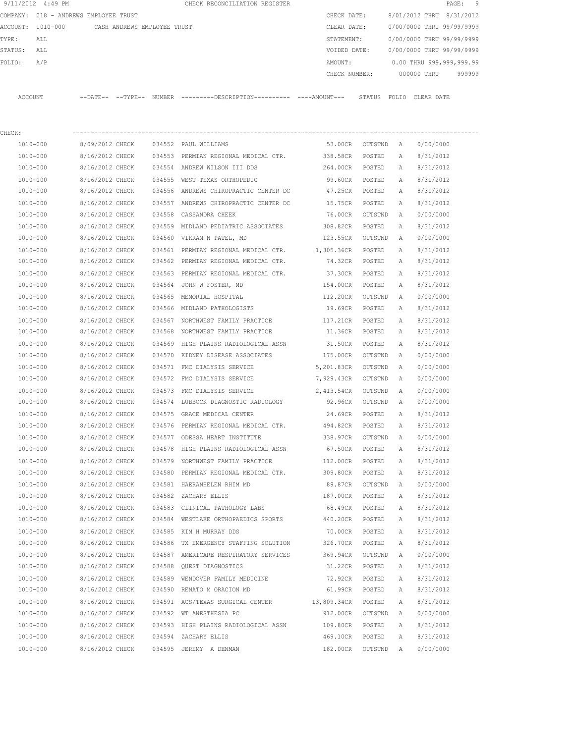9/11/2012 4:49 PM CHECK RECONCILIATION REGISTER

COMPANY: 018 - ANDREWS EMPLOYEE TRUST

ACCOUNT: 1010-000 CASH ANDREWS EMPLOYEE TRUST

TYPE: ALL

STATUS: ALL

FOLIO: A/P

CHECK DATE: 8/01/2012 THRU 8/31/2012

CLEAR DATE: 0/00/0000 THRU 99/99/9999

STATEMENT: 0/00/0000 THRU 99/99/9999

VOIDED DATE: 0/00/0000 THRU 99/99/9999

AMOUNT: 0.00 THRU 999,999,999.99

CHECK NUMBER: 000000 THRU 999999

CHECK:

| ACCOUNT | --DATE-- | --TYPE-- | NUMBER | ---------DESCRIPTION---------- | ----AMOUNT--- | STATUS | FOLIO | CLEAR DATE |
|---|---|---|---|---|---|---|---|---|
| 1010-000 | 8/09/2012 | CHECK | 034552 | PAUL WILLIAMS | 53.00CR | OUTSTND | A | 0/00/0000 |
| 1010-000 | 8/16/2012 | CHECK | 034553 | PERMIAN REGIONAL MEDICAL CTR. | 338.58CR | POSTED | A | 8/31/2012 |
| 1010-000 | 8/16/2012 | CHECK | 034554 | ANDREW WILSON III DDS | 264.00CR | POSTED | A | 8/31/2012 |
| 1010-000 | 8/16/2012 | CHECK | 034555 | WEST TEXAS ORTHOPEDIC | 99.60CR | POSTED | A | 8/31/2012 |
| 1010-000 | 8/16/2012 | CHECK | 034556 | ANDREWS CHIROPRACTIC CENTER DC | 47.25CR | POSTED | A | 8/31/2012 |
| 1010-000 | 8/16/2012 | CHECK | 034557 | ANDREWS CHIROPRACTIC CENTER DC | 15.75CR | POSTED | A | 8/31/2012 |
| 1010-000 | 8/16/2012 | CHECK | 034558 | CASSANDRA CHEEK | 76.00CR | OUTSTND | A | 0/00/0000 |
| 1010-000 | 8/16/2012 | CHECK | 034559 | MIDLAND PEDIATRIC ASSOCIATES | 308.82CR | POSTED | A | 8/31/2012 |
| 1010-000 | 8/16/2012 | CHECK | 034560 | VIKRAM N PATEL, MD | 123.55CR | OUTSTND | A | 0/00/0000 |
| 1010-000 | 8/16/2012 | CHECK | 034561 | PERMIAN REGIONAL MEDICAL CTR. | 1,305.36CR | POSTED | A | 8/31/2012 |
| 1010-000 | 8/16/2012 | CHECK | 034562 | PERMIAN REGIONAL MEDICAL CTR. | 74.32CR | POSTED | A | 8/31/2012 |
| 1010-000 | 8/16/2012 | CHECK | 034563 | PERMIAN REGIONAL MEDICAL CTR. | 37.30CR | POSTED | A | 8/31/2012 |
| 1010-000 | 8/16/2012 | CHECK | 034564 | JOHN W FOSTER, MD | 154.00CR | POSTED | A | 8/31/2012 |
| 1010-000 | 8/16/2012 | CHECK | 034565 | MEMORIAL HOSPITAL | 112.20CR | OUTSTND | A | 0/00/0000 |
| 1010-000 | 8/16/2012 | CHECK | 034566 | MIDLAND PATHOLOGISTS | 19.69CR | POSTED | A | 8/31/2012 |
| 1010-000 | 8/16/2012 | CHECK | 034567 | NORTHWEST FAMILY PRACTICE | 117.21CR | POSTED | A | 8/31/2012 |
| 1010-000 | 8/16/2012 | CHECK | 034568 | NORTHWEST FAMILY PRACTICE | 11.36CR | POSTED | A | 8/31/2012 |
| 1010-000 | 8/16/2012 | CHECK | 034569 | HIGH PLAINS RADIOLOGICAL ASSN | 31.50CR | POSTED | A | 8/31/2012 |
| 1010-000 | 8/16/2012 | CHECK | 034570 | KIDNEY DISEASE ASSOCIATES | 175.00CR | OUTSTND | A | 0/00/0000 |
| 1010-000 | 8/16/2012 | CHECK | 034571 | FMC DIALYSIS SERVICE | 5,201.83CR | OUTSTND | A | 0/00/0000 |
| 1010-000 | 8/16/2012 | CHECK | 034572 | FMC DIALYSIS SERVICE | 7,929.43CR | OUTSTND | A | 0/00/0000 |
| 1010-000 | 8/16/2012 | CHECK | 034573 | FMC DIALYSIS SERVICE | 2,413.54CR | OUTSTND | A | 0/00/0000 |
| 1010-000 | 8/16/2012 | CHECK | 034574 | LUBBOCK DIAGNOSTIC RADIOLOGY | 92.96CR | OUTSTND | A | 0/00/0000 |
| 1010-000 | 8/16/2012 | CHECK | 034575 | GRACE MEDICAL CENTER | 24.69CR | POSTED | A | 8/31/2012 |
| 1010-000 | 8/16/2012 | CHECK | 034576 | PERMIAN REGIONAL MEDICAL CTR. | 494.82CR | POSTED | A | 8/31/2012 |
| 1010-000 | 8/16/2012 | CHECK | 034577 | ODESSA HEART INSTITUTE | 338.97CR | OUTSTND | A | 0/00/0000 |
| 1010-000 | 8/16/2012 | CHECK | 034578 | HIGH PLAINS RADIOLOGICAL ASSN | 67.50CR | POSTED | A | 8/31/2012 |
| 1010-000 | 8/16/2012 | CHECK | 034579 | NORTHWEST FAMILY PRACTICE | 112.00CR | POSTED | A | 8/31/2012 |
| 1010-000 | 8/16/2012 | CHECK | 034580 | PERMIAN REGIONAL MEDICAL CTR. | 309.80CR | POSTED | A | 8/31/2012 |
| 1010-000 | 8/16/2012 | CHECK | 034581 | HAERANHELEN RHIM MD | 89.87CR | OUTSTND | A | 0/00/0000 |
| 1010-000 | 8/16/2012 | CHECK | 034582 | ZACHARY ELLIS | 187.00CR | POSTED | A | 8/31/2012 |
| 1010-000 | 8/16/2012 | CHECK | 034583 | CLINICAL PATHOLOGY LABS | 68.49CR | POSTED | A | 8/31/2012 |
| 1010-000 | 8/16/2012 | CHECK | 034584 | WESTLAKE ORTHOPAEDICS SPORTS | 440.20CR | POSTED | A | 8/31/2012 |
| 1010-000 | 8/16/2012 | CHECK | 034585 | KIM H MURRAY DDS | 70.00CR | POSTED | A | 8/31/2012 |
| 1010-000 | 8/16/2012 | CHECK | 034586 | TX EMERGENCY STAFFING SOLUTION | 326.70CR | POSTED | A | 8/31/2012 |
| 1010-000 | 8/16/2012 | CHECK | 034587 | AMERICARE RESPIRATORY SERVICES | 369.94CR | OUTSTND | A | 0/00/0000 |
| 1010-000 | 8/16/2012 | CHECK | 034588 | QUEST DIAGNOSTICS | 31.22CR | POSTED | A | 8/31/2012 |
| 1010-000 | 8/16/2012 | CHECK | 034589 | WENDOVER FAMILY MEDICINE | 72.92CR | POSTED | A | 8/31/2012 |
| 1010-000 | 8/16/2012 | CHECK | 034590 | RENATO M ORACION MD | 61.99CR | POSTED | A | 8/31/2012 |
| 1010-000 | 8/16/2012 | CHECK | 034591 | ACS/TEXAS SURGICAL CENTER | 13,809.34CR | POSTED | A | 8/31/2012 |
| 1010-000 | 8/16/2012 | CHECK | 034592 | WT ANESTHESIA PC | 912.00CR | OUTSTND | A | 0/00/0000 |
| 1010-000 | 8/16/2012 | CHECK | 034593 | HIGH PLAINS RADIOLOGICAL ASSN | 109.80CR | POSTED | A | 8/31/2012 |
| 1010-000 | 8/16/2012 | CHECK | 034594 | ZACHARY ELLIS | 469.10CR | POSTED | A | 8/31/2012 |
| 1010-000 | 8/16/2012 | CHECK | 034595 | JEREMY A DENMAN | 182.00CR | OUTSTND | A | 0/00/0000 |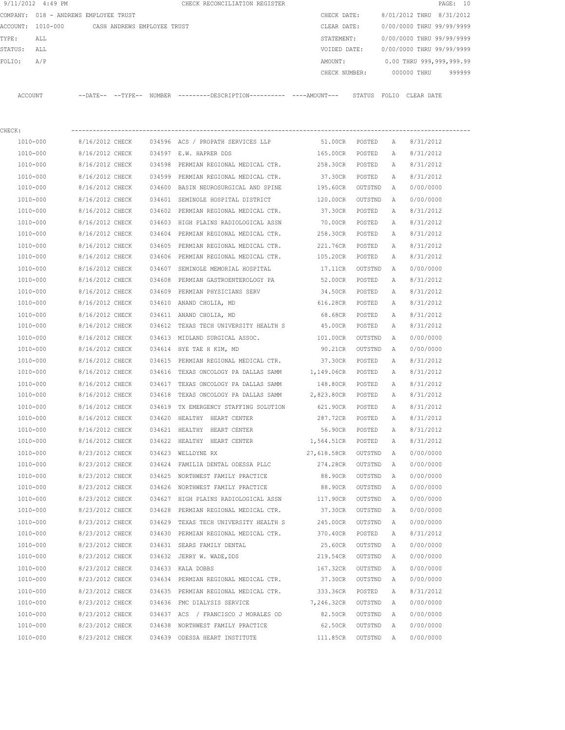9/11/2012 4:49 PM CHECK RECONCILIATION REGISTER

COMPANY: 018 - ANDREWS EMPLOYEE TRUST
ACCOUNT: 1010-000 CASH ANDREWS EMPLOYEE TRUST
TYPE: ALL
STATUS: ALL
FOLIO: A/P

CHECK DATE: 8/01/2012 THRU 8/31/2012
CLEAR DATE: 0/00/0000 THRU 99/99/9999
STATEMENT: 0/00/0000 THRU 99/99/9999
VOIDED DATE: 0/00/0000 THRU 99/99/9999
AMOUNT: 0.00 THRU 999,999,999.99
CHECK NUMBER: 000000 THRU 999999

CHECK:

| ACCOUNT | --DATE-- | --TYPE-- | NUMBER | ---------DESCRIPTION---------- | ----AMOUNT--- | STATUS | FOLIO | CLEAR DATE |
|---|---|---|---|---|---|---|---|---|
| 1010-000 | 8/16/2012 | CHECK | 034596 | ACS / PROPATH SERVICES LLP | 51.00CR | POSTED | A | 8/31/2012 |
| 1010-000 | 8/16/2012 | CHECK | 034597 | E.W. HAPRER DDS | 165.00CR | POSTED | A | 8/31/2012 |
| 1010-000 | 8/16/2012 | CHECK | 034598 | PERMIAN REGIONAL MEDICAL CTR. | 258.30CR | POSTED | A | 8/31/2012 |
| 1010-000 | 8/16/2012 | CHECK | 034599 | PERMIAN REGIONAL MEDICAL CTR. | 37.30CR | POSTED | A | 8/31/2012 |
| 1010-000 | 8/16/2012 | CHECK | 034600 | BASIN NEUROSURGICAL AND SPINE | 195.60CR | OUTSTND | A | 0/00/0000 |
| 1010-000 | 8/16/2012 | CHECK | 034601 | SEMINOLE HOSPITAL DISTRICT | 120.00CR | OUTSTND | A | 0/00/0000 |
| 1010-000 | 8/16/2012 | CHECK | 034602 | PERMIAN REGIONAL MEDICAL CTR. | 37.30CR | POSTED | A | 8/31/2012 |
| 1010-000 | 8/16/2012 | CHECK | 034603 | HIGH PLAINS RADIOLOGICAL ASSN | 70.00CR | POSTED | A | 8/31/2012 |
| 1010-000 | 8/16/2012 | CHECK | 034604 | PERMIAN REGIONAL MEDICAL CTR. | 258.30CR | POSTED | A | 8/31/2012 |
| 1010-000 | 8/16/2012 | CHECK | 034605 | PERMIAN REGIONAL MEDICAL CTR. | 221.76CR | POSTED | A | 8/31/2012 |
| 1010-000 | 8/16/2012 | CHECK | 034606 | PERMIAN REGIONAL MEDICAL CTR. | 105.20CR | POSTED | A | 8/31/2012 |
| 1010-000 | 8/16/2012 | CHECK | 034607 | SEMINOLE MEMORIAL HOSPITAL | 17.11CR | OUTSTND | A | 0/00/0000 |
| 1010-000 | 8/16/2012 | CHECK | 034608 | PERMIAN GASTROENTEROLOGY PA | 52.00CR | POSTED | A | 8/31/2012 |
| 1010-000 | 8/16/2012 | CHECK | 034609 | PERMIAN PHYSICIANS SERV | 34.50CR | POSTED | A | 8/31/2012 |
| 1010-000 | 8/16/2012 | CHECK | 034610 | ANAND CHOLIA, MD | 616.28CR | POSTED | A | 8/31/2012 |
| 1010-000 | 8/16/2012 | CHECK | 034611 | ANAND CHOLIA, MD | 68.68CR | POSTED | A | 8/31/2012 |
| 1010-000 | 8/16/2012 | CHECK | 034612 | TEXAS TECH UNIVERSITY HEALTH S | 45.00CR | POSTED | A | 8/31/2012 |
| 1010-000 | 8/16/2012 | CHECK | 034613 | MIDLAND SURGICAL ASSOC. | 101.00CR | OUTSTND | A | 0/00/0000 |
| 1010-000 | 8/16/2012 | CHECK | 034614 | HYE TAE H KIM, MD | 90.21CR | OUTSTND | A | 0/00/0000 |
| 1010-000 | 8/16/2012 | CHECK | 034615 | PERMIAN REGIONAL MEDICAL CTR. | 37.30CR | POSTED | A | 8/31/2012 |
| 1010-000 | 8/16/2012 | CHECK | 034616 | TEXAS ONCOLOGY PA DALLAS SAMM | 1,149.06CR | POSTED | A | 8/31/2012 |
| 1010-000 | 8/16/2012 | CHECK | 034617 | TEXAS ONCOLOGY PA DALLAS SAMM | 148.80CR | POSTED | A | 8/31/2012 |
| 1010-000 | 8/16/2012 | CHECK | 034618 | TEXAS ONCOLOGY PA DALLAS SAMM | 2,823.80CR | POSTED | A | 8/31/2012 |
| 1010-000 | 8/16/2012 | CHECK | 034619 | TX EMERGENCY STAFFING SOLUTION | 621.90CR | POSTED | A | 8/31/2012 |
| 1010-000 | 8/16/2012 | CHECK | 034620 | HEALTHY HEART CENTER | 287.72CR | POSTED | A | 8/31/2012 |
| 1010-000 | 8/16/2012 | CHECK | 034621 | HEALTHY HEART CENTER | 56.90CR | POSTED | A | 8/31/2012 |
| 1010-000 | 8/16/2012 | CHECK | 034622 | HEALTHY HEART CENTER | 1,564.51CR | POSTED | A | 8/31/2012 |
| 1010-000 | 8/23/2012 | CHECK | 034623 | WELLDYNE RX | 27,618.58CR | OUTSTND | A | 0/00/0000 |
| 1010-000 | 8/23/2012 | CHECK | 034624 | FAMILIA DENTAL ODESSA PLLC | 274.28CR | OUTSTND | A | 0/00/0000 |
| 1010-000 | 8/23/2012 | CHECK | 034625 | NORTHWEST FAMILY PRACTICE | 88.90CR | OUTSTND | A | 0/00/0000 |
| 1010-000 | 8/23/2012 | CHECK | 034626 | NORTHWEST FAMILY PRACTICE | 88.90CR | OUTSTND | A | 0/00/0000 |
| 1010-000 | 8/23/2012 | CHECK | 034627 | HIGH PLAINS RADIOLOGICAL ASSN | 117.90CR | OUTSTND | A | 0/00/0000 |
| 1010-000 | 8/23/2012 | CHECK | 034628 | PERMIAN REGIONAL MEDICAL CTR. | 37.30CR | OUTSTND | A | 0/00/0000 |
| 1010-000 | 8/23/2012 | CHECK | 034629 | TEXAS TECH UNIVERSITY HEALTH S | 245.00CR | OUTSTND | A | 0/00/0000 |
| 1010-000 | 8/23/2012 | CHECK | 034630 | PERMIAN REGIONAL MEDICAL CTR. | 370.40CR | POSTED | A | 8/31/2012 |
| 1010-000 | 8/23/2012 | CHECK | 034631 | SEARS FAMILY DENTAL | 25.60CR | OUTSTND | A | 0/00/0000 |
| 1010-000 | 8/23/2012 | CHECK | 034632 | JERRY W. WADE,DDS | 219.54CR | OUTSTND | A | 0/00/0000 |
| 1010-000 | 8/23/2012 | CHECK | 034633 | KALA DOBBS | 167.32CR | OUTSTND | A | 0/00/0000 |
| 1010-000 | 8/23/2012 | CHECK | 034634 | PERMIAN REGIONAL MEDICAL CTR. | 37.30CR | OUTSTND | A | 0/00/0000 |
| 1010-000 | 8/23/2012 | CHECK | 034635 | PERMIAN REGIONAL MEDICAL CTR. | 333.36CR | POSTED | A | 8/31/2012 |
| 1010-000 | 8/23/2012 | CHECK | 034636 | FMC DIALYSIS SERVICE | 7,246.32CR | OUTSTND | A | 0/00/0000 |
| 1010-000 | 8/23/2012 | CHECK | 034637 | ACS / FRANCISCO J MORALES OD | 82.50CR | OUTSTND | A | 0/00/0000 |
| 1010-000 | 8/23/2012 | CHECK | 034638 | NORTHWEST FAMILY PRACTICE | 62.50CR | OUTSTND | A | 0/00/0000 |
| 1010-000 | 8/23/2012 | CHECK | 034639 | ODESSA HEART INSTITUTE | 111.85CR | OUTSTND | A | 0/00/0000 |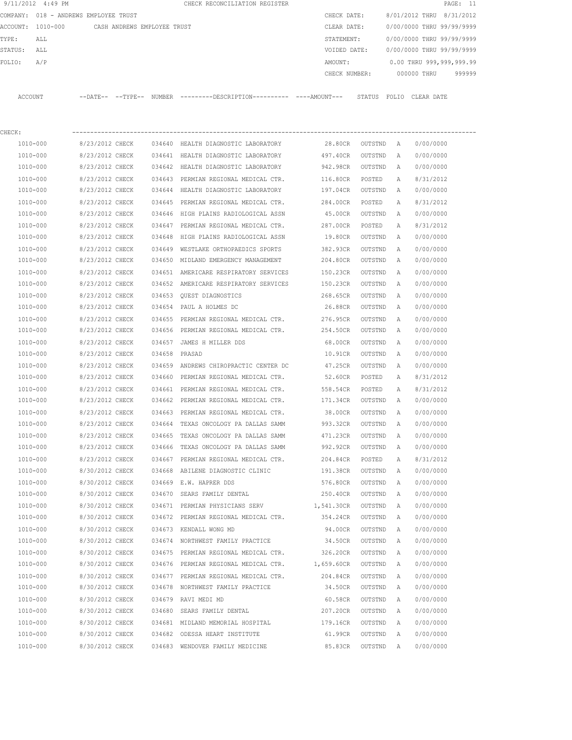9/11/2012 4:49 PM CHECK RECONCILIATION REGISTER

COMPANY: 018 - ANDREWS EMPLOYEE TRUST

ACCOUNT: 1010-000 CASH ANDREWS EMPLOYEE TRUST

TYPE: ALL

STATUS: ALL

FOLIO: A/P

| | |
|---|---|
| CHECK DATE: | 8/01/2012 THRU 8/31/2012 |
| CLEAR DATE: | 0/00/0000 THRU 99/99/9999 |
| STATEMENT: | 0/00/0000 THRU 99/99/9999 |
| VOIDED DATE: | 0/00/0000 THRU 99/99/9999 |
| AMOUNT: | 0.00 THRU 999,999,999.99 |
| CHECK NUMBER: | 000000 THRU 999999 |

CHECK:

| ACCOUNT | --DATE-- | --TYPE-- | NUMBER | ---------DESCRIPTION---------- | ----AMOUNT--- | STATUS | FOLIO | CLEAR DATE |
|---|---|---|---|---|---|---|---|---|
| 1010-000 | 8/23/2012 | CHECK | 034640 | HEALTH DIAGNOSTIC LABORATORY | 28.80CR | OUTSTND | A | 0/00/0000 |
| 1010-000 | 8/23/2012 | CHECK | 034641 | HEALTH DIAGNOSTIC LABORATORY | 497.40CR | OUTSTND | A | 0/00/0000 |
| 1010-000 | 8/23/2012 | CHECK | 034642 | HEALTH DIAGNOSTIC LABORATORY | 942.98CR | OUTSTND | A | 0/00/0000 |
| 1010-000 | 8/23/2012 | CHECK | 034643 | PERMIAN REGIONAL MEDICAL CTR. | 116.80CR | POSTED | A | 8/31/2012 |
| 1010-000 | 8/23/2012 | CHECK | 034644 | HEALTH DIAGNOSTIC LABORATORY | 197.04CR | OUTSTND | A | 0/00/0000 |
| 1010-000 | 8/23/2012 | CHECK | 034645 | PERMIAN REGIONAL MEDICAL CTR. | 284.00CR | POSTED | A | 8/31/2012 |
| 1010-000 | 8/23/2012 | CHECK | 034646 | HIGH PLAINS RADIOLOGICAL ASSN | 45.00CR | OUTSTND | A | 0/00/0000 |
| 1010-000 | 8/23/2012 | CHECK | 034647 | PERMIAN REGIONAL MEDICAL CTR. | 287.00CR | POSTED | A | 8/31/2012 |
| 1010-000 | 8/23/2012 | CHECK | 034648 | HIGH PLAINS RADIOLOGICAL ASSN | 19.80CR | OUTSTND | A | 0/00/0000 |
| 1010-000 | 8/23/2012 | CHECK | 034649 | WESTLAKE ORTHOPAEDICS SPORTS | 382.93CR | OUTSTND | A | 0/00/0000 |
| 1010-000 | 8/23/2012 | CHECK | 034650 | MIDLAND EMERGENCY MANAGEMENT | 204.80CR | OUTSTND | A | 0/00/0000 |
| 1010-000 | 8/23/2012 | CHECK | 034651 | AMERICARE RESPIRATORY SERVICES | 150.23CR | OUTSTND | A | 0/00/0000 |
| 1010-000 | 8/23/2012 | CHECK | 034652 | AMERICARE RESPIRATORY SERVICES | 150.23CR | OUTSTND | A | 0/00/0000 |
| 1010-000 | 8/23/2012 | CHECK | 034653 | QUEST DIAGNOSTICS | 268.65CR | OUTSTND | A | 0/00/0000 |
| 1010-000 | 8/23/2012 | CHECK | 034654 | PAUL A HOLMES DC | 26.88CR | OUTSTND | A | 0/00/0000 |
| 1010-000 | 8/23/2012 | CHECK | 034655 | PERMIAN REGIONAL MEDICAL CTR. | 276.95CR | OUTSTND | A | 0/00/0000 |
| 1010-000 | 8/23/2012 | CHECK | 034656 | PERMIAN REGIONAL MEDICAL CTR. | 254.50CR | OUTSTND | A | 0/00/0000 |
| 1010-000 | 8/23/2012 | CHECK | 034657 | JAMES H MILLER DDS | 68.00CR | OUTSTND | A | 0/00/0000 |
| 1010-000 | 8/23/2012 | CHECK | 034658 | PRASAD | 10.91CR | OUTSTND | A | 0/00/0000 |
| 1010-000 | 8/23/2012 | CHECK | 034659 | ANDREWS CHIROPRACTIC CENTER DC | 47.25CR | OUTSTND | A | 0/00/0000 |
| 1010-000 | 8/23/2012 | CHECK | 034660 | PERMIAN REGIONAL MEDICAL CTR. | 52.60CR | POSTED | A | 8/31/2012 |
| 1010-000 | 8/23/2012 | CHECK | 034661 | PERMIAN REGIONAL MEDICAL CTR. | 558.54CR | POSTED | A | 8/31/2012 |
| 1010-000 | 8/23/2012 | CHECK | 034662 | PERMIAN REGIONAL MEDICAL CTR. | 171.34CR | OUTSTND | A | 0/00/0000 |
| 1010-000 | 8/23/2012 | CHECK | 034663 | PERMIAN REGIONAL MEDICAL CTR. | 38.00CR | OUTSTND | A | 0/00/0000 |
| 1010-000 | 8/23/2012 | CHECK | 034664 | TEXAS ONCOLOGY PA DALLAS SAMM | 993.32CR | OUTSTND | A | 0/00/0000 |
| 1010-000 | 8/23/2012 | CHECK | 034665 | TEXAS ONCOLOGY PA DALLAS SAMM | 471.23CR | OUTSTND | A | 0/00/0000 |
| 1010-000 | 8/23/2012 | CHECK | 034666 | TEXAS ONCOLOGY PA DALLAS SAMM | 992.92CR | OUTSTND | A | 0/00/0000 |
| 1010-000 | 8/23/2012 | CHECK | 034667 | PERMIAN REGIONAL MEDICAL CTR. | 204.84CR | POSTED | A | 8/31/2012 |
| 1010-000 | 8/30/2012 | CHECK | 034668 | ABILENE DIAGNOSTIC CLINIC | 191.38CR | OUTSTND | A | 0/00/0000 |
| 1010-000 | 8/30/2012 | CHECK | 034669 | E.W. HAPRER DDS | 576.80CR | OUTSTND | A | 0/00/0000 |
| 1010-000 | 8/30/2012 | CHECK | 034670 | SEARS FAMILY DENTAL | 250.40CR | OUTSTND | A | 0/00/0000 |
| 1010-000 | 8/30/2012 | CHECK | 034671 | PERMIAN PHYSICIANS SERV | 1,541.30CR | OUTSTND | A | 0/00/0000 |
| 1010-000 | 8/30/2012 | CHECK | 034672 | PERMIAN REGIONAL MEDICAL CTR. | 354.24CR | OUTSTND | A | 0/00/0000 |
| 1010-000 | 8/30/2012 | CHECK | 034673 | KENDALL WONG MD | 94.00CR | OUTSTND | A | 0/00/0000 |
| 1010-000 | 8/30/2012 | CHECK | 034674 | NORTHWEST FAMILY PRACTICE | 34.50CR | OUTSTND | A | 0/00/0000 |
| 1010-000 | 8/30/2012 | CHECK | 034675 | PERMIAN REGIONAL MEDICAL CTR. | 326.20CR | OUTSTND | A | 0/00/0000 |
| 1010-000 | 8/30/2012 | CHECK | 034676 | PERMIAN REGIONAL MEDICAL CTR. | 1,659.60CR | OUTSTND | A | 0/00/0000 |
| 1010-000 | 8/30/2012 | CHECK | 034677 | PERMIAN REGIONAL MEDICAL CTR. | 204.84CR | OUTSTND | A | 0/00/0000 |
| 1010-000 | 8/30/2012 | CHECK | 034678 | NORTHWEST FAMILY PRACTICE | 34.50CR | OUTSTND | A | 0/00/0000 |
| 1010-000 | 8/30/2012 | CHECK | 034679 | RAVI MEDI MD | 60.58CR | OUTSTND | A | 0/00/0000 |
| 1010-000 | 8/30/2012 | CHECK | 034680 | SEARS FAMILY DENTAL | 207.20CR | OUTSTND | A | 0/00/0000 |
| 1010-000 | 8/30/2012 | CHECK | 034681 | MIDLAND MEMORIAL HOSPITAL | 179.16CR | OUTSTND | A | 0/00/0000 |
| 1010-000 | 8/30/2012 | CHECK | 034682 | ODESSA HEART INSTITUTE | 61.99CR | OUTSTND | A | 0/00/0000 |
| 1010-000 | 8/30/2012 | CHECK | 034683 | WENDOVER FAMILY MEDICINE | 85.83CR | OUTSTND | A | 0/00/0000 |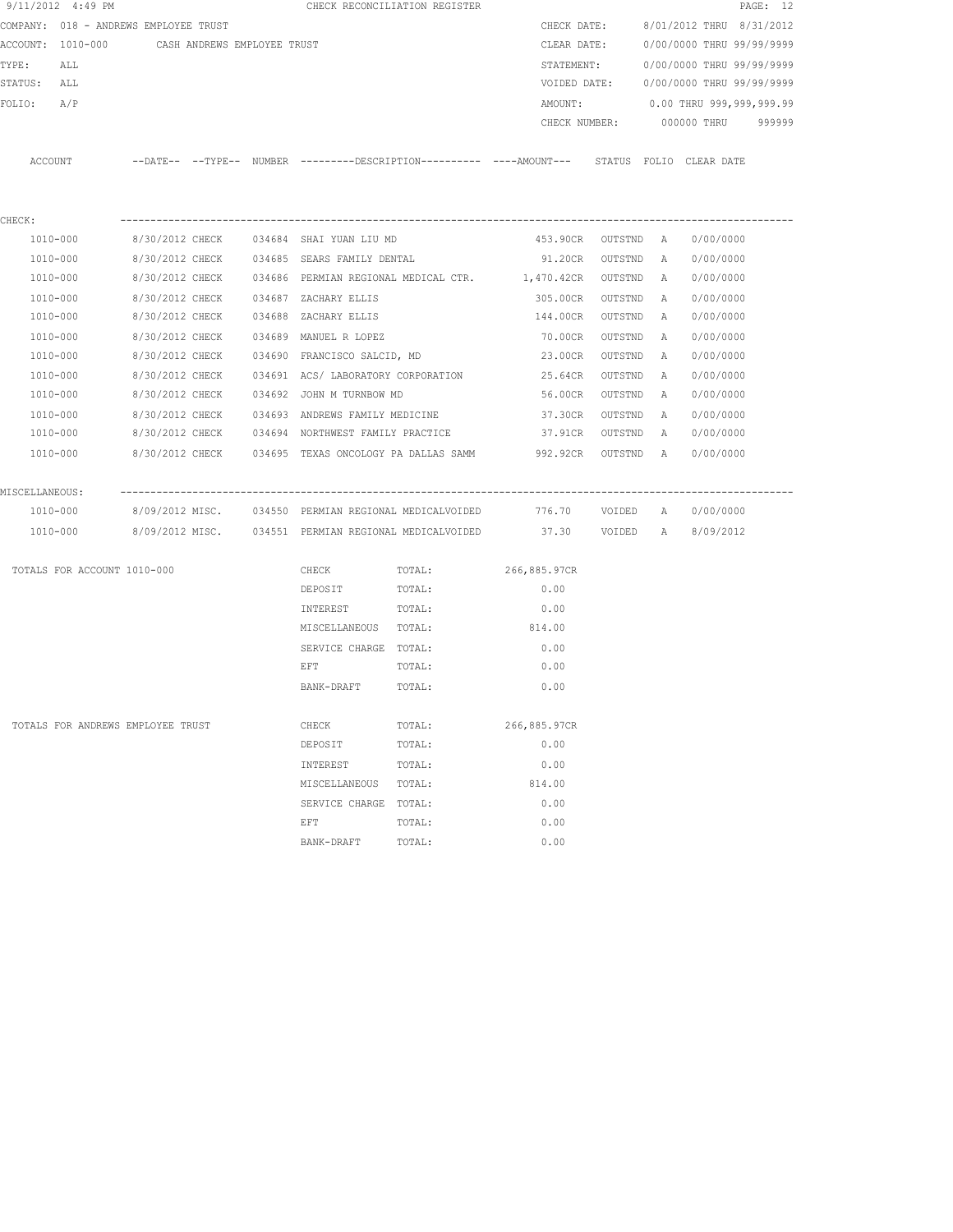9/11/2012 4:49 PM — CHECK RECONCILIATION REGISTER

COMPANY: 018 - ANDREWS EMPLOYEE TRUST
ACCOUNT: 1010-000 CASH ANDREWS EMPLOYEE TRUST
TYPE: ALL
STATUS: ALL
FOLIO: A/P

CHECK DATE: 8/01/2012 THRU 8/31/2012
CLEAR DATE: 0/00/0000 THRU 99/99/9999
STATEMENT: 0/00/0000 THRU 99/99/9999
VOIDED DATE: 0/00/0000 THRU 99/99/9999
AMOUNT: 0.00 THRU 999,999,999.99
CHECK NUMBER: 000000 THRU 999999

| ACCOUNT | --DATE-- | --TYPE-- | NUMBER | ---------DESCRIPTION---------- | ----AMOUNT--- | STATUS | FOLIO | CLEAR DATE |
|---|---|---|---|---|---|---|---|---|
| **CHECK:** | | | | | | | | |
| 1010-000 | 8/30/2012 | CHECK | 034684 | SHAI YUAN LIU MD | 453.90CR | OUTSTND | A | 0/00/0000 |
| 1010-000 | 8/30/2012 | CHECK | 034685 | SEARS FAMILY DENTAL | 91.20CR | OUTSTND | A | 0/00/0000 |
| 1010-000 | 8/30/2012 | CHECK | 034686 | PERMIAN REGIONAL MEDICAL CTR. | 1,470.42CR | OUTSTND | A | 0/00/0000 |
| 1010-000 | 8/30/2012 | CHECK | 034687 | ZACHARY ELLIS | 305.00CR | OUTSTND | A | 0/00/0000 |
| 1010-000 | 8/30/2012 | CHECK | 034688 | ZACHARY ELLIS | 144.00CR | OUTSTND | A | 0/00/0000 |
| 1010-000 | 8/30/2012 | CHECK | 034689 | MANUEL R LOPEZ | 70.00CR | OUTSTND | A | 0/00/0000 |
| 1010-000 | 8/30/2012 | CHECK | 034690 | FRANCISCO SALCID, MD | 23.00CR | OUTSTND | A | 0/00/0000 |
| 1010-000 | 8/30/2012 | CHECK | 034691 | ACS/ LABORATORY CORPORATION | 25.64CR | OUTSTND | A | 0/00/0000 |
| 1010-000 | 8/30/2012 | CHECK | 034692 | JOHN M TURNBOW MD | 56.00CR | OUTSTND | A | 0/00/0000 |
| 1010-000 | 8/30/2012 | CHECK | 034693 | ANDREWS FAMILY MEDICINE | 37.30CR | OUTSTND | A | 0/00/0000 |
| 1010-000 | 8/30/2012 | CHECK | 034694 | NORTHWEST FAMILY PRACTICE | 37.91CR | OUTSTND | A | 0/00/0000 |
| 1010-000 | 8/30/2012 | CHECK | 034695 | TEXAS ONCOLOGY PA DALLAS SAMM | 992.92CR | OUTSTND | A | 0/00/0000 |
| **MISCELLANEOUS:** | | | | | | | | |
| 1010-000 | 8/09/2012 | MISC. | 034550 | PERMIAN REGIONAL MEDICALVOIDED | 776.70 | VOIDED | A | 0/00/0000 |
| 1010-000 | 8/09/2012 | MISC. | 034551 | PERMIAN REGIONAL MEDICALVOIDED | 37.30 | VOIDED | A | 8/09/2012 |

| TOTALS FOR ACCOUNT 1010-000 | | |
|---|---|---|
| CHECK | TOTAL: | 266,885.97CR |
| DEPOSIT | TOTAL: | 0.00 |
| INTEREST | TOTAL: | 0.00 |
| MISCELLANEOUS | TOTAL: | 814.00 |
| SERVICE CHARGE | TOTAL: | 0.00 |
| EFT | TOTAL: | 0.00 |
| BANK-DRAFT | TOTAL: | 0.00 |

| TOTALS FOR ANDREWS EMPLOYEE TRUST | | |
|---|---|---|
| CHECK | TOTAL: | 266,885.97CR |
| DEPOSIT | TOTAL: | 0.00 |
| INTEREST | TOTAL: | 0.00 |
| MISCELLANEOUS | TOTAL: | 814.00 |
| SERVICE CHARGE | TOTAL: | 0.00 |
| EFT | TOTAL: | 0.00 |
| BANK-DRAFT | TOTAL: | 0.00 |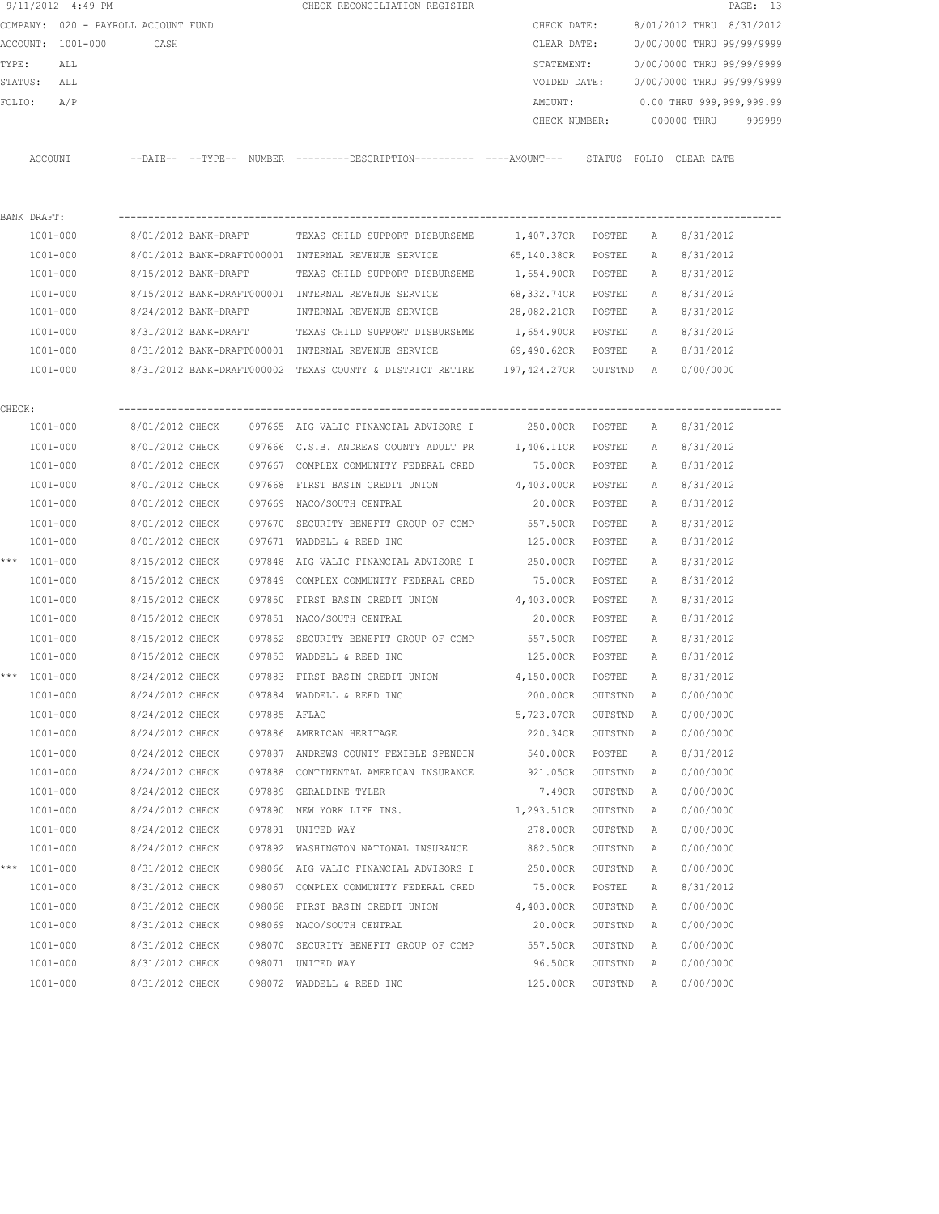9/11/2012 4:49 PM CHECK RECONCILIATION REGISTER

COMPANY: 020 - PAYROLL ACCOUNT FUND

ACCOUNT: 1001-000 CASH

TYPE: ALL

STATUS: ALL

FOLIO: A/P

CHECK DATE: 8/01/2012 THRU 8/31/2012
CLEAR DATE: 0/00/0000 THRU 99/99/9999
STATEMENT: 0/00/0000 THRU 99/99/9999
VOIDED DATE: 0/00/0000 THRU 99/99/9999
AMOUNT: 0.00 THRU 999,999,999.99
CHECK NUMBER: 000000 THRU 999999

| ACCOUNT | --DATE-- | --TYPE-- | NUMBER | ---------DESCRIPTION---------- | ----AMOUNT--- | STATUS | FOLIO | CLEAR DATE |
|---|---|---|---|---|---|---|---|---|
| BANK DRAFT: | | | | | | | | |
| 1001-000 | 8/01/2012 | BANK-DRAFT | | TEXAS CHILD SUPPORT DISBURSEME | 1,407.37CR | POSTED | A | 8/31/2012 |
| 1001-000 | 8/01/2012 | BANK-DRAFT | 000001 | INTERNAL REVENUE SERVICE | 65,140.38CR | POSTED | A | 8/31/2012 |
| 1001-000 | 8/15/2012 | BANK-DRAFT | | TEXAS CHILD SUPPORT DISBURSEME | 1,654.90CR | POSTED | A | 8/31/2012 |
| 1001-000 | 8/15/2012 | BANK-DRAFT | 000001 | INTERNAL REVENUE SERVICE | 68,332.74CR | POSTED | A | 8/31/2012 |
| 1001-000 | 8/24/2012 | BANK-DRAFT | | INTERNAL REVENUE SERVICE | 28,082.21CR | POSTED | A | 8/31/2012 |
| 1001-000 | 8/31/2012 | BANK-DRAFT | | TEXAS CHILD SUPPORT DISBURSEME | 1,654.90CR | POSTED | A | 8/31/2012 |
| 1001-000 | 8/31/2012 | BANK-DRAFT | 000001 | INTERNAL REVENUE SERVICE | 69,490.62CR | POSTED | A | 8/31/2012 |
| 1001-000 | 8/31/2012 | BANK-DRAFT | 000002 | TEXAS COUNTY & DISTRICT RETIRE | 197,424.27CR | OUTSTND | A | 0/00/0000 |
| CHECK: | | | | | | | | |
| 1001-000 | 8/01/2012 | CHECK | 097665 | AIG VALIC FINANCIAL ADVISORS I | 250.00CR | POSTED | A | 8/31/2012 |
| 1001-000 | 8/01/2012 | CHECK | 097666 | C.S.B. ANDREWS COUNTY ADULT PR | 1,406.11CR | POSTED | A | 8/31/2012 |
| 1001-000 | 8/01/2012 | CHECK | 097667 | COMPLEX COMMUNITY FEDERAL CRED | 75.00CR | POSTED | A | 8/31/2012 |
| 1001-000 | 8/01/2012 | CHECK | 097668 | FIRST BASIN CREDIT UNION | 4,403.00CR | POSTED | A | 8/31/2012 |
| 1001-000 | 8/01/2012 | CHECK | 097669 | NACO/SOUTH CENTRAL | 20.00CR | POSTED | A | 8/31/2012 |
| 1001-000 | 8/01/2012 | CHECK | 097670 | SECURITY BENEFIT GROUP OF COMP | 557.50CR | POSTED | A | 8/31/2012 |
| 1001-000 | 8/01/2012 | CHECK | 097671 | WADDELL & REED INC | 125.00CR | POSTED | A | 8/31/2012 |
| *** 1001-000 | 8/15/2012 | CHECK | 097848 | AIG VALIC FINANCIAL ADVISORS I | 250.00CR | POSTED | A | 8/31/2012 |
| 1001-000 | 8/15/2012 | CHECK | 097849 | COMPLEX COMMUNITY FEDERAL CRED | 75.00CR | POSTED | A | 8/31/2012 |
| 1001-000 | 8/15/2012 | CHECK | 097850 | FIRST BASIN CREDIT UNION | 4,403.00CR | POSTED | A | 8/31/2012 |
| 1001-000 | 8/15/2012 | CHECK | 097851 | NACO/SOUTH CENTRAL | 20.00CR | POSTED | A | 8/31/2012 |
| 1001-000 | 8/15/2012 | CHECK | 097852 | SECURITY BENEFIT GROUP OF COMP | 557.50CR | POSTED | A | 8/31/2012 |
| 1001-000 | 8/15/2012 | CHECK | 097853 | WADDELL & REED INC | 125.00CR | POSTED | A | 8/31/2012 |
| *** 1001-000 | 8/24/2012 | CHECK | 097883 | FIRST BASIN CREDIT UNION | 4,150.00CR | POSTED | A | 8/31/2012 |
| 1001-000 | 8/24/2012 | CHECK | 097884 | WADDELL & REED INC | 200.00CR | OUTSTND | A | 0/00/0000 |
| 1001-000 | 8/24/2012 | CHECK | 097885 | AFLAC | 5,723.07CR | OUTSTND | A | 0/00/0000 |
| 1001-000 | 8/24/2012 | CHECK | 097886 | AMERICAN HERITAGE | 220.34CR | OUTSTND | A | 0/00/0000 |
| 1001-000 | 8/24/2012 | CHECK | 097887 | ANDREWS COUNTY FEXIBLE SPENDIN | 540.00CR | POSTED | A | 8/31/2012 |
| 1001-000 | 8/24/2012 | CHECK | 097888 | CONTINENTAL AMERICAN INSURANCE | 921.05CR | OUTSTND | A | 0/00/0000 |
| 1001-000 | 8/24/2012 | CHECK | 097889 | GERALDINE TYLER | 7.49CR | OUTSTND | A | 0/00/0000 |
| 1001-000 | 8/24/2012 | CHECK | 097890 | NEW YORK LIFE INS. | 1,293.51CR | OUTSTND | A | 0/00/0000 |
| 1001-000 | 8/24/2012 | CHECK | 097891 | UNITED WAY | 278.00CR | OUTSTND | A | 0/00/0000 |
| 1001-000 | 8/24/2012 | CHECK | 097892 | WASHINGTON NATIONAL INSURANCE | 882.50CR | OUTSTND | A | 0/00/0000 |
| *** 1001-000 | 8/31/2012 | CHECK | 098066 | AIG VALIC FINANCIAL ADVISORS I | 250.00CR | OUTSTND | A | 0/00/0000 |
| 1001-000 | 8/31/2012 | CHECK | 098067 | COMPLEX COMMUNITY FEDERAL CRED | 75.00CR | POSTED | A | 8/31/2012 |
| 1001-000 | 8/31/2012 | CHECK | 098068 | FIRST BASIN CREDIT UNION | 4,403.00CR | OUTSTND | A | 0/00/0000 |
| 1001-000 | 8/31/2012 | CHECK | 098069 | NACO/SOUTH CENTRAL | 20.00CR | OUTSTND | A | 0/00/0000 |
| 1001-000 | 8/31/2012 | CHECK | 098070 | SECURITY BENEFIT GROUP OF COMP | 557.50CR | OUTSTND | A | 0/00/0000 |
| 1001-000 | 8/31/2012 | CHECK | 098071 | UNITED WAY | 96.50CR | OUTSTND | A | 0/00/0000 |
| 1001-000 | 8/31/2012 | CHECK | 098072 | WADDELL & REED INC | 125.00CR | OUTSTND | A | 0/00/0000 |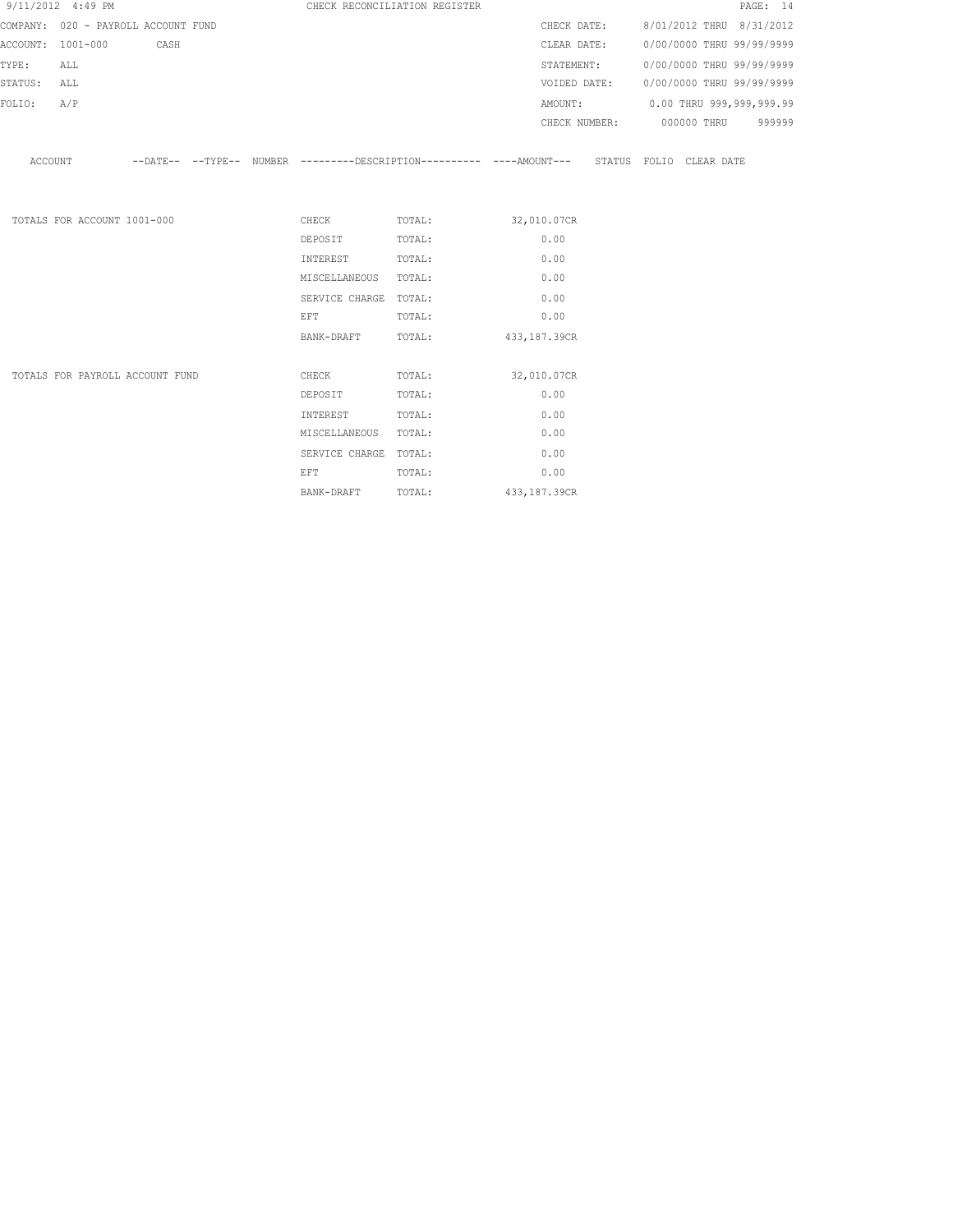9/11/2012 4:49 PM CHECK RECONCILIATION REGISTER

COMPANY: 020 - PAYROLL ACCOUNT FUND

ACCOUNT: 1001-000 CASH

TYPE: ALL

STATUS: ALL

FOLIO: A/P

CHECK DATE: 8/01/2012 THRU 8/31/2012

CLEAR DATE: 0/00/0000 THRU 99/99/9999

STATEMENT: 0/00/0000 THRU 99/99/9999

VOIDED DATE: 0/00/0000 THRU 99/99/9999

AMOUNT: 0.00 THRU 999,999,999.99

CHECK NUMBER: 000000 THRU 999999

| ACCOUNT | --DATE-- | --TYPE-- | NUMBER | ---------DESCRIPTION---------- | ----AMOUNT--- | STATUS | FOLIO | CLEAR DATE |
|---|---|---|---|---|---|---|---|---|

| | | | |
|---|---|---|---|
| TOTALS FOR ACCOUNT 1001-000 | CHECK | TOTAL: | 32,010.07CR |
| | DEPOSIT | TOTAL: | 0.00 |
| | INTEREST | TOTAL: | 0.00 |
| | MISCELLANEOUS | TOTAL: | 0.00 |
| | SERVICE CHARGE | TOTAL: | 0.00 |
| | EFT | TOTAL: | 0.00 |
| | BANK-DRAFT | TOTAL: | 433,187.39CR |
| TOTALS FOR PAYROLL ACCOUNT FUND | CHECK | TOTAL: | 32,010.07CR |
| | DEPOSIT | TOTAL: | 0.00 |
| | INTEREST | TOTAL: | 0.00 |
| | MISCELLANEOUS | TOTAL: | 0.00 |
| | SERVICE CHARGE | TOTAL: | 0.00 |
| | EFT | TOTAL: | 0.00 |
| | BANK-DRAFT | TOTAL: | 433,187.39CR |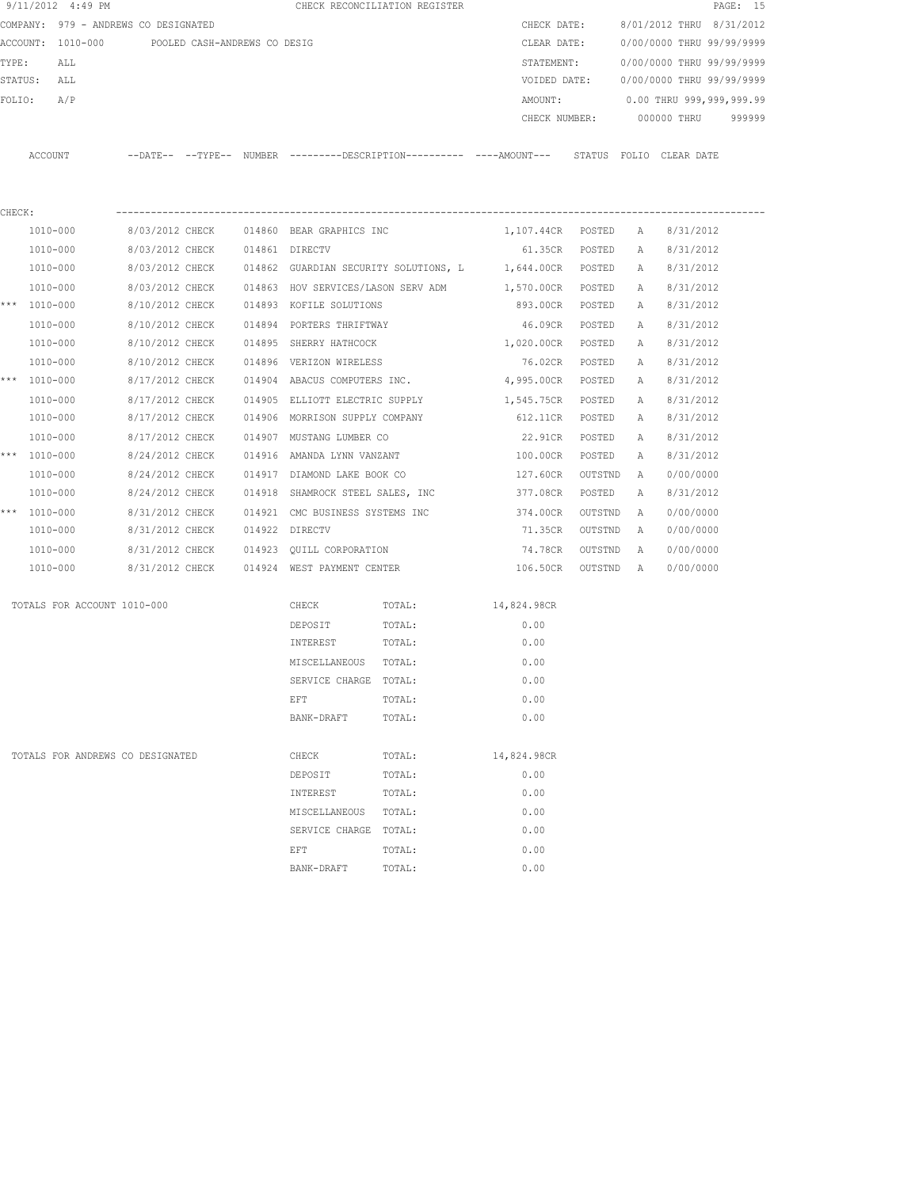9/11/2012 4:49 PM CHECK RECONCILIATION REGISTER

COMPANY: 979 - ANDREWS CO DESIGNATED
ACCOUNT: 1010-000 POOLED CASH-ANDREWS CO DESIG
TYPE: ALL
STATUS: ALL
FOLIO: A/P

CHECK DATE: 8/01/2012 THRU 8/31/2012
CLEAR DATE: 0/00/0000 THRU 99/99/9999
STATEMENT: 0/00/0000 THRU 99/99/9999
VOIDED DATE: 0/00/0000 THRU 99/99/9999
AMOUNT: 0.00 THRU 999,999,999.99
CHECK NUMBER: 000000 THRU 999999

CHECK:

| | ACCOUNT | --DATE-- | --TYPE-- | NUMBER | ---------DESCRIPTION---------- | ----AMOUNT--- | STATUS | FOLIO | CLEAR DATE |
|---|---|---|---|---|---|---|---|---|---|
| | 1010-000 | 8/03/2012 | CHECK | 014860 | BEAR GRAPHICS INC | 1,107.44CR | POSTED | A | 8/31/2012 |
| | 1010-000 | 8/03/2012 | CHECK | 014861 | DIRECTV | 61.35CR | POSTED | A | 8/31/2012 |
| | 1010-000 | 8/03/2012 | CHECK | 014862 | GUARDIAN SECURITY SOLUTIONS, L | 1,644.00CR | POSTED | A | 8/31/2012 |
| | 1010-000 | 8/03/2012 | CHECK | 014863 | HOV SERVICES/LASON SERV ADM | 1,570.00CR | POSTED | A | 8/31/2012 |
| *** | 1010-000 | 8/10/2012 | CHECK | 014893 | KOFILE SOLUTIONS | 893.00CR | POSTED | A | 8/31/2012 |
| | 1010-000 | 8/10/2012 | CHECK | 014894 | PORTERS THRIFTWAY | 46.09CR | POSTED | A | 8/31/2012 |
| | 1010-000 | 8/10/2012 | CHECK | 014895 | SHERRY HATHCOCK | 1,020.00CR | POSTED | A | 8/31/2012 |
| | 1010-000 | 8/10/2012 | CHECK | 014896 | VERIZON WIRELESS | 76.02CR | POSTED | A | 8/31/2012 |
| *** | 1010-000 | 8/17/2012 | CHECK | 014904 | ABACUS COMPUTERS INC. | 4,995.00CR | POSTED | A | 8/31/2012 |
| | 1010-000 | 8/17/2012 | CHECK | 014905 | ELLIOTT ELECTRIC SUPPLY | 1,545.75CR | POSTED | A | 8/31/2012 |
| | 1010-000 | 8/17/2012 | CHECK | 014906 | MORRISON SUPPLY COMPANY | 612.11CR | POSTED | A | 8/31/2012 |
| | 1010-000 | 8/17/2012 | CHECK | 014907 | MUSTANG LUMBER CO | 22.91CR | POSTED | A | 8/31/2012 |
| *** | 1010-000 | 8/24/2012 | CHECK | 014916 | AMANDA LYNN VANZANT | 100.00CR | POSTED | A | 8/31/2012 |
| | 1010-000 | 8/24/2012 | CHECK | 014917 | DIAMOND LAKE BOOK CO | 127.60CR | OUTSTND | A | 0/00/0000 |
| | 1010-000 | 8/24/2012 | CHECK | 014918 | SHAMROCK STEEL SALES, INC | 377.08CR | POSTED | A | 8/31/2012 |
| *** | 1010-000 | 8/31/2012 | CHECK | 014921 | CMC BUSINESS SYSTEMS INC | 374.00CR | OUTSTND | A | 0/00/0000 |
| | 1010-000 | 8/31/2012 | CHECK | 014922 | DIRECTV | 71.35CR | OUTSTND | A | 0/00/0000 |
| | 1010-000 | 8/31/2012 | CHECK | 014923 | QUILL CORPORATION | 74.78CR | OUTSTND | A | 0/00/0000 |
| | 1010-000 | 8/31/2012 | CHECK | 014924 | WEST PAYMENT CENTER | 106.50CR | OUTSTND | A | 0/00/0000 |

| TOTALS FOR ACCOUNT 1010-000 | | | |
|---|---|---|---|
| | CHECK | TOTAL: | 14,824.98CR |
| | DEPOSIT | TOTAL: | 0.00 |
| | INTEREST | TOTAL: | 0.00 |
| | MISCELLANEOUS | TOTAL: | 0.00 |
| | SERVICE CHARGE | TOTAL: | 0.00 |
| | EFT | TOTAL: | 0.00 |
| | BANK-DRAFT | TOTAL: | 0.00 |

| TOTALS FOR ANDREWS CO DESIGNATED | | | |
|---|---|---|---|
| | CHECK | TOTAL: | 14,824.98CR |
| | DEPOSIT | TOTAL: | 0.00 |
| | INTEREST | TOTAL: | 0.00 |
| | MISCELLANEOUS | TOTAL: | 0.00 |
| | SERVICE CHARGE | TOTAL: | 0.00 |
| | EFT | TOTAL: | 0.00 |
| | BANK-DRAFT | TOTAL: | 0.00 |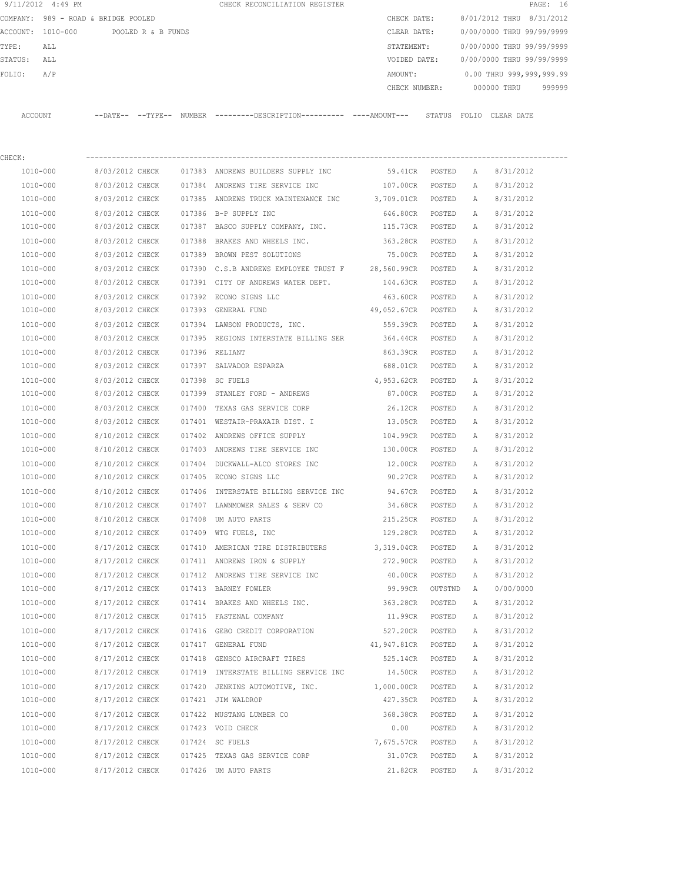9/11/2012 4:49 PM CHECK RECONCILIATION REGISTER

COMPANY: 989 - ROAD & BRIDGE POOLED
ACCOUNT: 1010-000 POOLED R & B FUNDS
TYPE: ALL
STATUS: ALL
FOLIO: A/P

CHECK DATE: 8/01/2012 THRU 8/31/2012
CLEAR DATE: 0/00/0000 THRU 99/99/9999
STATEMENT: 0/00/0000 THRU 99/99/9999
VOIDED DATE: 0/00/0000 THRU 99/99/9999
AMOUNT: 0.00 THRU 999,999,999.99
CHECK NUMBER: 000000 THRU 999999

CHECK:

| ACCOUNT | --DATE-- | --TYPE-- | NUMBER | ---------DESCRIPTION---------- | ----AMOUNT--- | STATUS | FOLIO | CLEAR DATE |
|---|---|---|---|---|---|---|---|---|
| 1010-000 | 8/03/2012 | CHECK | 017383 | ANDREWS BUILDERS SUPPLY INC | 59.41CR | POSTED | A | 8/31/2012 |
| 1010-000 | 8/03/2012 | CHECK | 017384 | ANDREWS TIRE SERVICE INC | 107.00CR | POSTED | A | 8/31/2012 |
| 1010-000 | 8/03/2012 | CHECK | 017385 | ANDREWS TRUCK MAINTENANCE INC | 3,709.01CR | POSTED | A | 8/31/2012 |
| 1010-000 | 8/03/2012 | CHECK | 017386 | B-P SUPPLY INC | 646.80CR | POSTED | A | 8/31/2012 |
| 1010-000 | 8/03/2012 | CHECK | 017387 | BASCO SUPPLY COMPANY, INC. | 115.73CR | POSTED | A | 8/31/2012 |
| 1010-000 | 8/03/2012 | CHECK | 017388 | BRAKES AND WHEELS INC. | 363.28CR | POSTED | A | 8/31/2012 |
| 1010-000 | 8/03/2012 | CHECK | 017389 | BROWN PEST SOLUTIONS | 75.00CR | POSTED | A | 8/31/2012 |
| 1010-000 | 8/03/2012 | CHECK | 017390 | C.S.B ANDREWS EMPLOYEE TRUST F | 28,560.99CR | POSTED | A | 8/31/2012 |
| 1010-000 | 8/03/2012 | CHECK | 017391 | CITY OF ANDREWS WATER DEPT. | 144.63CR | POSTED | A | 8/31/2012 |
| 1010-000 | 8/03/2012 | CHECK | 017392 | ECONO SIGNS LLC | 463.60CR | POSTED | A | 8/31/2012 |
| 1010-000 | 8/03/2012 | CHECK | 017393 | GENERAL FUND | 49,052.67CR | POSTED | A | 8/31/2012 |
| 1010-000 | 8/03/2012 | CHECK | 017394 | LAWSON PRODUCTS, INC. | 559.39CR | POSTED | A | 8/31/2012 |
| 1010-000 | 8/03/2012 | CHECK | 017395 | REGIONS INTERSTATE BILLING SER | 364.44CR | POSTED | A | 8/31/2012 |
| 1010-000 | 8/03/2012 | CHECK | 017396 | RELIANT | 863.39CR | POSTED | A | 8/31/2012 |
| 1010-000 | 8/03/2012 | CHECK | 017397 | SALVADOR ESPARZA | 688.01CR | POSTED | A | 8/31/2012 |
| 1010-000 | 8/03/2012 | CHECK | 017398 | SC FUELS | 4,953.62CR | POSTED | A | 8/31/2012 |
| 1010-000 | 8/03/2012 | CHECK | 017399 | STANLEY FORD - ANDREWS | 87.00CR | POSTED | A | 8/31/2012 |
| 1010-000 | 8/03/2012 | CHECK | 017400 | TEXAS GAS SERVICE CORP | 26.12CR | POSTED | A | 8/31/2012 |
| 1010-000 | 8/03/2012 | CHECK | 017401 | WESTAIR-PRAXAIR DIST. I | 13.05CR | POSTED | A | 8/31/2012 |
| 1010-000 | 8/10/2012 | CHECK | 017402 | ANDREWS OFFICE SUPPLY | 104.99CR | POSTED | A | 8/31/2012 |
| 1010-000 | 8/10/2012 | CHECK | 017403 | ANDREWS TIRE SERVICE INC | 130.00CR | POSTED | A | 8/31/2012 |
| 1010-000 | 8/10/2012 | CHECK | 017404 | DUCKWALL-ALCO STORES INC | 12.00CR | POSTED | A | 8/31/2012 |
| 1010-000 | 8/10/2012 | CHECK | 017405 | ECONO SIGNS LLC | 90.27CR | POSTED | A | 8/31/2012 |
| 1010-000 | 8/10/2012 | CHECK | 017406 | INTERSTATE BILLING SERVICE INC | 94.67CR | POSTED | A | 8/31/2012 |
| 1010-000 | 8/10/2012 | CHECK | 017407 | LAWNMOWER SALES & SERV CO | 34.68CR | POSTED | A | 8/31/2012 |
| 1010-000 | 8/10/2012 | CHECK | 017408 | UM AUTO PARTS | 215.25CR | POSTED | A | 8/31/2012 |
| 1010-000 | 8/10/2012 | CHECK | 017409 | WTG FUELS, INC | 129.28CR | POSTED | A | 8/31/2012 |
| 1010-000 | 8/17/2012 | CHECK | 017410 | AMERICAN TIRE DISTRIBUTERS | 3,319.04CR | POSTED | A | 8/31/2012 |
| 1010-000 | 8/17/2012 | CHECK | 017411 | ANDREWS IRON & SUPPLY | 272.90CR | POSTED | A | 8/31/2012 |
| 1010-000 | 8/17/2012 | CHECK | 017412 | ANDREWS TIRE SERVICE INC | 40.00CR | POSTED | A | 8/31/2012 |
| 1010-000 | 8/17/2012 | CHECK | 017413 | BARNEY FOWLER | 99.99CR | OUTSTND | A | 0/00/0000 |
| 1010-000 | 8/17/2012 | CHECK | 017414 | BRAKES AND WHEELS INC. | 363.28CR | POSTED | A | 8/31/2012 |
| 1010-000 | 8/17/2012 | CHECK | 017415 | FASTENAL COMPANY | 11.99CR | POSTED | A | 8/31/2012 |
| 1010-000 | 8/17/2012 | CHECK | 017416 | GEBO CREDIT CORPORATION | 527.20CR | POSTED | A | 8/31/2012 |
| 1010-000 | 8/17/2012 | CHECK | 017417 | GENERAL FUND | 41,947.81CR | POSTED | A | 8/31/2012 |
| 1010-000 | 8/17/2012 | CHECK | 017418 | GENSCO AIRCRAFT TIRES | 525.14CR | POSTED | A | 8/31/2012 |
| 1010-000 | 8/17/2012 | CHECK | 017419 | INTERSTATE BILLING SERVICE INC | 14.50CR | POSTED | A | 8/31/2012 |
| 1010-000 | 8/17/2012 | CHECK | 017420 | JENKINS AUTOMOTIVE, INC. | 1,000.00CR | POSTED | A | 8/31/2012 |
| 1010-000 | 8/17/2012 | CHECK | 017421 | JIM WALDROP | 427.35CR | POSTED | A | 8/31/2012 |
| 1010-000 | 8/17/2012 | CHECK | 017422 | MUSTANG LUMBER CO | 368.38CR | POSTED | A | 8/31/2012 |
| 1010-000 | 8/17/2012 | CHECK | 017423 | VOID CHECK | 0.00 | POSTED | A | 8/31/2012 |
| 1010-000 | 8/17/2012 | CHECK | 017424 | SC FUELS | 7,675.57CR | POSTED | A | 8/31/2012 |
| 1010-000 | 8/17/2012 | CHECK | 017425 | TEXAS GAS SERVICE CORP | 31.07CR | POSTED | A | 8/31/2012 |
| 1010-000 | 8/17/2012 | CHECK | 017426 | UM AUTO PARTS | 21.82CR | POSTED | A | 8/31/2012 |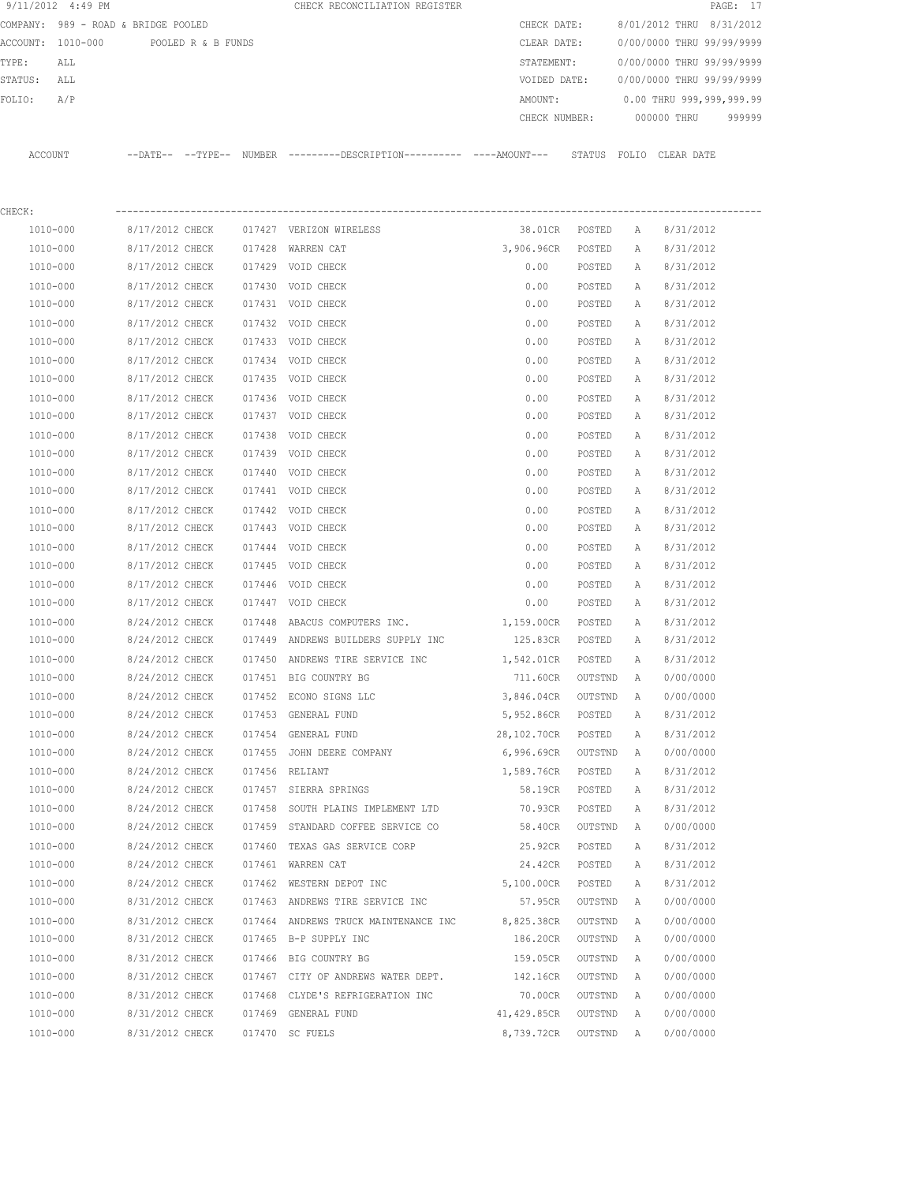9/11/2012 4:49 PM CHECK RECONCILIATION REGISTER

COMPANY: 989 - ROAD & BRIDGE POOLED
ACCOUNT: 1010-000 POOLED R & B FUNDS
TYPE: ALL
STATUS: ALL
FOLIO: A/P

CHECK DATE: 8/01/2012 THRU 8/31/2012
CLEAR DATE: 0/00/0000 THRU 99/99/9999
STATEMENT: 0/00/0000 THRU 99/99/9999
VOIDED DATE: 0/00/0000 THRU 99/99/9999
AMOUNT: 0.00 THRU 999,999,999.99
CHECK NUMBER: 000000 THRU 999999

CHECK:

| ACCOUNT | --DATE-- | --TYPE-- | NUMBER | ---------DESCRIPTION---------- | ----AMOUNT--- | STATUS | FOLIO | CLEAR DATE |
|---|---|---|---|---|---|---|---|---|
| 1010-000 | 8/17/2012 | CHECK | 017427 | VERIZON WIRELESS | 38.01CR | POSTED | A | 8/31/2012 |
| 1010-000 | 8/17/2012 | CHECK | 017428 | WARREN CAT | 3,906.96CR | POSTED | A | 8/31/2012 |
| 1010-000 | 8/17/2012 | CHECK | 017429 | VOID CHECK | 0.00 | POSTED | A | 8/31/2012 |
| 1010-000 | 8/17/2012 | CHECK | 017430 | VOID CHECK | 0.00 | POSTED | A | 8/31/2012 |
| 1010-000 | 8/17/2012 | CHECK | 017431 | VOID CHECK | 0.00 | POSTED | A | 8/31/2012 |
| 1010-000 | 8/17/2012 | CHECK | 017432 | VOID CHECK | 0.00 | POSTED | A | 8/31/2012 |
| 1010-000 | 8/17/2012 | CHECK | 017433 | VOID CHECK | 0.00 | POSTED | A | 8/31/2012 |
| 1010-000 | 8/17/2012 | CHECK | 017434 | VOID CHECK | 0.00 | POSTED | A | 8/31/2012 |
| 1010-000 | 8/17/2012 | CHECK | 017435 | VOID CHECK | 0.00 | POSTED | A | 8/31/2012 |
| 1010-000 | 8/17/2012 | CHECK | 017436 | VOID CHECK | 0.00 | POSTED | A | 8/31/2012 |
| 1010-000 | 8/17/2012 | CHECK | 017437 | VOID CHECK | 0.00 | POSTED | A | 8/31/2012 |
| 1010-000 | 8/17/2012 | CHECK | 017438 | VOID CHECK | 0.00 | POSTED | A | 8/31/2012 |
| 1010-000 | 8/17/2012 | CHECK | 017439 | VOID CHECK | 0.00 | POSTED | A | 8/31/2012 |
| 1010-000 | 8/17/2012 | CHECK | 017440 | VOID CHECK | 0.00 | POSTED | A | 8/31/2012 |
| 1010-000 | 8/17/2012 | CHECK | 017441 | VOID CHECK | 0.00 | POSTED | A | 8/31/2012 |
| 1010-000 | 8/17/2012 | CHECK | 017442 | VOID CHECK | 0.00 | POSTED | A | 8/31/2012 |
| 1010-000 | 8/17/2012 | CHECK | 017443 | VOID CHECK | 0.00 | POSTED | A | 8/31/2012 |
| 1010-000 | 8/17/2012 | CHECK | 017444 | VOID CHECK | 0.00 | POSTED | A | 8/31/2012 |
| 1010-000 | 8/17/2012 | CHECK | 017445 | VOID CHECK | 0.00 | POSTED | A | 8/31/2012 |
| 1010-000 | 8/17/2012 | CHECK | 017446 | VOID CHECK | 0.00 | POSTED | A | 8/31/2012 |
| 1010-000 | 8/17/2012 | CHECK | 017447 | VOID CHECK | 0.00 | POSTED | A | 8/31/2012 |
| 1010-000 | 8/24/2012 | CHECK | 017448 | ABACUS COMPUTERS INC. | 1,159.00CR | POSTED | A | 8/31/2012 |
| 1010-000 | 8/24/2012 | CHECK | 017449 | ANDREWS BUILDERS SUPPLY INC | 125.83CR | POSTED | A | 8/31/2012 |
| 1010-000 | 8/24/2012 | CHECK | 017450 | ANDREWS TIRE SERVICE INC | 1,542.01CR | POSTED | A | 8/31/2012 |
| 1010-000 | 8/24/2012 | CHECK | 017451 | BIG COUNTRY BG | 711.60CR | OUTSTND | A | 0/00/0000 |
| 1010-000 | 8/24/2012 | CHECK | 017452 | ECONO SIGNS LLC | 3,846.04CR | OUTSTND | A | 0/00/0000 |
| 1010-000 | 8/24/2012 | CHECK | 017453 | GENERAL FUND | 5,952.86CR | POSTED | A | 8/31/2012 |
| 1010-000 | 8/24/2012 | CHECK | 017454 | GENERAL FUND | 28,102.70CR | POSTED | A | 8/31/2012 |
| 1010-000 | 8/24/2012 | CHECK | 017455 | JOHN DEERE COMPANY | 6,996.69CR | OUTSTND | A | 0/00/0000 |
| 1010-000 | 8/24/2012 | CHECK | 017456 | RELIANT | 1,589.76CR | POSTED | A | 8/31/2012 |
| 1010-000 | 8/24/2012 | CHECK | 017457 | SIERRA SPRINGS | 58.19CR | POSTED | A | 8/31/2012 |
| 1010-000 | 8/24/2012 | CHECK | 017458 | SOUTH PLAINS IMPLEMENT LTD | 70.93CR | POSTED | A | 8/31/2012 |
| 1010-000 | 8/24/2012 | CHECK | 017459 | STANDARD COFFEE SERVICE CO | 58.40CR | OUTSTND | A | 0/00/0000 |
| 1010-000 | 8/24/2012 | CHECK | 017460 | TEXAS GAS SERVICE CORP | 25.92CR | POSTED | A | 8/31/2012 |
| 1010-000 | 8/24/2012 | CHECK | 017461 | WARREN CAT | 24.42CR | POSTED | A | 8/31/2012 |
| 1010-000 | 8/24/2012 | CHECK | 017462 | WESTERN DEPOT INC | 5,100.00CR | POSTED | A | 8/31/2012 |
| 1010-000 | 8/31/2012 | CHECK | 017463 | ANDREWS TIRE SERVICE INC | 57.95CR | OUTSTND | A | 0/00/0000 |
| 1010-000 | 8/31/2012 | CHECK | 017464 | ANDREWS TRUCK MAINTENANCE INC | 8,825.38CR | OUTSTND | A | 0/00/0000 |
| 1010-000 | 8/31/2012 | CHECK | 017465 | B-P SUPPLY INC | 186.20CR | OUTSTND | A | 0/00/0000 |
| 1010-000 | 8/31/2012 | CHECK | 017466 | BIG COUNTRY BG | 159.05CR | OUTSTND | A | 0/00/0000 |
| 1010-000 | 8/31/2012 | CHECK | 017467 | CITY OF ANDREWS WATER DEPT. | 142.16CR | OUTSTND | A | 0/00/0000 |
| 1010-000 | 8/31/2012 | CHECK | 017468 | CLYDE'S REFRIGERATION INC | 70.00CR | OUTSTND | A | 0/00/0000 |
| 1010-000 | 8/31/2012 | CHECK | 017469 | GENERAL FUND | 41,429.85CR | OUTSTND | A | 0/00/0000 |
| 1010-000 | 8/31/2012 | CHECK | 017470 | SC FUELS | 8,739.72CR | OUTSTND | A | 0/00/0000 |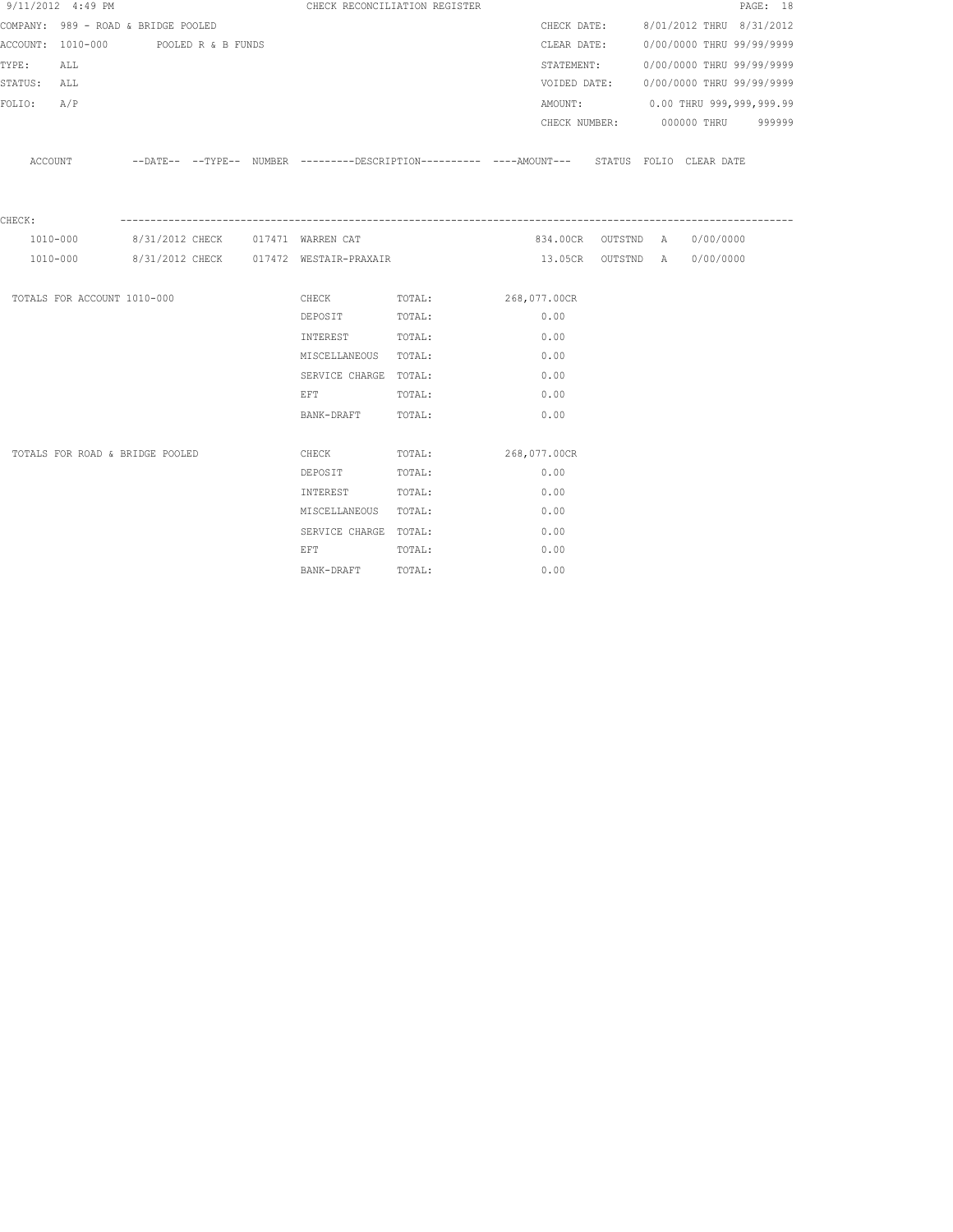9/11/2012 4:49 PM CHECK RECONCILIATION REGISTER

COMPANY: 989 - ROAD & BRIDGE POOLED

ACCOUNT: 1010-000 POOLED R & B FUNDS

TYPE: ALL

STATUS: ALL

FOLIO: A/P

CHECK DATE: 8/01/2012 THRU 8/31/2012

CLEAR DATE: 0/00/0000 THRU 99/99/9999

STATEMENT: 0/00/0000 THRU 99/99/9999

VOIDED DATE: 0/00/0000 THRU 99/99/9999

AMOUNT: 0.00 THRU 999,999,999.99

CHECK NUMBER: 000000 THRU 999999

| ACCOUNT | --DATE-- | --TYPE-- | NUMBER | ---------DESCRIPTION---------- | ----AMOUNT--- | STATUS | FOLIO | CLEAR DATE |
|---|---|---|---|---|---|---|---|---|
| CHECK: | | | | | | | | |
| 1010-000 | 8/31/2012 | CHECK | 017471 | WARREN CAT | 834.00CR | OUTSTND | A | 0/00/0000 |
| 1010-000 | 8/31/2012 | CHECK | 017472 | WESTAIR-PRAXAIR | 13.05CR | OUTSTND | A | 0/00/0000 |

| | | | |
|---|---|---|---|
| TOTALS FOR ACCOUNT 1010-000 | CHECK | TOTAL: | 268,077.00CR |
| | DEPOSIT | TOTAL: | 0.00 |
| | INTEREST | TOTAL: | 0.00 |
| | MISCELLANEOUS | TOTAL: | 0.00 |
| | SERVICE CHARGE | TOTAL: | 0.00 |
| | EFT | TOTAL: | 0.00 |
| | BANK-DRAFT | TOTAL: | 0.00 |
| TOTALS FOR ROAD & BRIDGE POOLED | CHECK | TOTAL: | 268,077.00CR |
| | DEPOSIT | TOTAL: | 0.00 |
| | INTEREST | TOTAL: | 0.00 |
| | MISCELLANEOUS | TOTAL: | 0.00 |
| | SERVICE CHARGE | TOTAL: | 0.00 |
| | EFT | TOTAL: | 0.00 |
| | BANK-DRAFT | TOTAL: | 0.00 |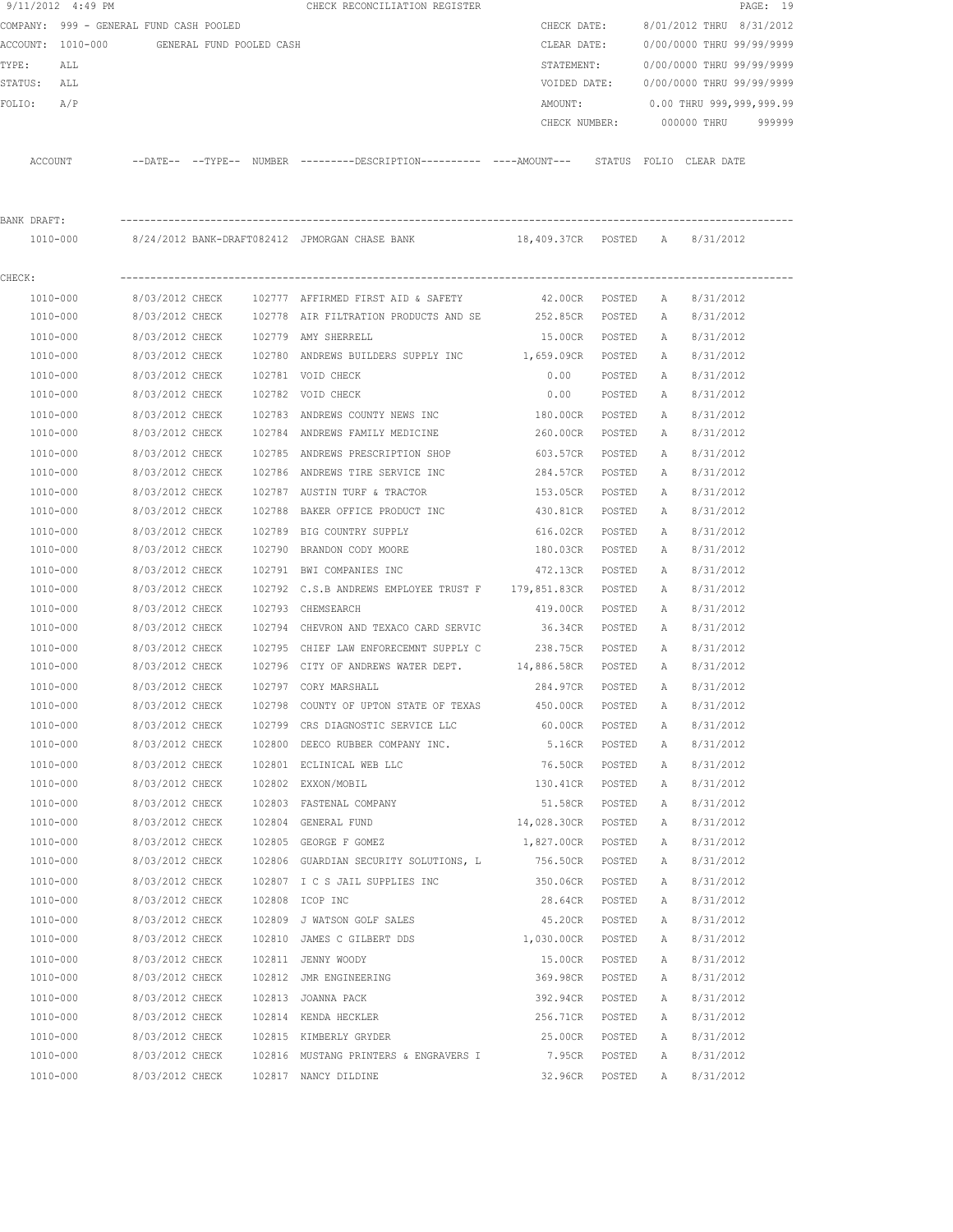9/11/2012 4:49 PM CHECK RECONCILIATION REGISTER

COMPANY: 999 - GENERAL FUND CASH POOLED
ACCOUNT: 1010-000 GENERAL FUND POOLED CASH
TYPE: ALL
STATUS: ALL
FOLIO: A/P

CHECK DATE: 8/01/2012 THRU 8/31/2012
CLEAR DATE: 0/00/0000 THRU 99/99/9999
STATEMENT: 0/00/0000 THRU 99/99/9999
VOIDED DATE: 0/00/0000 THRU 99/99/9999
AMOUNT: 0.00 THRU 999,999,999.99
CHECK NUMBER: 000000 THRU 999999

| ACCOUNT | --DATE-- | --TYPE-- | NUMBER | ---------DESCRIPTION---------- | ----AMOUNT--- | STATUS | FOLIO | CLEAR DATE |
|---|---|---|---|---|---|---|---|---|
| **BANK DRAFT:** | | | | | | | | |
| 1010-000 | 8/24/2012 | BANK-DRAFT | 082412 | JPMORGAN CHASE BANK | 18,409.37CR | POSTED | A | 8/31/2012 |
| **CHECK:** | | | | | | | | |
| 1010-000 | 8/03/2012 | CHECK | 102777 | AFFIRMED FIRST AID & SAFETY | 42.00CR | POSTED | A | 8/31/2012 |
| 1010-000 | 8/03/2012 | CHECK | 102778 | AIR FILTRATION PRODUCTS AND SE | 252.85CR | POSTED | A | 8/31/2012 |
| 1010-000 | 8/03/2012 | CHECK | 102779 | AMY SHERRELL | 15.00CR | POSTED | A | 8/31/2012 |
| 1010-000 | 8/03/2012 | CHECK | 102780 | ANDREWS BUILDERS SUPPLY INC | 1,659.09CR | POSTED | A | 8/31/2012 |
| 1010-000 | 8/03/2012 | CHECK | 102781 | VOID CHECK | 0.00 | POSTED | A | 8/31/2012 |
| 1010-000 | 8/03/2012 | CHECK | 102782 | VOID CHECK | 0.00 | POSTED | A | 8/31/2012 |
| 1010-000 | 8/03/2012 | CHECK | 102783 | ANDREWS COUNTY NEWS INC | 180.00CR | POSTED | A | 8/31/2012 |
| 1010-000 | 8/03/2012 | CHECK | 102784 | ANDREWS FAMILY MEDICINE | 260.00CR | POSTED | A | 8/31/2012 |
| 1010-000 | 8/03/2012 | CHECK | 102785 | ANDREWS PRESCRIPTION SHOP | 603.57CR | POSTED | A | 8/31/2012 |
| 1010-000 | 8/03/2012 | CHECK | 102786 | ANDREWS TIRE SERVICE INC | 284.57CR | POSTED | A | 8/31/2012 |
| 1010-000 | 8/03/2012 | CHECK | 102787 | AUSTIN TURF & TRACTOR | 153.05CR | POSTED | A | 8/31/2012 |
| 1010-000 | 8/03/2012 | CHECK | 102788 | BAKER OFFICE PRODUCT INC | 430.81CR | POSTED | A | 8/31/2012 |
| 1010-000 | 8/03/2012 | CHECK | 102789 | BIG COUNTRY SUPPLY | 616.02CR | POSTED | A | 8/31/2012 |
| 1010-000 | 8/03/2012 | CHECK | 102790 | BRANDON CODY MOORE | 180.03CR | POSTED | A | 8/31/2012 |
| 1010-000 | 8/03/2012 | CHECK | 102791 | BWI COMPANIES INC | 472.13CR | POSTED | A | 8/31/2012 |
| 1010-000 | 8/03/2012 | CHECK | 102792 | C.S.B ANDREWS EMPLOYEE TRUST F | 179,851.83CR | POSTED | A | 8/31/2012 |
| 1010-000 | 8/03/2012 | CHECK | 102793 | CHEMSEARCH | 419.00CR | POSTED | A | 8/31/2012 |
| 1010-000 | 8/03/2012 | CHECK | 102794 | CHEVRON AND TEXACO CARD SERVIC | 36.34CR | POSTED | A | 8/31/2012 |
| 1010-000 | 8/03/2012 | CHECK | 102795 | CHIEF LAW ENFORCEMNT SUPPLY C | 238.75CR | POSTED | A | 8/31/2012 |
| 1010-000 | 8/03/2012 | CHECK | 102796 | CITY OF ANDREWS WATER DEPT. | 14,886.58CR | POSTED | A | 8/31/2012 |
| 1010-000 | 8/03/2012 | CHECK | 102797 | CORY MARSHALL | 284.97CR | POSTED | A | 8/31/2012 |
| 1010-000 | 8/03/2012 | CHECK | 102798 | COUNTY OF UPTON STATE OF TEXAS | 450.00CR | POSTED | A | 8/31/2012 |
| 1010-000 | 8/03/2012 | CHECK | 102799 | CRS DIAGNOSTIC SERVICE LLC | 60.00CR | POSTED | A | 8/31/2012 |
| 1010-000 | 8/03/2012 | CHECK | 102800 | DEECO RUBBER COMPANY INC. | 5.16CR | POSTED | A | 8/31/2012 |
| 1010-000 | 8/03/2012 | CHECK | 102801 | ECLINICAL WEB LLC | 76.50CR | POSTED | A | 8/31/2012 |
| 1010-000 | 8/03/2012 | CHECK | 102802 | EXXON/MOBIL | 130.41CR | POSTED | A | 8/31/2012 |
| 1010-000 | 8/03/2012 | CHECK | 102803 | FASTENAL COMPANY | 51.58CR | POSTED | A | 8/31/2012 |
| 1010-000 | 8/03/2012 | CHECK | 102804 | GENERAL FUND | 14,028.30CR | POSTED | A | 8/31/2012 |
| 1010-000 | 8/03/2012 | CHECK | 102805 | GEORGE F GOMEZ | 1,827.00CR | POSTED | A | 8/31/2012 |
| 1010-000 | 8/03/2012 | CHECK | 102806 | GUARDIAN SECURITY SOLUTIONS, L | 756.50CR | POSTED | A | 8/31/2012 |
| 1010-000 | 8/03/2012 | CHECK | 102807 | I C S JAIL SUPPLIES INC | 350.06CR | POSTED | A | 8/31/2012 |
| 1010-000 | 8/03/2012 | CHECK | 102808 | ICOP INC | 28.64CR | POSTED | A | 8/31/2012 |
| 1010-000 | 8/03/2012 | CHECK | 102809 | J WATSON GOLF SALES | 45.20CR | POSTED | A | 8/31/2012 |
| 1010-000 | 8/03/2012 | CHECK | 102810 | JAMES C GILBERT DDS | 1,030.00CR | POSTED | A | 8/31/2012 |
| 1010-000 | 8/03/2012 | CHECK | 102811 | JENNY WOODY | 15.00CR | POSTED | A | 8/31/2012 |
| 1010-000 | 8/03/2012 | CHECK | 102812 | JMR ENGINEERING | 369.98CR | POSTED | A | 8/31/2012 |
| 1010-000 | 8/03/2012 | CHECK | 102813 | JOANNA PACK | 392.94CR | POSTED | A | 8/31/2012 |
| 1010-000 | 8/03/2012 | CHECK | 102814 | KENDA HECKLER | 256.71CR | POSTED | A | 8/31/2012 |
| 1010-000 | 8/03/2012 | CHECK | 102815 | KIMBERLY GRYDER | 25.00CR | POSTED | A | 8/31/2012 |
| 1010-000 | 8/03/2012 | CHECK | 102816 | MUSTANG PRINTERS & ENGRAVERS I | 7.95CR | POSTED | A | 8/31/2012 |
| 1010-000 | 8/03/2012 | CHECK | 102817 | NANCY DILDINE | 32.96CR | POSTED | A | 8/31/2012 |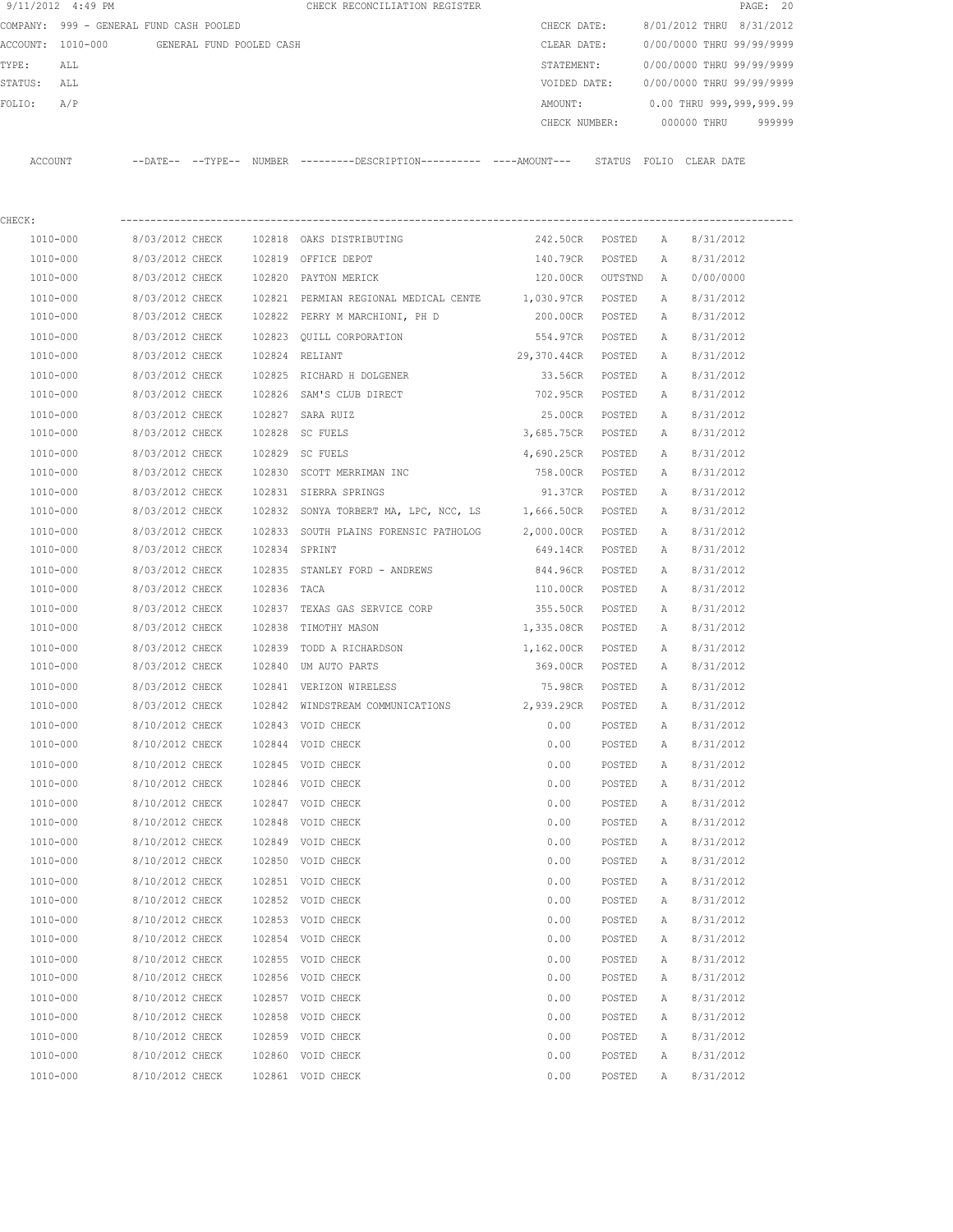9/11/2012 4:49 PM CHECK RECONCILIATION REGISTER

COMPANY: 999 - GENERAL FUND CASH POOLED  CHECK DATE: 8/01/2012 THRU 8/31/2012
ACCOUNT: 1010-000 GENERAL FUND POOLED CASH  CLEAR DATE: 0/00/0000 THRU 99/99/9999
TYPE: ALL  STATEMENT: 0/00/0000 THRU 99/99/9999
STATUS: ALL  VOIDED DATE: 0/00/0000 THRU 99/99/9999
FOLIO: A/P  AMOUNT: 0.00 THRU 999,999,999.99
CHECK NUMBER: 000000 THRU 999999

CHECK:

| ACCOUNT | --DATE-- | --TYPE-- | NUMBER | ---------DESCRIPTION---------- | ----AMOUNT--- | STATUS | FOLIO | CLEAR DATE |
|---|---|---|---|---|---|---|---|---|
| 1010-000 | 8/03/2012 | CHECK | 102818 | OAKS DISTRIBUTING | 242.50CR | POSTED | A | 8/31/2012 |
| 1010-000 | 8/03/2012 | CHECK | 102819 | OFFICE DEPOT | 140.79CR | POSTED | A | 8/31/2012 |
| 1010-000 | 8/03/2012 | CHECK | 102820 | PAYTON MERICK | 120.00CR | OUTSTND | A | 0/00/0000 |
| 1010-000 | 8/03/2012 | CHECK | 102821 | PERMIAN REGIONAL MEDICAL CENTE | 1,030.97CR | POSTED | A | 8/31/2012 |
| 1010-000 | 8/03/2012 | CHECK | 102822 | PERRY M MARCHIONI, PH D | 200.00CR | POSTED | A | 8/31/2012 |
| 1010-000 | 8/03/2012 | CHECK | 102823 | QUILL CORPORATION | 554.97CR | POSTED | A | 8/31/2012 |
| 1010-000 | 8/03/2012 | CHECK | 102824 | RELIANT | 29,370.44CR | POSTED | A | 8/31/2012 |
| 1010-000 | 8/03/2012 | CHECK | 102825 | RICHARD H DOLGENER | 33.56CR | POSTED | A | 8/31/2012 |
| 1010-000 | 8/03/2012 | CHECK | 102826 | SAM'S CLUB DIRECT | 702.95CR | POSTED | A | 8/31/2012 |
| 1010-000 | 8/03/2012 | CHECK | 102827 | SARA RUIZ | 25.00CR | POSTED | A | 8/31/2012 |
| 1010-000 | 8/03/2012 | CHECK | 102828 | SC FUELS | 3,685.75CR | POSTED | A | 8/31/2012 |
| 1010-000 | 8/03/2012 | CHECK | 102829 | SC FUELS | 4,690.25CR | POSTED | A | 8/31/2012 |
| 1010-000 | 8/03/2012 | CHECK | 102830 | SCOTT MERRIMAN INC | 758.00CR | POSTED | A | 8/31/2012 |
| 1010-000 | 8/03/2012 | CHECK | 102831 | SIERRA SPRINGS | 91.37CR | POSTED | A | 8/31/2012 |
| 1010-000 | 8/03/2012 | CHECK | 102832 | SONYA TORBERT MA, LPC, NCC, LS | 1,666.50CR | POSTED | A | 8/31/2012 |
| 1010-000 | 8/03/2012 | CHECK | 102833 | SOUTH PLAINS FORENSIC PATHOLOG | 2,000.00CR | POSTED | A | 8/31/2012 |
| 1010-000 | 8/03/2012 | CHECK | 102834 | SPRINT | 649.14CR | POSTED | A | 8/31/2012 |
| 1010-000 | 8/03/2012 | CHECK | 102835 | STANLEY FORD - ANDREWS | 844.96CR | POSTED | A | 8/31/2012 |
| 1010-000 | 8/03/2012 | CHECK | 102836 | TACA | 110.00CR | POSTED | A | 8/31/2012 |
| 1010-000 | 8/03/2012 | CHECK | 102837 | TEXAS GAS SERVICE CORP | 355.50CR | POSTED | A | 8/31/2012 |
| 1010-000 | 8/03/2012 | CHECK | 102838 | TIMOTHY MASON | 1,335.08CR | POSTED | A | 8/31/2012 |
| 1010-000 | 8/03/2012 | CHECK | 102839 | TODD A RICHARDSON | 1,162.00CR | POSTED | A | 8/31/2012 |
| 1010-000 | 8/03/2012 | CHECK | 102840 | UM AUTO PARTS | 369.00CR | POSTED | A | 8/31/2012 |
| 1010-000 | 8/03/2012 | CHECK | 102841 | VERIZON WIRELESS | 75.98CR | POSTED | A | 8/31/2012 |
| 1010-000 | 8/03/2012 | CHECK | 102842 | WINDSTREAM COMMUNICATIONS | 2,939.29CR | POSTED | A | 8/31/2012 |
| 1010-000 | 8/10/2012 | CHECK | 102843 | VOID CHECK | 0.00 | POSTED | A | 8/31/2012 |
| 1010-000 | 8/10/2012 | CHECK | 102844 | VOID CHECK | 0.00 | POSTED | A | 8/31/2012 |
| 1010-000 | 8/10/2012 | CHECK | 102845 | VOID CHECK | 0.00 | POSTED | A | 8/31/2012 |
| 1010-000 | 8/10/2012 | CHECK | 102846 | VOID CHECK | 0.00 | POSTED | A | 8/31/2012 |
| 1010-000 | 8/10/2012 | CHECK | 102847 | VOID CHECK | 0.00 | POSTED | A | 8/31/2012 |
| 1010-000 | 8/10/2012 | CHECK | 102848 | VOID CHECK | 0.00 | POSTED | A | 8/31/2012 |
| 1010-000 | 8/10/2012 | CHECK | 102849 | VOID CHECK | 0.00 | POSTED | A | 8/31/2012 |
| 1010-000 | 8/10/2012 | CHECK | 102850 | VOID CHECK | 0.00 | POSTED | A | 8/31/2012 |
| 1010-000 | 8/10/2012 | CHECK | 102851 | VOID CHECK | 0.00 | POSTED | A | 8/31/2012 |
| 1010-000 | 8/10/2012 | CHECK | 102852 | VOID CHECK | 0.00 | POSTED | A | 8/31/2012 |
| 1010-000 | 8/10/2012 | CHECK | 102853 | VOID CHECK | 0.00 | POSTED | A | 8/31/2012 |
| 1010-000 | 8/10/2012 | CHECK | 102854 | VOID CHECK | 0.00 | POSTED | A | 8/31/2012 |
| 1010-000 | 8/10/2012 | CHECK | 102855 | VOID CHECK | 0.00 | POSTED | A | 8/31/2012 |
| 1010-000 | 8/10/2012 | CHECK | 102856 | VOID CHECK | 0.00 | POSTED | A | 8/31/2012 |
| 1010-000 | 8/10/2012 | CHECK | 102857 | VOID CHECK | 0.00 | POSTED | A | 8/31/2012 |
| 1010-000 | 8/10/2012 | CHECK | 102858 | VOID CHECK | 0.00 | POSTED | A | 8/31/2012 |
| 1010-000 | 8/10/2012 | CHECK | 102859 | VOID CHECK | 0.00 | POSTED | A | 8/31/2012 |
| 1010-000 | 8/10/2012 | CHECK | 102860 | VOID CHECK | 0.00 | POSTED | A | 8/31/2012 |
| 1010-000 | 8/10/2012 | CHECK | 102861 | VOID CHECK | 0.00 | POSTED | A | 8/31/2012 |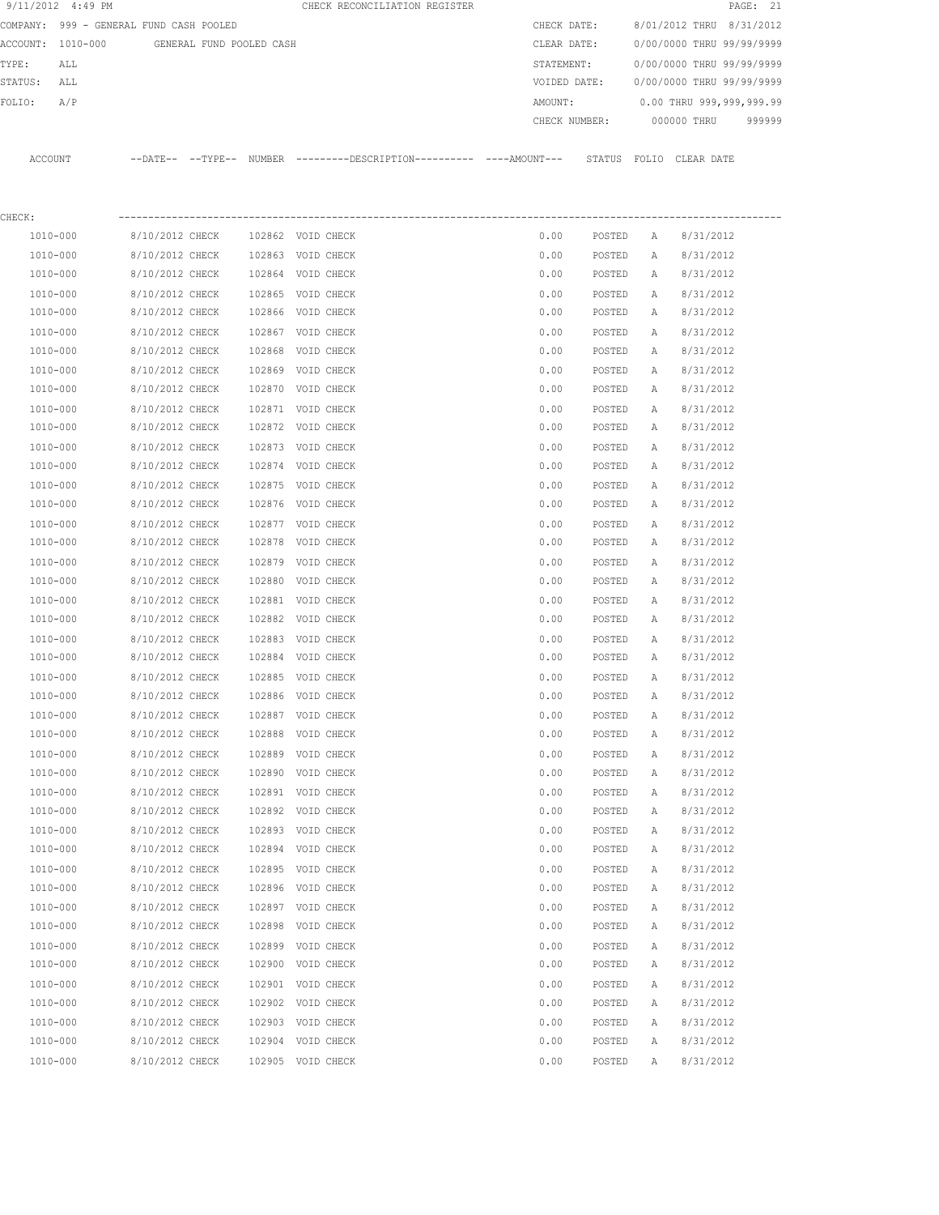9/11/2012 4:49 PM CHECK RECONCILIATION REGISTER

COMPANY: 999 - GENERAL FUND CASH POOLED

ACCOUNT: 1010-000 GENERAL FUND POOLED CASH

TYPE: ALL

STATUS: ALL

FOLIO: A/P

CHECK DATE: 8/01/2012 THRU 8/31/2012

CLEAR DATE: 0/00/0000 THRU 99/99/9999

STATEMENT: 0/00/0000 THRU 99/99/9999

VOIDED DATE: 0/00/0000 THRU 99/99/9999

AMOUNT: 0.00 THRU 999,999,999.99

CHECK NUMBER: 000000 THRU 999999

CHECK:

| ACCOUNT | --DATE-- | --TYPE-- | NUMBER | ---------DESCRIPTION---------- | ----AMOUNT--- | STATUS | FOLIO | CLEAR DATE |
|---|---|---|---|---|---|---|---|---|
| 1010-000 | 8/10/2012 | CHECK | 102862 | VOID CHECK | 0.00 | POSTED | A | 8/31/2012 |
| 1010-000 | 8/10/2012 | CHECK | 102863 | VOID CHECK | 0.00 | POSTED | A | 8/31/2012 |
| 1010-000 | 8/10/2012 | CHECK | 102864 | VOID CHECK | 0.00 | POSTED | A | 8/31/2012 |
| 1010-000 | 8/10/2012 | CHECK | 102865 | VOID CHECK | 0.00 | POSTED | A | 8/31/2012 |
| 1010-000 | 8/10/2012 | CHECK | 102866 | VOID CHECK | 0.00 | POSTED | A | 8/31/2012 |
| 1010-000 | 8/10/2012 | CHECK | 102867 | VOID CHECK | 0.00 | POSTED | A | 8/31/2012 |
| 1010-000 | 8/10/2012 | CHECK | 102868 | VOID CHECK | 0.00 | POSTED | A | 8/31/2012 |
| 1010-000 | 8/10/2012 | CHECK | 102869 | VOID CHECK | 0.00 | POSTED | A | 8/31/2012 |
| 1010-000 | 8/10/2012 | CHECK | 102870 | VOID CHECK | 0.00 | POSTED | A | 8/31/2012 |
| 1010-000 | 8/10/2012 | CHECK | 102871 | VOID CHECK | 0.00 | POSTED | A | 8/31/2012 |
| 1010-000 | 8/10/2012 | CHECK | 102872 | VOID CHECK | 0.00 | POSTED | A | 8/31/2012 |
| 1010-000 | 8/10/2012 | CHECK | 102873 | VOID CHECK | 0.00 | POSTED | A | 8/31/2012 |
| 1010-000 | 8/10/2012 | CHECK | 102874 | VOID CHECK | 0.00 | POSTED | A | 8/31/2012 |
| 1010-000 | 8/10/2012 | CHECK | 102875 | VOID CHECK | 0.00 | POSTED | A | 8/31/2012 |
| 1010-000 | 8/10/2012 | CHECK | 102876 | VOID CHECK | 0.00 | POSTED | A | 8/31/2012 |
| 1010-000 | 8/10/2012 | CHECK | 102877 | VOID CHECK | 0.00 | POSTED | A | 8/31/2012 |
| 1010-000 | 8/10/2012 | CHECK | 102878 | VOID CHECK | 0.00 | POSTED | A | 8/31/2012 |
| 1010-000 | 8/10/2012 | CHECK | 102879 | VOID CHECK | 0.00 | POSTED | A | 8/31/2012 |
| 1010-000 | 8/10/2012 | CHECK | 102880 | VOID CHECK | 0.00 | POSTED | A | 8/31/2012 |
| 1010-000 | 8/10/2012 | CHECK | 102881 | VOID CHECK | 0.00 | POSTED | A | 8/31/2012 |
| 1010-000 | 8/10/2012 | CHECK | 102882 | VOID CHECK | 0.00 | POSTED | A | 8/31/2012 |
| 1010-000 | 8/10/2012 | CHECK | 102883 | VOID CHECK | 0.00 | POSTED | A | 8/31/2012 |
| 1010-000 | 8/10/2012 | CHECK | 102884 | VOID CHECK | 0.00 | POSTED | A | 8/31/2012 |
| 1010-000 | 8/10/2012 | CHECK | 102885 | VOID CHECK | 0.00 | POSTED | A | 8/31/2012 |
| 1010-000 | 8/10/2012 | CHECK | 102886 | VOID CHECK | 0.00 | POSTED | A | 8/31/2012 |
| 1010-000 | 8/10/2012 | CHECK | 102887 | VOID CHECK | 0.00 | POSTED | A | 8/31/2012 |
| 1010-000 | 8/10/2012 | CHECK | 102888 | VOID CHECK | 0.00 | POSTED | A | 8/31/2012 |
| 1010-000 | 8/10/2012 | CHECK | 102889 | VOID CHECK | 0.00 | POSTED | A | 8/31/2012 |
| 1010-000 | 8/10/2012 | CHECK | 102890 | VOID CHECK | 0.00 | POSTED | A | 8/31/2012 |
| 1010-000 | 8/10/2012 | CHECK | 102891 | VOID CHECK | 0.00 | POSTED | A | 8/31/2012 |
| 1010-000 | 8/10/2012 | CHECK | 102892 | VOID CHECK | 0.00 | POSTED | A | 8/31/2012 |
| 1010-000 | 8/10/2012 | CHECK | 102893 | VOID CHECK | 0.00 | POSTED | A | 8/31/2012 |
| 1010-000 | 8/10/2012 | CHECK | 102894 | VOID CHECK | 0.00 | POSTED | A | 8/31/2012 |
| 1010-000 | 8/10/2012 | CHECK | 102895 | VOID CHECK | 0.00 | POSTED | A | 8/31/2012 |
| 1010-000 | 8/10/2012 | CHECK | 102896 | VOID CHECK | 0.00 | POSTED | A | 8/31/2012 |
| 1010-000 | 8/10/2012 | CHECK | 102897 | VOID CHECK | 0.00 | POSTED | A | 8/31/2012 |
| 1010-000 | 8/10/2012 | CHECK | 102898 | VOID CHECK | 0.00 | POSTED | A | 8/31/2012 |
| 1010-000 | 8/10/2012 | CHECK | 102899 | VOID CHECK | 0.00 | POSTED | A | 8/31/2012 |
| 1010-000 | 8/10/2012 | CHECK | 102900 | VOID CHECK | 0.00 | POSTED | A | 8/31/2012 |
| 1010-000 | 8/10/2012 | CHECK | 102901 | VOID CHECK | 0.00 | POSTED | A | 8/31/2012 |
| 1010-000 | 8/10/2012 | CHECK | 102902 | VOID CHECK | 0.00 | POSTED | A | 8/31/2012 |
| 1010-000 | 8/10/2012 | CHECK | 102903 | VOID CHECK | 0.00 | POSTED | A | 8/31/2012 |
| 1010-000 | 8/10/2012 | CHECK | 102904 | VOID CHECK | 0.00 | POSTED | A | 8/31/2012 |
| 1010-000 | 8/10/2012 | CHECK | 102905 | VOID CHECK | 0.00 | POSTED | A | 8/31/2012 |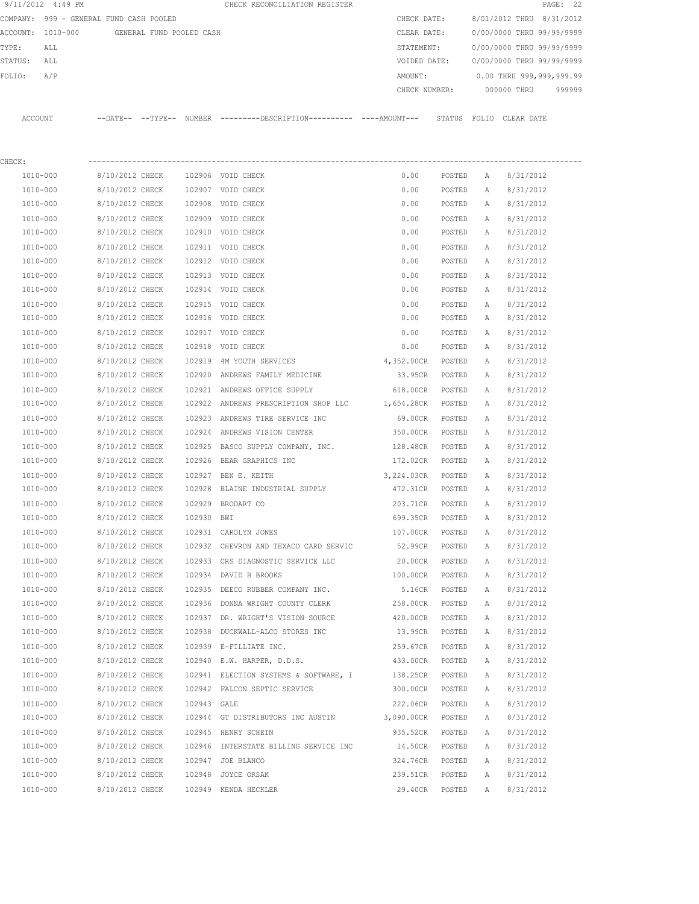9/11/2012 4:49 PM CHECK RECONCILIATION REGISTER

COMPANY: 999 - GENERAL FUND CASH POOLED | CHECK DATE: 8/01/2012 THRU 8/31/2012
ACCOUNT: 1010-000 GENERAL FUND POOLED CASH | CLEAR DATE: 0/00/0000 THRU 99/99/9999
TYPE: ALL | STATEMENT: 0/00/0000 THRU 99/99/9999
STATUS: ALL | VOIDED DATE: 0/00/0000 THRU 99/99/9999
FOLIO: A/P | AMOUNT: 0.00 THRU 999,999,999.99
CHECK NUMBER: 000000 THRU 999999

CHECK:

| ACCOUNT | --DATE-- | --TYPE-- | NUMBER | ---------DESCRIPTION---------- | ----AMOUNT--- | STATUS | FOLIO | CLEAR DATE |
|---|---|---|---|---|---|---|---|---|
| 1010-000 | 8/10/2012 | CHECK | 102906 | VOID CHECK | 0.00 | POSTED | A | 8/31/2012 |
| 1010-000 | 8/10/2012 | CHECK | 102907 | VOID CHECK | 0.00 | POSTED | A | 8/31/2012 |
| 1010-000 | 8/10/2012 | CHECK | 102908 | VOID CHECK | 0.00 | POSTED | A | 8/31/2012 |
| 1010-000 | 8/10/2012 | CHECK | 102909 | VOID CHECK | 0.00 | POSTED | A | 8/31/2012 |
| 1010-000 | 8/10/2012 | CHECK | 102910 | VOID CHECK | 0.00 | POSTED | A | 8/31/2012 |
| 1010-000 | 8/10/2012 | CHECK | 102911 | VOID CHECK | 0.00 | POSTED | A | 8/31/2012 |
| 1010-000 | 8/10/2012 | CHECK | 102912 | VOID CHECK | 0.00 | POSTED | A | 8/31/2012 |
| 1010-000 | 8/10/2012 | CHECK | 102913 | VOID CHECK | 0.00 | POSTED | A | 8/31/2012 |
| 1010-000 | 8/10/2012 | CHECK | 102914 | VOID CHECK | 0.00 | POSTED | A | 8/31/2012 |
| 1010-000 | 8/10/2012 | CHECK | 102915 | VOID CHECK | 0.00 | POSTED | A | 8/31/2012 |
| 1010-000 | 8/10/2012 | CHECK | 102916 | VOID CHECK | 0.00 | POSTED | A | 8/31/2012 |
| 1010-000 | 8/10/2012 | CHECK | 102917 | VOID CHECK | 0.00 | POSTED | A | 8/31/2012 |
| 1010-000 | 8/10/2012 | CHECK | 102918 | VOID CHECK | 0.00 | POSTED | A | 8/31/2012 |
| 1010-000 | 8/10/2012 | CHECK | 102919 | 4M YOUTH SERVICES | 4,352.00CR | POSTED | A | 8/31/2012 |
| 1010-000 | 8/10/2012 | CHECK | 102920 | ANDREWS FAMILY MEDICINE | 33.95CR | POSTED | A | 8/31/2012 |
| 1010-000 | 8/10/2012 | CHECK | 102921 | ANDREWS OFFICE SUPPLY | 618.00CR | POSTED | A | 8/31/2012 |
| 1010-000 | 8/10/2012 | CHECK | 102922 | ANDREWS PRESCRIPTION SHOP LLC | 1,654.28CR | POSTED | A | 8/31/2012 |
| 1010-000 | 8/10/2012 | CHECK | 102923 | ANDREWS TIRE SERVICE INC | 69.00CR | POSTED | A | 8/31/2012 |
| 1010-000 | 8/10/2012 | CHECK | 102924 | ANDREWS VISION CENTER | 350.00CR | POSTED | A | 8/31/2012 |
| 1010-000 | 8/10/2012 | CHECK | 102925 | BASCO SUPPLY COMPANY, INC. | 128.48CR | POSTED | A | 8/31/2012 |
| 1010-000 | 8/10/2012 | CHECK | 102926 | BEAR GRAPHICS INC | 172.02CR | POSTED | A | 8/31/2012 |
| 1010-000 | 8/10/2012 | CHECK | 102927 | BEN E. KEITH | 3,224.03CR | POSTED | A | 8/31/2012 |
| 1010-000 | 8/10/2012 | CHECK | 102928 | BLAINE INDUSTRIAL SUPPLY | 472.31CR | POSTED | A | 8/31/2012 |
| 1010-000 | 8/10/2012 | CHECK | 102929 | BRODART CO | 203.71CR | POSTED | A | 8/31/2012 |
| 1010-000 | 8/10/2012 | CHECK | 102930 | BWI | 699.35CR | POSTED | A | 8/31/2012 |
| 1010-000 | 8/10/2012 | CHECK | 102931 | CAROLYN JONES | 107.00CR | POSTED | A | 8/31/2012 |
| 1010-000 | 8/10/2012 | CHECK | 102932 | CHEVRON AND TEXACO CARD SERVIC | 52.99CR | POSTED | A | 8/31/2012 |
| 1010-000 | 8/10/2012 | CHECK | 102933 | CRS DIAGNOSTIC SERVICE LLC | 20.00CR | POSTED | A | 8/31/2012 |
| 1010-000 | 8/10/2012 | CHECK | 102934 | DAVID B BROOKS | 100.00CR | POSTED | A | 8/31/2012 |
| 1010-000 | 8/10/2012 | CHECK | 102935 | DEECO RUBBER COMPANY INC. | 5.16CR | POSTED | A | 8/31/2012 |
| 1010-000 | 8/10/2012 | CHECK | 102936 | DONNA WRIGHT COUNTY CLERK | 258.00CR | POSTED | A | 8/31/2012 |
| 1010-000 | 8/10/2012 | CHECK | 102937 | DR. WRIGHT'S VISION SOURCE | 420.00CR | POSTED | A | 8/31/2012 |
| 1010-000 | 8/10/2012 | CHECK | 102938 | DUCKWALL-ALCO STORES INC | 13.99CR | POSTED | A | 8/31/2012 |
| 1010-000 | 8/10/2012 | CHECK | 102939 | E-FILLIATE INC. | 259.67CR | POSTED | A | 8/31/2012 |
| 1010-000 | 8/10/2012 | CHECK | 102940 | E.W. HARPER, D.D.S. | 433.00CR | POSTED | A | 8/31/2012 |
| 1010-000 | 8/10/2012 | CHECK | 102941 | ELECTION SYSTEMS & SOFTWARE, I | 138.25CR | POSTED | A | 8/31/2012 |
| 1010-000 | 8/10/2012 | CHECK | 102942 | FALCON SEPTIC SERVICE | 300.00CR | POSTED | A | 8/31/2012 |
| 1010-000 | 8/10/2012 | CHECK | 102943 | GALE | 222.06CR | POSTED | A | 8/31/2012 |
| 1010-000 | 8/10/2012 | CHECK | 102944 | GT DISTRIBUTORS INC AUSTIN | 3,090.00CR | POSTED | A | 8/31/2012 |
| 1010-000 | 8/10/2012 | CHECK | 102945 | HENRY SCHEIN | 935.52CR | POSTED | A | 8/31/2012 |
| 1010-000 | 8/10/2012 | CHECK | 102946 | INTERSTATE BILLING SERVICE INC | 14.50CR | POSTED | A | 8/31/2012 |
| 1010-000 | 8/10/2012 | CHECK | 102947 | JOE BLANCO | 324.76CR | POSTED | A | 8/31/2012 |
| 1010-000 | 8/10/2012 | CHECK | 102948 | JOYCE ORSAK | 239.51CR | POSTED | A | 8/31/2012 |
| 1010-000 | 8/10/2012 | CHECK | 102949 | KENDA HECKLER | 29.40CR | POSTED | A | 8/31/2012 |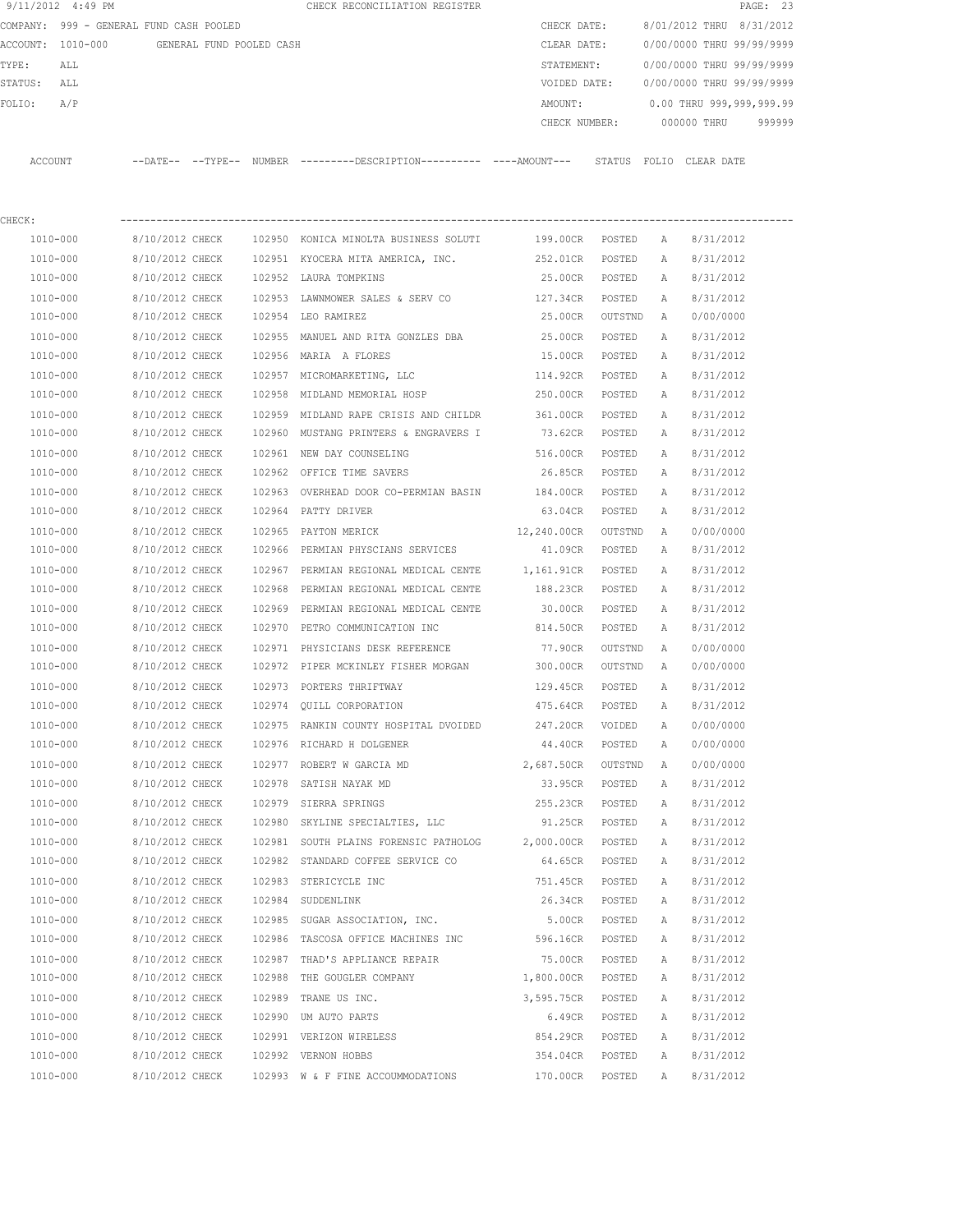9/11/2012 4:49 PM CHECK RECONCILIATION REGISTER

COMPANY: 999 - GENERAL FUND CASH POOLED | CHECK DATE: 8/01/2012 THRU 8/31/2012
ACCOUNT: 1010-000 GENERAL FUND POOLED CASH | CLEAR DATE: 0/00/0000 THRU 99/99/9999
TYPE: ALL | STATEMENT: 0/00/0000 THRU 99/99/9999
STATUS: ALL | VOIDED DATE: 0/00/0000 THRU 99/99/9999
FOLIO: A/P | AMOUNT: 0.00 THRU 999,999,999.99
CHECK NUMBER: 000000 THRU 999999

CHECK:

| ACCOUNT | --DATE-- | --TYPE-- | NUMBER | ---------DESCRIPTION---------- | ----AMOUNT--- | STATUS | FOLIO | CLEAR DATE |
|---|---|---|---|---|---|---|---|---|
| 1010-000 | 8/10/2012 | CHECK | 102950 | KONICA MINOLTA BUSINESS SOLUTI | 199.00CR | POSTED | A | 8/31/2012 |
| 1010-000 | 8/10/2012 | CHECK | 102951 | KYOCERA MITA AMERICA, INC. | 252.01CR | POSTED | A | 8/31/2012 |
| 1010-000 | 8/10/2012 | CHECK | 102952 | LAURA TOMPKINS | 25.00CR | POSTED | A | 8/31/2012 |
| 1010-000 | 8/10/2012 | CHECK | 102953 | LAWNMOWER SALES & SERV CO | 127.34CR | POSTED | A | 8/31/2012 |
| 1010-000 | 8/10/2012 | CHECK | 102954 | LEO RAMIREZ | 25.00CR | OUTSTND | A | 0/00/0000 |
| 1010-000 | 8/10/2012 | CHECK | 102955 | MANUEL AND RITA GONZLES DBA | 25.00CR | POSTED | A | 8/31/2012 |
| 1010-000 | 8/10/2012 | CHECK | 102956 | MARIA A FLORES | 15.00CR | POSTED | A | 8/31/2012 |
| 1010-000 | 8/10/2012 | CHECK | 102957 | MICROMARKETING, LLC | 114.92CR | POSTED | A | 8/31/2012 |
| 1010-000 | 8/10/2012 | CHECK | 102958 | MIDLAND MEMORIAL HOSP | 250.00CR | POSTED | A | 8/31/2012 |
| 1010-000 | 8/10/2012 | CHECK | 102959 | MIDLAND RAPE CRISIS AND CHILDR | 361.00CR | POSTED | A | 8/31/2012 |
| 1010-000 | 8/10/2012 | CHECK | 102960 | MUSTANG PRINTERS & ENGRAVERS I | 73.62CR | POSTED | A | 8/31/2012 |
| 1010-000 | 8/10/2012 | CHECK | 102961 | NEW DAY COUNSELING | 516.00CR | POSTED | A | 8/31/2012 |
| 1010-000 | 8/10/2012 | CHECK | 102962 | OFFICE TIME SAVERS | 26.85CR | POSTED | A | 8/31/2012 |
| 1010-000 | 8/10/2012 | CHECK | 102963 | OVERHEAD DOOR CO-PERMIAN BASIN | 184.00CR | POSTED | A | 8/31/2012 |
| 1010-000 | 8/10/2012 | CHECK | 102964 | PATTY DRIVER | 63.04CR | POSTED | A | 8/31/2012 |
| 1010-000 | 8/10/2012 | CHECK | 102965 | PAYTON MERICK | 12,240.00CR | OUTSTND | A | 0/00/0000 |
| 1010-000 | 8/10/2012 | CHECK | 102966 | PERMIAN PHYSCIANS SERVICES | 41.09CR | POSTED | A | 8/31/2012 |
| 1010-000 | 8/10/2012 | CHECK | 102967 | PERMIAN REGIONAL MEDICAL CENTE | 1,161.91CR | POSTED | A | 8/31/2012 |
| 1010-000 | 8/10/2012 | CHECK | 102968 | PERMIAN REGIONAL MEDICAL CENTE | 188.23CR | POSTED | A | 8/31/2012 |
| 1010-000 | 8/10/2012 | CHECK | 102969 | PERMIAN REGIONAL MEDICAL CENTE | 30.00CR | POSTED | A | 8/31/2012 |
| 1010-000 | 8/10/2012 | CHECK | 102970 | PETRO COMMUNICATION INC | 814.50CR | POSTED | A | 8/31/2012 |
| 1010-000 | 8/10/2012 | CHECK | 102971 | PHYSICIANS DESK REFERENCE | 77.90CR | OUTSTND | A | 0/00/0000 |
| 1010-000 | 8/10/2012 | CHECK | 102972 | PIPER MCKINLEY FISHER MORGAN | 300.00CR | OUTSTND | A | 0/00/0000 |
| 1010-000 | 8/10/2012 | CHECK | 102973 | PORTERS THRIFTWAY | 129.45CR | POSTED | A | 8/31/2012 |
| 1010-000 | 8/10/2012 | CHECK | 102974 | QUILL CORPORATION | 475.64CR | POSTED | A | 8/31/2012 |
| 1010-000 | 8/10/2012 | CHECK | 102975 | RANKIN COUNTY HOSPITAL DVOIDED | 247.20CR | VOIDED | A | 0/00/0000 |
| 1010-000 | 8/10/2012 | CHECK | 102976 | RICHARD H DOLGENER | 44.40CR | POSTED | A | 0/00/0000 |
| 1010-000 | 8/10/2012 | CHECK | 102977 | ROBERT W GARCIA MD | 2,687.50CR | OUTSTND | A | 0/00/0000 |
| 1010-000 | 8/10/2012 | CHECK | 102978 | SATISH NAYAK MD | 33.95CR | POSTED | A | 8/31/2012 |
| 1010-000 | 8/10/2012 | CHECK | 102979 | SIERRA SPRINGS | 255.23CR | POSTED | A | 8/31/2012 |
| 1010-000 | 8/10/2012 | CHECK | 102980 | SKYLINE SPECIALTIES, LLC | 91.25CR | POSTED | A | 8/31/2012 |
| 1010-000 | 8/10/2012 | CHECK | 102981 | SOUTH PLAINS FORENSIC PATHOLOG | 2,000.00CR | POSTED | A | 8/31/2012 |
| 1010-000 | 8/10/2012 | CHECK | 102982 | STANDARD COFFEE SERVICE CO | 64.65CR | POSTED | A | 8/31/2012 |
| 1010-000 | 8/10/2012 | CHECK | 102983 | STERICYCLE INC | 751.45CR | POSTED | A | 8/31/2012 |
| 1010-000 | 8/10/2012 | CHECK | 102984 | SUDDENLINK | 26.34CR | POSTED | A | 8/31/2012 |
| 1010-000 | 8/10/2012 | CHECK | 102985 | SUGAR ASSOCIATION, INC. | 5.00CR | POSTED | A | 8/31/2012 |
| 1010-000 | 8/10/2012 | CHECK | 102986 | TASCOSA OFFICE MACHINES INC | 596.16CR | POSTED | A | 8/31/2012 |
| 1010-000 | 8/10/2012 | CHECK | 102987 | THAD'S APPLIANCE REPAIR | 75.00CR | POSTED | A | 8/31/2012 |
| 1010-000 | 8/10/2012 | CHECK | 102988 | THE GOUGLER COMPANY | 1,800.00CR | POSTED | A | 8/31/2012 |
| 1010-000 | 8/10/2012 | CHECK | 102989 | TRANE US INC. | 3,595.75CR | POSTED | A | 8/31/2012 |
| 1010-000 | 8/10/2012 | CHECK | 102990 | UM AUTO PARTS | 6.49CR | POSTED | A | 8/31/2012 |
| 1010-000 | 8/10/2012 | CHECK | 102991 | VERIZON WIRELESS | 854.29CR | POSTED | A | 8/31/2012 |
| 1010-000 | 8/10/2012 | CHECK | 102992 | VERNON HOBBS | 354.04CR | POSTED | A | 8/31/2012 |
| 1010-000 | 8/10/2012 | CHECK | 102993 | W & F FINE ACCOUMMODATIONS | 170.00CR | POSTED | A | 8/31/2012 |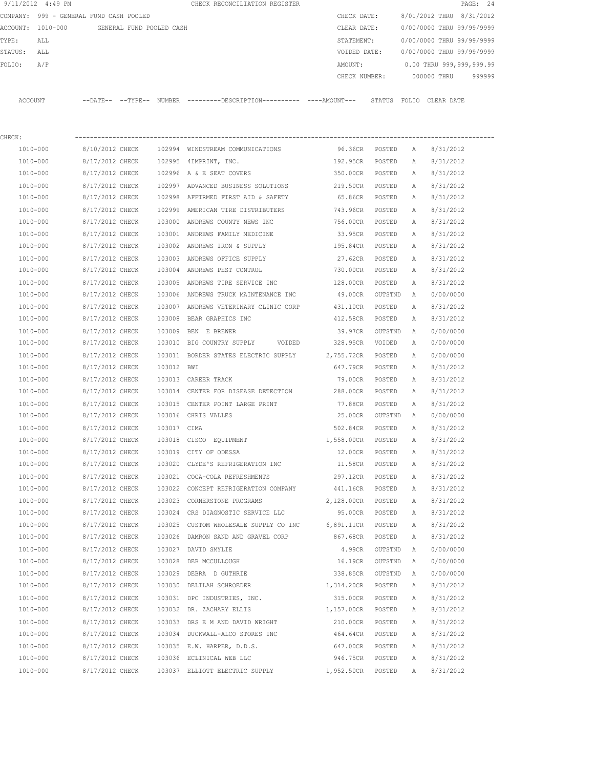9/11/2012 4:49 PM CHECK RECONCILIATION REGISTER

COMPANY: 999 - GENERAL FUND CASH POOLED  
ACCOUNT: 1010-000 GENERAL FUND POOLED CASH  
TYPE: ALL  
STATUS: ALL  
FOLIO: A/P

CHECK DATE: 8/01/2012 THRU 8/31/2012  
CLEAR DATE: 0/00/0000 THRU 99/99/9999  
STATEMENT: 0/00/0000 THRU 99/99/9999  
VOIDED DATE: 0/00/0000 THRU 99/99/9999  
AMOUNT: 0.00 THRU 999,999,999.99  
CHECK NUMBER: 000000 THRU 999999

CHECK:

| ACCOUNT | --DATE-- | --TYPE-- | NUMBER | ---------DESCRIPTION---------- | ----AMOUNT--- | STATUS | FOLIO | CLEAR DATE |
|---|---|---|---|---|---|---|---|---|
| 1010-000 | 8/10/2012 | CHECK | 102994 | WINDSTREAM COMMUNICATIONS | 96.36CR | POSTED | A | 8/31/2012 |
| 1010-000 | 8/17/2012 | CHECK | 102995 | 4IMPRINT, INC. | 192.95CR | POSTED | A | 8/31/2012 |
| 1010-000 | 8/17/2012 | CHECK | 102996 | A & E SEAT COVERS | 350.00CR | POSTED | A | 8/31/2012 |
| 1010-000 | 8/17/2012 | CHECK | 102997 | ADVANCED BUSINESS SOLUTIONS | 219.50CR | POSTED | A | 8/31/2012 |
| 1010-000 | 8/17/2012 | CHECK | 102998 | AFFIRMED FIRST AID & SAFETY | 65.86CR | POSTED | A | 8/31/2012 |
| 1010-000 | 8/17/2012 | CHECK | 102999 | AMERICAN TIRE DISTRIBUTERS | 743.96CR | POSTED | A | 8/31/2012 |
| 1010-000 | 8/17/2012 | CHECK | 103000 | ANDREWS COUNTY NEWS INC | 756.00CR | POSTED | A | 8/31/2012 |
| 1010-000 | 8/17/2012 | CHECK | 103001 | ANDREWS FAMILY MEDICINE | 33.95CR | POSTED | A | 8/31/2012 |
| 1010-000 | 8/17/2012 | CHECK | 103002 | ANDREWS IRON & SUPPLY | 195.84CR | POSTED | A | 8/31/2012 |
| 1010-000 | 8/17/2012 | CHECK | 103003 | ANDREWS OFFICE SUPPLY | 27.62CR | POSTED | A | 8/31/2012 |
| 1010-000 | 8/17/2012 | CHECK | 103004 | ANDREWS PEST CONTROL | 730.00CR | POSTED | A | 8/31/2012 |
| 1010-000 | 8/17/2012 | CHECK | 103005 | ANDREWS TIRE SERVICE INC | 128.00CR | POSTED | A | 8/31/2012 |
| 1010-000 | 8/17/2012 | CHECK | 103006 | ANDREWS TRUCK MAINTENANCE INC | 49.00CR | OUTSTND | A | 0/00/0000 |
| 1010-000 | 8/17/2012 | CHECK | 103007 | ANDREWS VETERINARY CLINIC CORP | 431.10CR | POSTED | A | 8/31/2012 |
| 1010-000 | 8/17/2012 | CHECK | 103008 | BEAR GRAPHICS INC | 412.58CR | POSTED | A | 8/31/2012 |
| 1010-000 | 8/17/2012 | CHECK | 103009 | BEN E BREWER | 39.97CR | OUTSTND | A | 0/00/0000 |
| 1010-000 | 8/17/2012 | CHECK | 103010 | BIG COUNTRY SUPPLY VOIDED | 328.95CR | VOIDED | A | 0/00/0000 |
| 1010-000 | 8/17/2012 | CHECK | 103011 | BORDER STATES ELECTRIC SUPPLY | 2,755.72CR | POSTED | A | 0/00/0000 |
| 1010-000 | 8/17/2012 | CHECK | 103012 | BWI | 647.79CR | POSTED | A | 8/31/2012 |
| 1010-000 | 8/17/2012 | CHECK | 103013 | CAREER TRACK | 79.00CR | POSTED | A | 8/31/2012 |
| 1010-000 | 8/17/2012 | CHECK | 103014 | CENTER FOR DISEASE DETECTION | 288.00CR | POSTED | A | 8/31/2012 |
| 1010-000 | 8/17/2012 | CHECK | 103015 | CENTER POINT LARGE PRINT | 77.88CR | POSTED | A | 8/31/2012 |
| 1010-000 | 8/17/2012 | CHECK | 103016 | CHRIS VALLES | 25.00CR | OUTSTND | A | 0/00/0000 |
| 1010-000 | 8/17/2012 | CHECK | 103017 | CIMA | 502.84CR | POSTED | A | 8/31/2012 |
| 1010-000 | 8/17/2012 | CHECK | 103018 | CISCO EQUIPMENT | 1,558.00CR | POSTED | A | 8/31/2012 |
| 1010-000 | 8/17/2012 | CHECK | 103019 | CITY OF ODESSA | 12.00CR | POSTED | A | 8/31/2012 |
| 1010-000 | 8/17/2012 | CHECK | 103020 | CLYDE'S REFRIGERATION INC | 11.58CR | POSTED | A | 8/31/2012 |
| 1010-000 | 8/17/2012 | CHECK | 103021 | COCA-COLA REFRESHMENTS | 297.12CR | POSTED | A | 8/31/2012 |
| 1010-000 | 8/17/2012 | CHECK | 103022 | CONCEPT REFRIGERATION COMPANY | 441.16CR | POSTED | A | 8/31/2012 |
| 1010-000 | 8/17/2012 | CHECK | 103023 | CORNERSTONE PROGRAMS | 2,128.00CR | POSTED | A | 8/31/2012 |
| 1010-000 | 8/17/2012 | CHECK | 103024 | CRS DIAGNOSTIC SERVICE LLC | 95.00CR | POSTED | A | 8/31/2012 |
| 1010-000 | 8/17/2012 | CHECK | 103025 | CUSTOM WHOLESALE SUPPLY CO INC | 6,891.11CR | POSTED | A | 8/31/2012 |
| 1010-000 | 8/17/2012 | CHECK | 103026 | DAMRON SAND AND GRAVEL CORP | 867.68CR | POSTED | A | 8/31/2012 |
| 1010-000 | 8/17/2012 | CHECK | 103027 | DAVID SMYLIE | 4.99CR | OUTSTND | A | 0/00/0000 |
| 1010-000 | 8/17/2012 | CHECK | 103028 | DEB MCCULLOUGH | 16.19CR | OUTSTND | A | 0/00/0000 |
| 1010-000 | 8/17/2012 | CHECK | 103029 | DEBRA D GUTHRIE | 338.85CR | OUTSTND | A | 0/00/0000 |
| 1010-000 | 8/17/2012 | CHECK | 103030 | DELILAH SCHROEDER | 1,314.20CR | POSTED | A | 8/31/2012 |
| 1010-000 | 8/17/2012 | CHECK | 103031 | DPC INDUSTRIES, INC. | 315.00CR | POSTED | A | 8/31/2012 |
| 1010-000 | 8/17/2012 | CHECK | 103032 | DR. ZACHARY ELLIS | 1,157.00CR | POSTED | A | 8/31/2012 |
| 1010-000 | 8/17/2012 | CHECK | 103033 | DRS E M AND DAVID WRIGHT | 210.00CR | POSTED | A | 8/31/2012 |
| 1010-000 | 8/17/2012 | CHECK | 103034 | DUCKWALL-ALCO STORES INC | 464.64CR | POSTED | A | 8/31/2012 |
| 1010-000 | 8/17/2012 | CHECK | 103035 | E.W. HARPER, D.D.S. | 647.00CR | POSTED | A | 8/31/2012 |
| 1010-000 | 8/17/2012 | CHECK | 103036 | ECLINICAL WEB LLC | 946.75CR | POSTED | A | 8/31/2012 |
| 1010-000 | 8/17/2012 | CHECK | 103037 | ELLIOTT ELECTRIC SUPPLY | 1,952.50CR | POSTED | A | 8/31/2012 |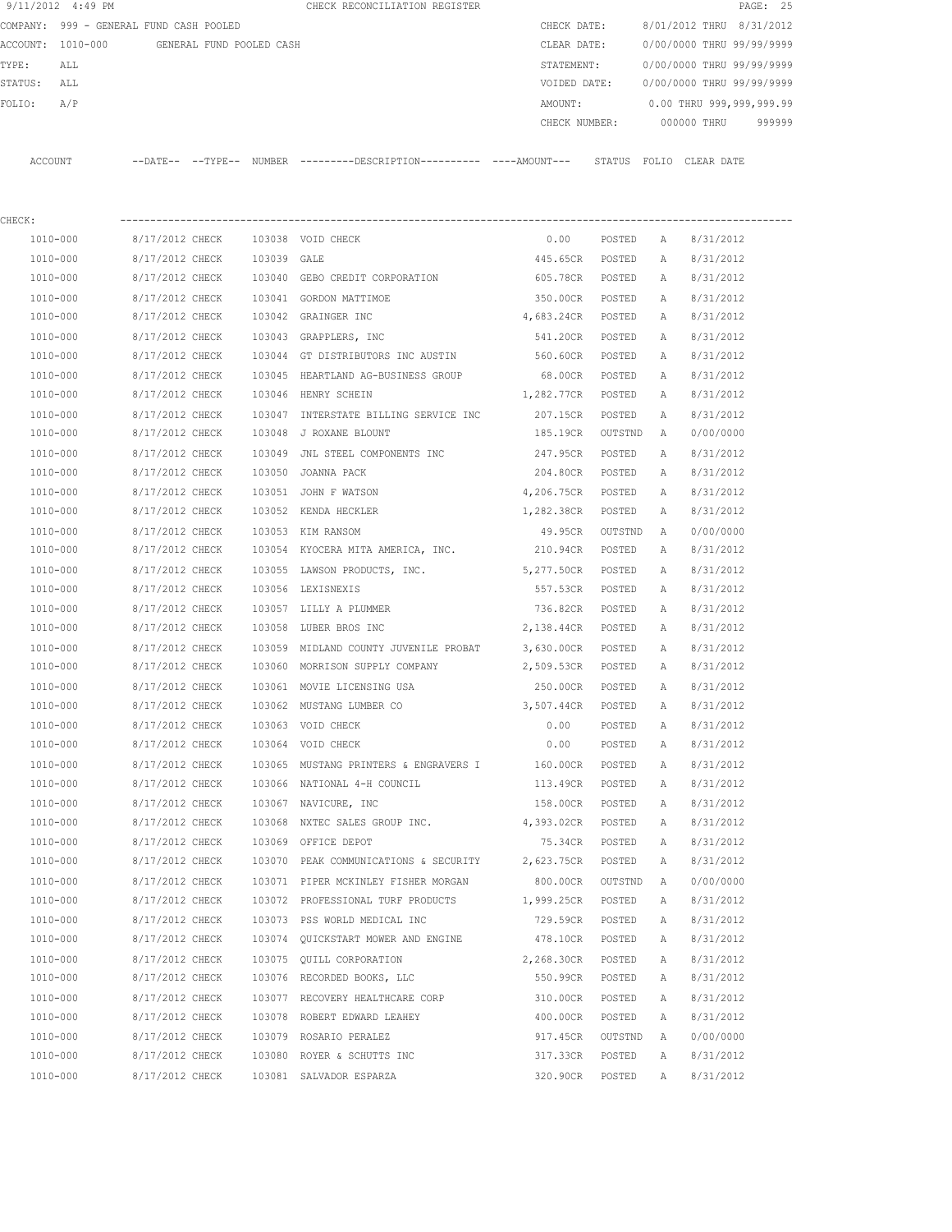9/11/2012 4:49 PM CHECK RECONCILIATION REGISTER PAGE: 25

COMPANY: 999 - GENERAL FUND CASH POOLED CHECK DATE: 8/01/2012 THRU 8/31/2012
ACCOUNT: 1010-000 GENERAL FUND POOLED CASH CLEAR DATE: 0/00/0000 THRU 99/99/9999
TYPE: ALL STATEMENT: 0/00/0000 THRU 99/99/9999
STATUS: ALL VOIDED DATE: 0/00/0000 THRU 99/99/9999
FOLIO: A/P AMOUNT: 0.00 THRU 999,999,999.99
CHECK NUMBER: 000000 THRU 999999

CHECK:

| ACCOUNT | --DATE-- | --TYPE-- | NUMBER | ---------DESCRIPTION---------- | ----AMOUNT--- | STATUS | FOLIO | CLEAR DATE |
|---|---|---|---|---|---|---|---|---|
| 1010-000 | 8/17/2012 | CHECK | 103038 | VOID CHECK | 0.00 | POSTED | A | 8/31/2012 |
| 1010-000 | 8/17/2012 | CHECK | 103039 | GALE | 445.65CR | POSTED | A | 8/31/2012 |
| 1010-000 | 8/17/2012 | CHECK | 103040 | GEBO CREDIT CORPORATION | 605.78CR | POSTED | A | 8/31/2012 |
| 1010-000 | 8/17/2012 | CHECK | 103041 | GORDON MATTIMOE | 350.00CR | POSTED | A | 8/31/2012 |
| 1010-000 | 8/17/2012 | CHECK | 103042 | GRAINGER INC | 4,683.24CR | POSTED | A | 8/31/2012 |
| 1010-000 | 8/17/2012 | CHECK | 103043 | GRAPPLERS, INC | 541.20CR | POSTED | A | 8/31/2012 |
| 1010-000 | 8/17/2012 | CHECK | 103044 | GT DISTRIBUTORS INC AUSTIN | 560.60CR | POSTED | A | 8/31/2012 |
| 1010-000 | 8/17/2012 | CHECK | 103045 | HEARTLAND AG-BUSINESS GROUP | 68.00CR | POSTED | A | 8/31/2012 |
| 1010-000 | 8/17/2012 | CHECK | 103046 | HENRY SCHEIN | 1,282.77CR | POSTED | A | 8/31/2012 |
| 1010-000 | 8/17/2012 | CHECK | 103047 | INTERSTATE BILLING SERVICE INC | 207.15CR | POSTED | A | 8/31/2012 |
| 1010-000 | 8/17/2012 | CHECK | 103048 | J ROXANE BLOUNT | 185.19CR | OUTSTND | A | 0/00/0000 |
| 1010-000 | 8/17/2012 | CHECK | 103049 | JNL STEEL COMPONENTS INC | 247.95CR | POSTED | A | 8/31/2012 |
| 1010-000 | 8/17/2012 | CHECK | 103050 | JOANNA PACK | 204.80CR | POSTED | A | 8/31/2012 |
| 1010-000 | 8/17/2012 | CHECK | 103051 | JOHN F WATSON | 4,206.75CR | POSTED | A | 8/31/2012 |
| 1010-000 | 8/17/2012 | CHECK | 103052 | KENDA HECKLER | 1,282.38CR | POSTED | A | 8/31/2012 |
| 1010-000 | 8/17/2012 | CHECK | 103053 | KIM RANSOM | 49.95CR | OUTSTND | A | 0/00/0000 |
| 1010-000 | 8/17/2012 | CHECK | 103054 | KYOCERA MITA AMERICA, INC. | 210.94CR | POSTED | A | 8/31/2012 |
| 1010-000 | 8/17/2012 | CHECK | 103055 | LAWSON PRODUCTS, INC. | 5,277.50CR | POSTED | A | 8/31/2012 |
| 1010-000 | 8/17/2012 | CHECK | 103056 | LEXISNEXIS | 557.53CR | POSTED | A | 8/31/2012 |
| 1010-000 | 8/17/2012 | CHECK | 103057 | LILLY A PLUMMER | 736.82CR | POSTED | A | 8/31/2012 |
| 1010-000 | 8/17/2012 | CHECK | 103058 | LUBER BROS INC | 2,138.44CR | POSTED | A | 8/31/2012 |
| 1010-000 | 8/17/2012 | CHECK | 103059 | MIDLAND COUNTY JUVENILE PROBAT | 3,630.00CR | POSTED | A | 8/31/2012 |
| 1010-000 | 8/17/2012 | CHECK | 103060 | MORRISON SUPPLY COMPANY | 2,509.53CR | POSTED | A | 8/31/2012 |
| 1010-000 | 8/17/2012 | CHECK | 103061 | MOVIE LICENSING USA | 250.00CR | POSTED | A | 8/31/2012 |
| 1010-000 | 8/17/2012 | CHECK | 103062 | MUSTANG LUMBER CO | 3,507.44CR | POSTED | A | 8/31/2012 |
| 1010-000 | 8/17/2012 | CHECK | 103063 | VOID CHECK | 0.00 | POSTED | A | 8/31/2012 |
| 1010-000 | 8/17/2012 | CHECK | 103064 | VOID CHECK | 0.00 | POSTED | A | 8/31/2012 |
| 1010-000 | 8/17/2012 | CHECK | 103065 | MUSTANG PRINTERS & ENGRAVERS I | 160.00CR | POSTED | A | 8/31/2012 |
| 1010-000 | 8/17/2012 | CHECK | 103066 | NATIONAL 4-H COUNCIL | 113.49CR | POSTED | A | 8/31/2012 |
| 1010-000 | 8/17/2012 | CHECK | 103067 | NAVICURE, INC | 158.00CR | POSTED | A | 8/31/2012 |
| 1010-000 | 8/17/2012 | CHECK | 103068 | NXTEC SALES GROUP INC. | 4,393.02CR | POSTED | A | 8/31/2012 |
| 1010-000 | 8/17/2012 | CHECK | 103069 | OFFICE DEPOT | 75.34CR | POSTED | A | 8/31/2012 |
| 1010-000 | 8/17/2012 | CHECK | 103070 | PEAK COMMUNICATIONS & SECURITY | 2,623.75CR | POSTED | A | 8/31/2012 |
| 1010-000 | 8/17/2012 | CHECK | 103071 | PIPER MCKINLEY FISHER MORGAN | 800.00CR | OUTSTND | A | 0/00/0000 |
| 1010-000 | 8/17/2012 | CHECK | 103072 | PROFESSIONAL TURF PRODUCTS | 1,999.25CR | POSTED | A | 8/31/2012 |
| 1010-000 | 8/17/2012 | CHECK | 103073 | PSS WORLD MEDICAL INC | 729.59CR | POSTED | A | 8/31/2012 |
| 1010-000 | 8/17/2012 | CHECK | 103074 | QUICKSTART MOWER AND ENGINE | 478.10CR | POSTED | A | 8/31/2012 |
| 1010-000 | 8/17/2012 | CHECK | 103075 | QUILL CORPORATION | 2,268.30CR | POSTED | A | 8/31/2012 |
| 1010-000 | 8/17/2012 | CHECK | 103076 | RECORDED BOOKS, LLC | 550.99CR | POSTED | A | 8/31/2012 |
| 1010-000 | 8/17/2012 | CHECK | 103077 | RECOVERY HEALTHCARE CORP | 310.00CR | POSTED | A | 8/31/2012 |
| 1010-000 | 8/17/2012 | CHECK | 103078 | ROBERT EDWARD LEAHEY | 400.00CR | POSTED | A | 8/31/2012 |
| 1010-000 | 8/17/2012 | CHECK | 103079 | ROSARIO PERALEZ | 917.45CR | OUTSTND | A | 0/00/0000 |
| 1010-000 | 8/17/2012 | CHECK | 103080 | ROYER & SCHUTTS INC | 317.33CR | POSTED | A | 8/31/2012 |
| 1010-000 | 8/17/2012 | CHECK | 103081 | SALVADOR ESPARZA | 320.90CR | POSTED | A | 8/31/2012 |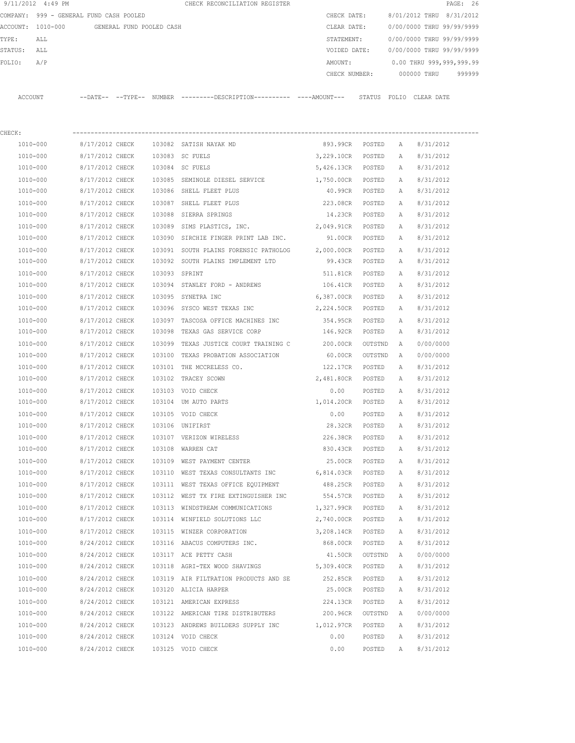9/11/2012 4:49 PM CHECK RECONCILIATION REGISTER

COMPANY: 999 - GENERAL FUND CASH POOLED CHECK DATE: 8/01/2012 THRU 8/31/2012
ACCOUNT: 1010-000 GENERAL FUND POOLED CASH CLEAR DATE: 0/00/0000 THRU 99/99/9999
TYPE: ALL STATEMENT: 0/00/0000 THRU 99/99/9999
STATUS: ALL VOIDED DATE: 0/00/0000 THRU 99/99/9999
FOLIO: A/P AMOUNT: 0.00 THRU 999,999,999.99
CHECK NUMBER: 000000 THRU 999999

CHECK:

| ACCOUNT | --DATE-- | --TYPE-- | NUMBER | ---------DESCRIPTION---------- | ----AMOUNT--- | STATUS | FOLIO | CLEAR DATE |
|---|---|---|---|---|---|---|---|---|
| 1010-000 | 8/17/2012 | CHECK | 103082 | SATISH NAYAK MD | 893.99CR | POSTED | A | 8/31/2012 |
| 1010-000 | 8/17/2012 | CHECK | 103083 | SC FUELS | 3,229.10CR | POSTED | A | 8/31/2012 |
| 1010-000 | 8/17/2012 | CHECK | 103084 | SC FUELS | 5,426.13CR | POSTED | A | 8/31/2012 |
| 1010-000 | 8/17/2012 | CHECK | 103085 | SEMINOLE DIESEL SERVICE | 1,750.00CR | POSTED | A | 8/31/2012 |
| 1010-000 | 8/17/2012 | CHECK | 103086 | SHELL FLEET PLUS | 40.99CR | POSTED | A | 8/31/2012 |
| 1010-000 | 8/17/2012 | CHECK | 103087 | SHELL FLEET PLUS | 223.08CR | POSTED | A | 8/31/2012 |
| 1010-000 | 8/17/2012 | CHECK | 103088 | SIERRA SPRINGS | 14.23CR | POSTED | A | 8/31/2012 |
| 1010-000 | 8/17/2012 | CHECK | 103089 | SIMS PLASTICS, INC. | 2,049.91CR | POSTED | A | 8/31/2012 |
| 1010-000 | 8/17/2012 | CHECK | 103090 | SIRCHIE FINGER PRINT LAB INC. | 91.00CR | POSTED | A | 8/31/2012 |
| 1010-000 | 8/17/2012 | CHECK | 103091 | SOUTH PLAINS FORENSIC PATHOLOG | 2,000.00CR | POSTED | A | 8/31/2012 |
| 1010-000 | 8/17/2012 | CHECK | 103092 | SOUTH PLAINS IMPLEMENT LTD | 99.43CR | POSTED | A | 8/31/2012 |
| 1010-000 | 8/17/2012 | CHECK | 103093 | SPRINT | 511.81CR | POSTED | A | 8/31/2012 |
| 1010-000 | 8/17/2012 | CHECK | 103094 | STANLEY FORD - ANDREWS | 106.41CR | POSTED | A | 8/31/2012 |
| 1010-000 | 8/17/2012 | CHECK | 103095 | SYNETRA INC | 6,387.00CR | POSTED | A | 8/31/2012 |
| 1010-000 | 8/17/2012 | CHECK | 103096 | SYSCO WEST TEXAS INC | 2,224.50CR | POSTED | A | 8/31/2012 |
| 1010-000 | 8/17/2012 | CHECK | 103097 | TASCOSA OFFICE MACHINES INC | 354.95CR | POSTED | A | 8/31/2012 |
| 1010-000 | 8/17/2012 | CHECK | 103098 | TEXAS GAS SERVICE CORP | 146.92CR | POSTED | A | 8/31/2012 |
| 1010-000 | 8/17/2012 | CHECK | 103099 | TEXAS JUSTICE COURT TRAINING C | 200.00CR | OUTSTND | A | 0/00/0000 |
| 1010-000 | 8/17/2012 | CHECK | 103100 | TEXAS PROBATION ASSOCIATION | 60.00CR | OUTSTND | A | 0/00/0000 |
| 1010-000 | 8/17/2012 | CHECK | 103101 | THE MCCRELESS CO. | 122.17CR | POSTED | A | 8/31/2012 |
| 1010-000 | 8/17/2012 | CHECK | 103102 | TRACEY SCOWN | 2,481.80CR | POSTED | A | 8/31/2012 |
| 1010-000 | 8/17/2012 | CHECK | 103103 | VOID CHECK | 0.00 | POSTED | A | 8/31/2012 |
| 1010-000 | 8/17/2012 | CHECK | 103104 | UM AUTO PARTS | 1,014.20CR | POSTED | A | 8/31/2012 |
| 1010-000 | 8/17/2012 | CHECK | 103105 | VOID CHECK | 0.00 | POSTED | A | 8/31/2012 |
| 1010-000 | 8/17/2012 | CHECK | 103106 | UNIFIRST | 28.32CR | POSTED | A | 8/31/2012 |
| 1010-000 | 8/17/2012 | CHECK | 103107 | VERIZON WIRELESS | 226.38CR | POSTED | A | 8/31/2012 |
| 1010-000 | 8/17/2012 | CHECK | 103108 | WARREN CAT | 830.43CR | POSTED | A | 8/31/2012 |
| 1010-000 | 8/17/2012 | CHECK | 103109 | WEST PAYMENT CENTER | 25.00CR | POSTED | A | 8/31/2012 |
| 1010-000 | 8/17/2012 | CHECK | 103110 | WEST TEXAS CONSULTANTS INC | 6,814.03CR | POSTED | A | 8/31/2012 |
| 1010-000 | 8/17/2012 | CHECK | 103111 | WEST TEXAS OFFICE EQUIPMENT | 488.25CR | POSTED | A | 8/31/2012 |
| 1010-000 | 8/17/2012 | CHECK | 103112 | WEST TX FIRE EXTINGUISHER INC | 554.57CR | POSTED | A | 8/31/2012 |
| 1010-000 | 8/17/2012 | CHECK | 103113 | WINDSTREAM COMMUNICATIONS | 1,327.99CR | POSTED | A | 8/31/2012 |
| 1010-000 | 8/17/2012 | CHECK | 103114 | WINFIELD SOLUTIONS LLC | 2,740.00CR | POSTED | A | 8/31/2012 |
| 1010-000 | 8/17/2012 | CHECK | 103115 | WINZER CORPORATION | 3,208.14CR | POSTED | A | 8/31/2012 |
| 1010-000 | 8/24/2012 | CHECK | 103116 | ABACUS COMPUTERS INC. | 868.00CR | POSTED | A | 8/31/2012 |
| 1010-000 | 8/24/2012 | CHECK | 103117 | ACE PETTY CASH | 41.50CR | OUTSTND | A | 0/00/0000 |
| 1010-000 | 8/24/2012 | CHECK | 103118 | AGRI-TEX WOOD SHAVINGS | 5,309.40CR | POSTED | A | 8/31/2012 |
| 1010-000 | 8/24/2012 | CHECK | 103119 | AIR FILTRATION PRODUCTS AND SE | 252.85CR | POSTED | A | 8/31/2012 |
| 1010-000 | 8/24/2012 | CHECK | 103120 | ALICIA HARPER | 25.00CR | POSTED | A | 8/31/2012 |
| 1010-000 | 8/24/2012 | CHECK | 103121 | AMERICAN EXPRESS | 224.13CR | POSTED | A | 8/31/2012 |
| 1010-000 | 8/24/2012 | CHECK | 103122 | AMERICAN TIRE DISTRIBUTERS | 200.96CR | OUTSTND | A | 0/00/0000 |
| 1010-000 | 8/24/2012 | CHECK | 103123 | ANDREWS BUILDERS SUPPLY INC | 1,012.97CR | POSTED | A | 8/31/2012 |
| 1010-000 | 8/24/2012 | CHECK | 103124 | VOID CHECK | 0.00 | POSTED | A | 8/31/2012 |
| 1010-000 | 8/24/2012 | CHECK | 103125 | VOID CHECK | 0.00 | POSTED | A | 8/31/2012 |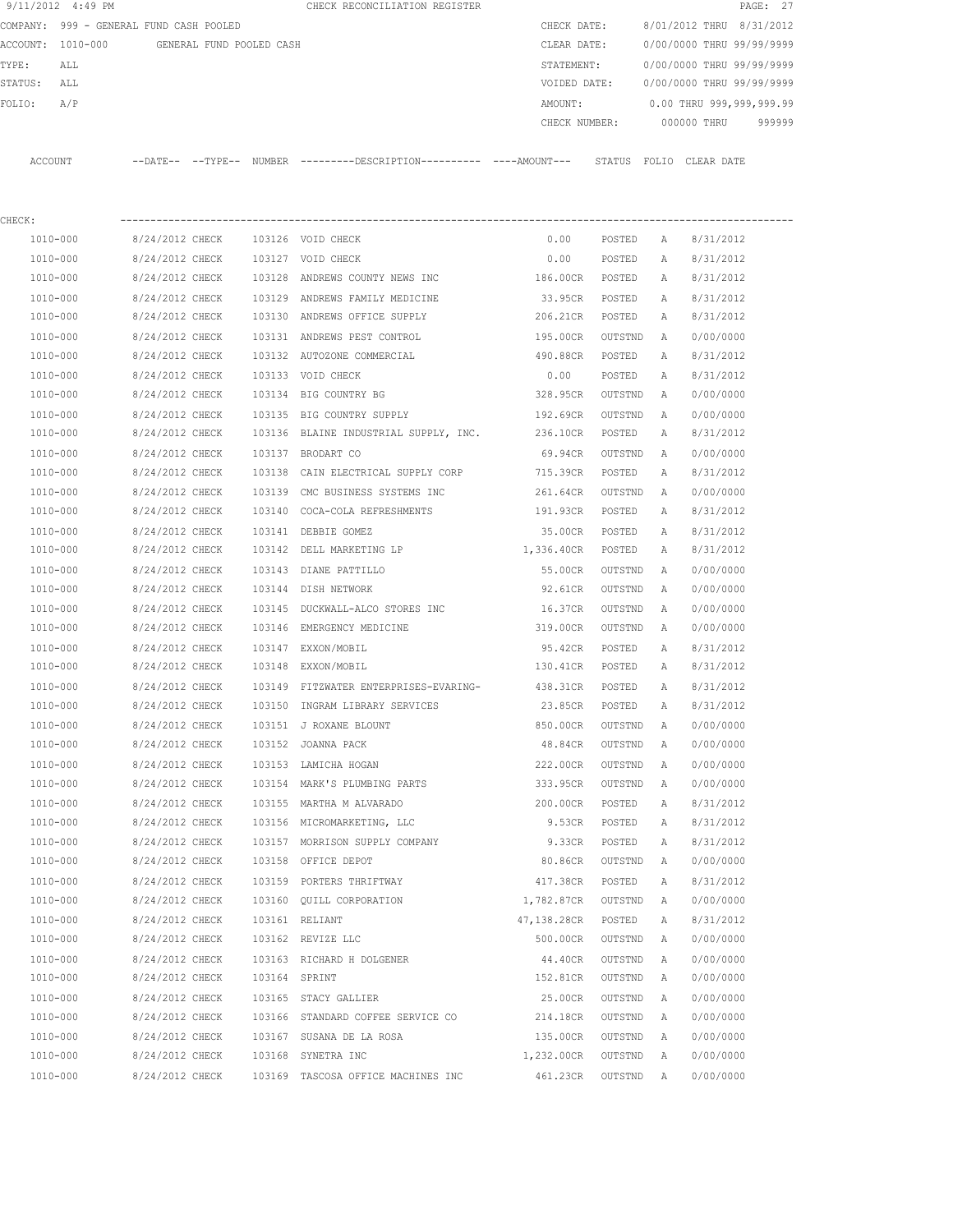9/11/2012 4:49 PM CHECK RECONCILIATION REGISTER

COMPANY: 999 - GENERAL FUND CASH POOLED
ACCOUNT: 1010-000 GENERAL FUND POOLED CASH
TYPE: ALL
STATUS: ALL
FOLIO: A/P

CHECK DATE: 8/01/2012 THRU 8/31/2012
CLEAR DATE: 0/00/0000 THRU 99/99/9999
STATEMENT: 0/00/0000 THRU 99/99/9999
VOIDED DATE: 0/00/0000 THRU 99/99/9999
AMOUNT: 0.00 THRU 999,999,999.99
CHECK NUMBER: 000000 THRU 999999

CHECK:

| ACCOUNT | --DATE-- | --TYPE-- | NUMBER | ---------DESCRIPTION---------- | ----AMOUNT--- | STATUS | FOLIO | CLEAR DATE |
|---|---|---|---|---|---|---|---|---|
| 1010-000 | 8/24/2012 | CHECK | 103126 | VOID CHECK | 0.00 | POSTED | A | 8/31/2012 |
| 1010-000 | 8/24/2012 | CHECK | 103127 | VOID CHECK | 0.00 | POSTED | A | 8/31/2012 |
| 1010-000 | 8/24/2012 | CHECK | 103128 | ANDREWS COUNTY NEWS INC | 186.00CR | POSTED | A | 8/31/2012 |
| 1010-000 | 8/24/2012 | CHECK | 103129 | ANDREWS FAMILY MEDICINE | 33.95CR | POSTED | A | 8/31/2012 |
| 1010-000 | 8/24/2012 | CHECK | 103130 | ANDREWS OFFICE SUPPLY | 206.21CR | POSTED | A | 8/31/2012 |
| 1010-000 | 8/24/2012 | CHECK | 103131 | ANDREWS PEST CONTROL | 195.00CR | OUTSTND | A | 0/00/0000 |
| 1010-000 | 8/24/2012 | CHECK | 103132 | AUTOZONE COMMERCIAL | 490.88CR | POSTED | A | 8/31/2012 |
| 1010-000 | 8/24/2012 | CHECK | 103133 | VOID CHECK | 0.00 | POSTED | A | 8/31/2012 |
| 1010-000 | 8/24/2012 | CHECK | 103134 | BIG COUNTRY BG | 328.95CR | OUTSTND | A | 0/00/0000 |
| 1010-000 | 8/24/2012 | CHECK | 103135 | BIG COUNTRY SUPPLY | 192.69CR | OUTSTND | A | 0/00/0000 |
| 1010-000 | 8/24/2012 | CHECK | 103136 | BLAINE INDUSTRIAL SUPPLY, INC. | 236.10CR | POSTED | A | 8/31/2012 |
| 1010-000 | 8/24/2012 | CHECK | 103137 | BRODART CO | 69.94CR | OUTSTND | A | 0/00/0000 |
| 1010-000 | 8/24/2012 | CHECK | 103138 | CAIN ELECTRICAL SUPPLY CORP | 715.39CR | POSTED | A | 8/31/2012 |
| 1010-000 | 8/24/2012 | CHECK | 103139 | CMC BUSINESS SYSTEMS INC | 261.64CR | OUTSTND | A | 0/00/0000 |
| 1010-000 | 8/24/2012 | CHECK | 103140 | COCA-COLA REFRESHMENTS | 191.93CR | POSTED | A | 8/31/2012 |
| 1010-000 | 8/24/2012 | CHECK | 103141 | DEBBIE GOMEZ | 35.00CR | POSTED | A | 8/31/2012 |
| 1010-000 | 8/24/2012 | CHECK | 103142 | DELL MARKETING LP | 1,336.40CR | POSTED | A | 8/31/2012 |
| 1010-000 | 8/24/2012 | CHECK | 103143 | DIANE PATTILLO | 55.00CR | OUTSTND | A | 0/00/0000 |
| 1010-000 | 8/24/2012 | CHECK | 103144 | DISH NETWORK | 92.61CR | OUTSTND | A | 0/00/0000 |
| 1010-000 | 8/24/2012 | CHECK | 103145 | DUCKWALL-ALCO STORES INC | 16.37CR | OUTSTND | A | 0/00/0000 |
| 1010-000 | 8/24/2012 | CHECK | 103146 | EMERGENCY MEDICINE | 319.00CR | OUTSTND | A | 0/00/0000 |
| 1010-000 | 8/24/2012 | CHECK | 103147 | EXXON/MOBIL | 95.42CR | POSTED | A | 8/31/2012 |
| 1010-000 | 8/24/2012 | CHECK | 103148 | EXXON/MOBIL | 130.41CR | POSTED | A | 8/31/2012 |
| 1010-000 | 8/24/2012 | CHECK | 103149 | FITZWATER ENTERPRISES-EVARING- | 438.31CR | POSTED | A | 8/31/2012 |
| 1010-000 | 8/24/2012 | CHECK | 103150 | INGRAM LIBRARY SERVICES | 23.85CR | POSTED | A | 8/31/2012 |
| 1010-000 | 8/24/2012 | CHECK | 103151 | J ROXANE BLOUNT | 850.00CR | OUTSTND | A | 0/00/0000 |
| 1010-000 | 8/24/2012 | CHECK | 103152 | JOANNA PACK | 48.84CR | OUTSTND | A | 0/00/0000 |
| 1010-000 | 8/24/2012 | CHECK | 103153 | LAMICHA HOGAN | 222.00CR | OUTSTND | A | 0/00/0000 |
| 1010-000 | 8/24/2012 | CHECK | 103154 | MARK'S PLUMBING PARTS | 333.95CR | OUTSTND | A | 0/00/0000 |
| 1010-000 | 8/24/2012 | CHECK | 103155 | MARTHA M ALVARADO | 200.00CR | POSTED | A | 8/31/2012 |
| 1010-000 | 8/24/2012 | CHECK | 103156 | MICROMARKETING, LLC | 9.53CR | POSTED | A | 8/31/2012 |
| 1010-000 | 8/24/2012 | CHECK | 103157 | MORRISON SUPPLY COMPANY | 9.33CR | POSTED | A | 8/31/2012 |
| 1010-000 | 8/24/2012 | CHECK | 103158 | OFFICE DEPOT | 80.86CR | OUTSTND | A | 0/00/0000 |
| 1010-000 | 8/24/2012 | CHECK | 103159 | PORTERS THRIFTWAY | 417.38CR | POSTED | A | 8/31/2012 |
| 1010-000 | 8/24/2012 | CHECK | 103160 | QUILL CORPORATION | 1,782.87CR | OUTSTND | A | 0/00/0000 |
| 1010-000 | 8/24/2012 | CHECK | 103161 | RELIANT | 47,138.28CR | POSTED | A | 8/31/2012 |
| 1010-000 | 8/24/2012 | CHECK | 103162 | REVIZE LLC | 500.00CR | OUTSTND | A | 0/00/0000 |
| 1010-000 | 8/24/2012 | CHECK | 103163 | RICHARD H DOLGENER | 44.40CR | OUTSTND | A | 0/00/0000 |
| 1010-000 | 8/24/2012 | CHECK | 103164 | SPRINT | 152.81CR | OUTSTND | A | 0/00/0000 |
| 1010-000 | 8/24/2012 | CHECK | 103165 | STACY GALLIER | 25.00CR | OUTSTND | A | 0/00/0000 |
| 1010-000 | 8/24/2012 | CHECK | 103166 | STANDARD COFFEE SERVICE CO | 214.18CR | OUTSTND | A | 0/00/0000 |
| 1010-000 | 8/24/2012 | CHECK | 103167 | SUSANA DE LA ROSA | 135.00CR | OUTSTND | A | 0/00/0000 |
| 1010-000 | 8/24/2012 | CHECK | 103168 | SYNETRA INC | 1,232.00CR | OUTSTND | A | 0/00/0000 |
| 1010-000 | 8/24/2012 | CHECK | 103169 | TASCOSA OFFICE MACHINES INC | 461.23CR | OUTSTND | A | 0/00/0000 |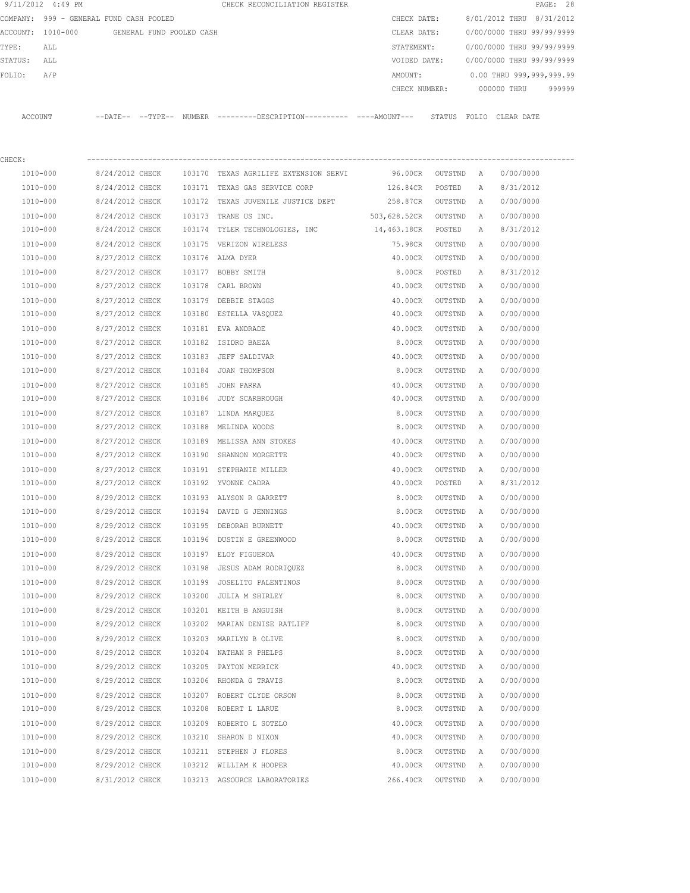9/11/2012 4:49 PM CHECK RECONCILIATION REGISTER

COMPANY: 999 - GENERAL FUND CASH POOLED

ACCOUNT: 1010-000 GENERAL FUND POOLED CASH

TYPE: ALL

STATUS: ALL

FOLIO: A/P

CHECK DATE: 8/01/2012 THRU 8/31/2012

CLEAR DATE: 0/00/0000 THRU 99/99/9999

STATEMENT: 0/00/0000 THRU 99/99/9999

VOIDED DATE: 0/00/0000 THRU 99/99/9999

AMOUNT: 0.00 THRU 999,999,999.99

CHECK NUMBER: 000000 THRU 999999

CHECK:

| ACCOUNT | --DATE-- | --TYPE-- | NUMBER | ---------DESCRIPTION---------- | ----AMOUNT--- | STATUS | FOLIO | CLEAR DATE |
|---|---|---|---|---|---|---|---|---|
| 1010-000 | 8/24/2012 | CHECK | 103170 | TEXAS AGRILIFE EXTENSION SERVI | 96.00CR | OUTSTND | A | 0/00/0000 |
| 1010-000 | 8/24/2012 | CHECK | 103171 | TEXAS GAS SERVICE CORP | 126.84CR | POSTED | A | 8/31/2012 |
| 1010-000 | 8/24/2012 | CHECK | 103172 | TEXAS JUVENILE JUSTICE DEPT | 258.87CR | OUTSTND | A | 0/00/0000 |
| 1010-000 | 8/24/2012 | CHECK | 103173 | TRANE US INC. | 503,628.52CR | OUTSTND | A | 0/00/0000 |
| 1010-000 | 8/24/2012 | CHECK | 103174 | TYLER TECHNOLOGIES, INC | 14,463.18CR | POSTED | A | 8/31/2012 |
| 1010-000 | 8/24/2012 | CHECK | 103175 | VERIZON WIRELESS | 75.98CR | OUTSTND | A | 0/00/0000 |
| 1010-000 | 8/27/2012 | CHECK | 103176 | ALMA DYER | 40.00CR | OUTSTND | A | 0/00/0000 |
| 1010-000 | 8/27/2012 | CHECK | 103177 | BOBBY SMITH | 8.00CR | POSTED | A | 8/31/2012 |
| 1010-000 | 8/27/2012 | CHECK | 103178 | CARL BROWN | 40.00CR | OUTSTND | A | 0/00/0000 |
| 1010-000 | 8/27/2012 | CHECK | 103179 | DEBBIE STAGGS | 40.00CR | OUTSTND | A | 0/00/0000 |
| 1010-000 | 8/27/2012 | CHECK | 103180 | ESTELLA VASQUEZ | 40.00CR | OUTSTND | A | 0/00/0000 |
| 1010-000 | 8/27/2012 | CHECK | 103181 | EVA ANDRADE | 40.00CR | OUTSTND | A | 0/00/0000 |
| 1010-000 | 8/27/2012 | CHECK | 103182 | ISIDRO BAEZA | 8.00CR | OUTSTND | A | 0/00/0000 |
| 1010-000 | 8/27/2012 | CHECK | 103183 | JEFF SALDIVAR | 40.00CR | OUTSTND | A | 0/00/0000 |
| 1010-000 | 8/27/2012 | CHECK | 103184 | JOAN THOMPSON | 8.00CR | OUTSTND | A | 0/00/0000 |
| 1010-000 | 8/27/2012 | CHECK | 103185 | JOHN PARRA | 40.00CR | OUTSTND | A | 0/00/0000 |
| 1010-000 | 8/27/2012 | CHECK | 103186 | JUDY SCARBROUGH | 40.00CR | OUTSTND | A | 0/00/0000 |
| 1010-000 | 8/27/2012 | CHECK | 103187 | LINDA MARQUEZ | 8.00CR | OUTSTND | A | 0/00/0000 |
| 1010-000 | 8/27/2012 | CHECK | 103188 | MELINDA WOODS | 8.00CR | OUTSTND | A | 0/00/0000 |
| 1010-000 | 8/27/2012 | CHECK | 103189 | MELISSA ANN STOKES | 40.00CR | OUTSTND | A | 0/00/0000 |
| 1010-000 | 8/27/2012 | CHECK | 103190 | SHANNON MORGETTE | 40.00CR | OUTSTND | A | 0/00/0000 |
| 1010-000 | 8/27/2012 | CHECK | 103191 | STEPHANIE MILLER | 40.00CR | OUTSTND | A | 0/00/0000 |
| 1010-000 | 8/27/2012 | CHECK | 103192 | YVONNE CADRA | 40.00CR | POSTED | A | 8/31/2012 |
| 1010-000 | 8/29/2012 | CHECK | 103193 | ALYSON R GARRETT | 8.00CR | OUTSTND | A | 0/00/0000 |
| 1010-000 | 8/29/2012 | CHECK | 103194 | DAVID G JENNINGS | 8.00CR | OUTSTND | A | 0/00/0000 |
| 1010-000 | 8/29/2012 | CHECK | 103195 | DEBORAH BURNETT | 40.00CR | OUTSTND | A | 0/00/0000 |
| 1010-000 | 8/29/2012 | CHECK | 103196 | DUSTIN E GREENWOOD | 8.00CR | OUTSTND | A | 0/00/0000 |
| 1010-000 | 8/29/2012 | CHECK | 103197 | ELOY FIGUEROA | 40.00CR | OUTSTND | A | 0/00/0000 |
| 1010-000 | 8/29/2012 | CHECK | 103198 | JESUS ADAM RODRIQUEZ | 8.00CR | OUTSTND | A | 0/00/0000 |
| 1010-000 | 8/29/2012 | CHECK | 103199 | JOSELITO PALENTINOS | 8.00CR | OUTSTND | A | 0/00/0000 |
| 1010-000 | 8/29/2012 | CHECK | 103200 | JULIA M SHIRLEY | 8.00CR | OUTSTND | A | 0/00/0000 |
| 1010-000 | 8/29/2012 | CHECK | 103201 | KEITH B ANGUISH | 8.00CR | OUTSTND | A | 0/00/0000 |
| 1010-000 | 8/29/2012 | CHECK | 103202 | MARIAN DENISE RATLIFF | 8.00CR | OUTSTND | A | 0/00/0000 |
| 1010-000 | 8/29/2012 | CHECK | 103203 | MARILYN B OLIVE | 8.00CR | OUTSTND | A | 0/00/0000 |
| 1010-000 | 8/29/2012 | CHECK | 103204 | NATHAN R PHELPS | 8.00CR | OUTSTND | A | 0/00/0000 |
| 1010-000 | 8/29/2012 | CHECK | 103205 | PAYTON MERRICK | 40.00CR | OUTSTND | A | 0/00/0000 |
| 1010-000 | 8/29/2012 | CHECK | 103206 | RHONDA G TRAVIS | 8.00CR | OUTSTND | A | 0/00/0000 |
| 1010-000 | 8/29/2012 | CHECK | 103207 | ROBERT CLYDE ORSON | 8.00CR | OUTSTND | A | 0/00/0000 |
| 1010-000 | 8/29/2012 | CHECK | 103208 | ROBERT L LARUE | 8.00CR | OUTSTND | A | 0/00/0000 |
| 1010-000 | 8/29/2012 | CHECK | 103209 | ROBERTO L SOTELO | 40.00CR | OUTSTND | A | 0/00/0000 |
| 1010-000 | 8/29/2012 | CHECK | 103210 | SHARON D NIXON | 40.00CR | OUTSTND | A | 0/00/0000 |
| 1010-000 | 8/29/2012 | CHECK | 103211 | STEPHEN J FLORES | 8.00CR | OUTSTND | A | 0/00/0000 |
| 1010-000 | 8/29/2012 | CHECK | 103212 | WILLIAM K HOOPER | 40.00CR | OUTSTND | A | 0/00/0000 |
| 1010-000 | 8/31/2012 | CHECK | 103213 | AGSOURCE LABORATORIES | 266.40CR | OUTSTND | A | 0/00/0000 |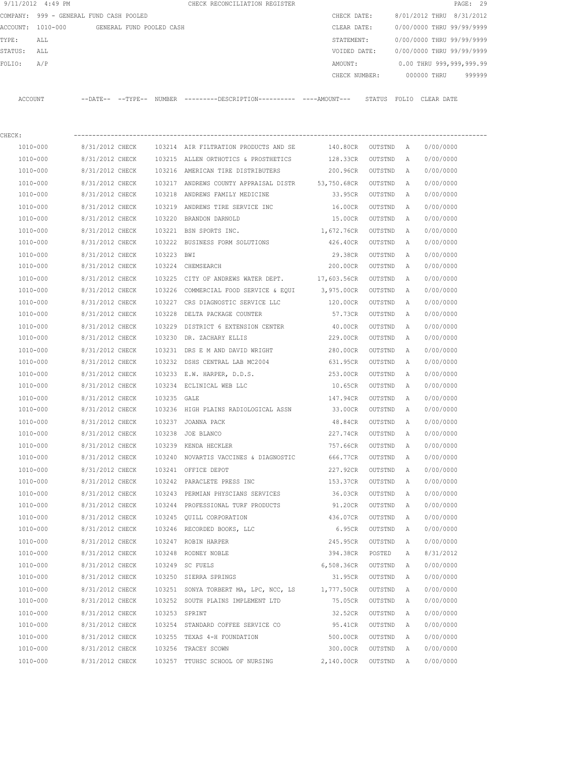9/11/2012 4:49 PM CHECK RECONCILIATION REGISTER

COMPANY: 999 - GENERAL FUND CASH POOLED
ACCOUNT: 1010-000 GENERAL FUND POOLED CASH
TYPE: ALL
STATUS: ALL
FOLIO: A/P

CHECK DATE: 8/01/2012 THRU 8/31/2012
CLEAR DATE: 0/00/0000 THRU 99/99/9999
STATEMENT: 0/00/0000 THRU 99/99/9999
VOIDED DATE: 0/00/0000 THRU 99/99/9999
AMOUNT: 0.00 THRU 999,999,999.99
CHECK NUMBER: 000000 THRU 999999

CHECK:

| ACCOUNT | --DATE-- | --TYPE-- | NUMBER | ---------DESCRIPTION---------- | ----AMOUNT--- | STATUS | FOLIO | CLEAR DATE |
|---|---|---|---|---|---|---|---|---|
| 1010-000 | 8/31/2012 | CHECK | 103214 | AIR FILTRATION PRODUCTS AND SE | 140.80CR | OUTSTND | A | 0/00/0000 |
| 1010-000 | 8/31/2012 | CHECK | 103215 | ALLEN ORTHOTICS & PROSTHETICS | 128.33CR | OUTSTND | A | 0/00/0000 |
| 1010-000 | 8/31/2012 | CHECK | 103216 | AMERICAN TIRE DISTRIBUTERS | 200.96CR | OUTSTND | A | 0/00/0000 |
| 1010-000 | 8/31/2012 | CHECK | 103217 | ANDREWS COUNTY APPRAISAL DISTR | 53,750.68CR | OUTSTND | A | 0/00/0000 |
| 1010-000 | 8/31/2012 | CHECK | 103218 | ANDREWS FAMILY MEDICINE | 33.95CR | OUTSTND | A | 0/00/0000 |
| 1010-000 | 8/31/2012 | CHECK | 103219 | ANDREWS TIRE SERVICE INC | 16.00CR | OUTSTND | A | 0/00/0000 |
| 1010-000 | 8/31/2012 | CHECK | 103220 | BRANDON DARNOLD | 15.00CR | OUTSTND | A | 0/00/0000 |
| 1010-000 | 8/31/2012 | CHECK | 103221 | BSN SPORTS INC. | 1,672.76CR | OUTSTND | A | 0/00/0000 |
| 1010-000 | 8/31/2012 | CHECK | 103222 | BUSINESS FORM SOLUTIONS | 426.40CR | OUTSTND | A | 0/00/0000 |
| 1010-000 | 8/31/2012 | CHECK | 103223 | BWI | 29.38CR | OUTSTND | A | 0/00/0000 |
| 1010-000 | 8/31/2012 | CHECK | 103224 | CHEMSEARCH | 200.00CR | OUTSTND | A | 0/00/0000 |
| 1010-000 | 8/31/2012 | CHECK | 103225 | CITY OF ANDREWS WATER DEPT. | 17,603.56CR | OUTSTND | A | 0/00/0000 |
| 1010-000 | 8/31/2012 | CHECK | 103226 | COMMERCIAL FOOD SERVICE & EQUI | 3,975.00CR | OUTSTND | A | 0/00/0000 |
| 1010-000 | 8/31/2012 | CHECK | 103227 | CRS DIAGNOSTIC SERVICE LLC | 120.00CR | OUTSTND | A | 0/00/0000 |
| 1010-000 | 8/31/2012 | CHECK | 103228 | DELTA PACKAGE COUNTER | 57.73CR | OUTSTND | A | 0/00/0000 |
| 1010-000 | 8/31/2012 | CHECK | 103229 | DISTRICT 6 EXTENSION CENTER | 40.00CR | OUTSTND | A | 0/00/0000 |
| 1010-000 | 8/31/2012 | CHECK | 103230 | DR. ZACHARY ELLIS | 229.00CR | OUTSTND | A | 0/00/0000 |
| 1010-000 | 8/31/2012 | CHECK | 103231 | DRS E M AND DAVID WRIGHT | 280.00CR | OUTSTND | A | 0/00/0000 |
| 1010-000 | 8/31/2012 | CHECK | 103232 | DSHS CENTRAL LAB MC2004 | 631.95CR | OUTSTND | A | 0/00/0000 |
| 1010-000 | 8/31/2012 | CHECK | 103233 | E.W. HARPER, D.D.S. | 253.00CR | OUTSTND | A | 0/00/0000 |
| 1010-000 | 8/31/2012 | CHECK | 103234 | ECLINICAL WEB LLC | 10.65CR | OUTSTND | A | 0/00/0000 |
| 1010-000 | 8/31/2012 | CHECK | 103235 | GALE | 147.94CR | OUTSTND | A | 0/00/0000 |
| 1010-000 | 8/31/2012 | CHECK | 103236 | HIGH PLAINS RADIOLOGICAL ASSN | 33.00CR | OUTSTND | A | 0/00/0000 |
| 1010-000 | 8/31/2012 | CHECK | 103237 | JOANNA PACK | 48.84CR | OUTSTND | A | 0/00/0000 |
| 1010-000 | 8/31/2012 | CHECK | 103238 | JOE BLANCO | 227.74CR | OUTSTND | A | 0/00/0000 |
| 1010-000 | 8/31/2012 | CHECK | 103239 | KENDA HECKLER | 757.66CR | OUTSTND | A | 0/00/0000 |
| 1010-000 | 8/31/2012 | CHECK | 103240 | NOVARTIS VACCINES & DIAGNOSTIC | 666.77CR | OUTSTND | A | 0/00/0000 |
| 1010-000 | 8/31/2012 | CHECK | 103241 | OFFICE DEPOT | 227.92CR | OUTSTND | A | 0/00/0000 |
| 1010-000 | 8/31/2012 | CHECK | 103242 | PARACLETE PRESS INC | 153.37CR | OUTSTND | A | 0/00/0000 |
| 1010-000 | 8/31/2012 | CHECK | 103243 | PERMIAN PHYSCIANS SERVICES | 36.03CR | OUTSTND | A | 0/00/0000 |
| 1010-000 | 8/31/2012 | CHECK | 103244 | PROFESSIONAL TURF PRODUCTS | 91.20CR | OUTSTND | A | 0/00/0000 |
| 1010-000 | 8/31/2012 | CHECK | 103245 | QUILL CORPORATION | 436.07CR | OUTSTND | A | 0/00/0000 |
| 1010-000 | 8/31/2012 | CHECK | 103246 | RECORDED BOOKS, LLC | 6.95CR | OUTSTND | A | 0/00/0000 |
| 1010-000 | 8/31/2012 | CHECK | 103247 | ROBIN HARPER | 245.95CR | OUTSTND | A | 0/00/0000 |
| 1010-000 | 8/31/2012 | CHECK | 103248 | RODNEY NOBLE | 394.38CR | POSTED | A | 8/31/2012 |
| 1010-000 | 8/31/2012 | CHECK | 103249 | SC FUELS | 6,508.36CR | OUTSTND | A | 0/00/0000 |
| 1010-000 | 8/31/2012 | CHECK | 103250 | SIERRA SPRINGS | 31.95CR | OUTSTND | A | 0/00/0000 |
| 1010-000 | 8/31/2012 | CHECK | 103251 | SONYA TORBERT MA, LPC, NCC, LS | 1,777.50CR | OUTSTND | A | 0/00/0000 |
| 1010-000 | 8/31/2012 | CHECK | 103252 | SOUTH PLAINS IMPLEMENT LTD | 75.05CR | OUTSTND | A | 0/00/0000 |
| 1010-000 | 8/31/2012 | CHECK | 103253 | SPRINT | 32.52CR | OUTSTND | A | 0/00/0000 |
| 1010-000 | 8/31/2012 | CHECK | 103254 | STANDARD COFFEE SERVICE CO | 95.41CR | OUTSTND | A | 0/00/0000 |
| 1010-000 | 8/31/2012 | CHECK | 103255 | TEXAS 4-H FOUNDATION | 500.00CR | OUTSTND | A | 0/00/0000 |
| 1010-000 | 8/31/2012 | CHECK | 103256 | TRACEY SCOWN | 300.00CR | OUTSTND | A | 0/00/0000 |
| 1010-000 | 8/31/2012 | CHECK | 103257 | TTUHSC SCHOOL OF NURSING | 2,140.00CR | OUTSTND | A | 0/00/0000 |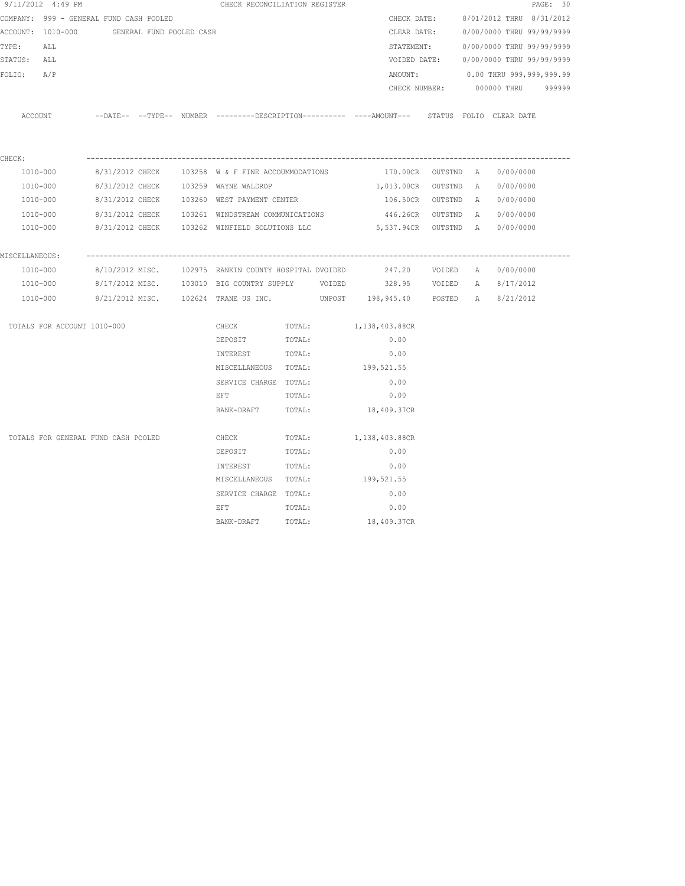9/11/2012 4:49 PM CHECK RECONCILIATION REGISTER

COMPANY: 999 - GENERAL FUND CASH POOLED

ACCOUNT: 1010-000 GENERAL FUND POOLED CASH

TYPE: ALL

STATUS: ALL

FOLIO: A/P

CHECK DATE: 8/01/2012 THRU 8/31/2012

CLEAR DATE: 0/00/0000 THRU 99/99/9999

STATEMENT: 0/00/0000 THRU 99/99/9999

VOIDED DATE: 0/00/0000 THRU 99/99/9999

AMOUNT: 0.00 THRU 999,999,999.99

CHECK NUMBER: 000000 THRU 999999

| ACCOUNT | --DATE-- | --TYPE-- | NUMBER | ---------DESCRIPTION---------- | ----AMOUNT--- | STATUS | FOLIO | CLEAR DATE |
|---|---|---|---|---|---|---|---|---|
| CHECK: | | | | | | | | |
| 1010-000 | 8/31/2012 | CHECK | 103258 | W & F FINE ACCOUMMODATIONS | 170.00CR | OUTSTND | A | 0/00/0000 |
| 1010-000 | 8/31/2012 | CHECK | 103259 | WAYNE WALDROP | 1,013.00CR | OUTSTND | A | 0/00/0000 |
| 1010-000 | 8/31/2012 | CHECK | 103260 | WEST PAYMENT CENTER | 106.50CR | OUTSTND | A | 0/00/0000 |
| 1010-000 | 8/31/2012 | CHECK | 103261 | WINDSTREAM COMMUNICATIONS | 446.26CR | OUTSTND | A | 0/00/0000 |
| 1010-000 | 8/31/2012 | CHECK | 103262 | WINFIELD SOLUTIONS LLC | 5,537.94CR | OUTSTND | A | 0/00/0000 |
| MISCELLANEOUS: | | | | | | | | |
| 1010-000 | 8/10/2012 | MISC. | 102975 | RANKIN COUNTY HOSPITAL DVOIDED | 247.20 | VOIDED | A | 0/00/0000 |
| 1010-000 | 8/17/2012 | MISC. | 103010 | BIG COUNTRY SUPPLY VOIDED | 328.95 | VOIDED | A | 8/17/2012 |
| 1010-000 | 8/21/2012 | MISC. | 102624 | TRANE US INC. UNPOST | 198,945.40 | POSTED | A | 8/21/2012 |

| | | | |
|---|---|---|---|
| TOTALS FOR ACCOUNT 1010-000 | CHECK | TOTAL: | 1,138,403.88CR |
| | DEPOSIT | TOTAL: | 0.00 |
| | INTEREST | TOTAL: | 0.00 |
| | MISCELLANEOUS | TOTAL: | 199,521.55 |
| | SERVICE CHARGE | TOTAL: | 0.00 |
| | EFT | TOTAL: | 0.00 |
| | BANK-DRAFT | TOTAL: | 18,409.37CR |
| TOTALS FOR GENERAL FUND CASH POOLED | CHECK | TOTAL: | 1,138,403.88CR |
| | DEPOSIT | TOTAL: | 0.00 |
| | INTEREST | TOTAL: | 0.00 |
| | MISCELLANEOUS | TOTAL: | 199,521.55 |
| | SERVICE CHARGE | TOTAL: | 0.00 |
| | EFT | TOTAL: | 0.00 |
| | BANK-DRAFT | TOTAL: | 18,409.37CR |